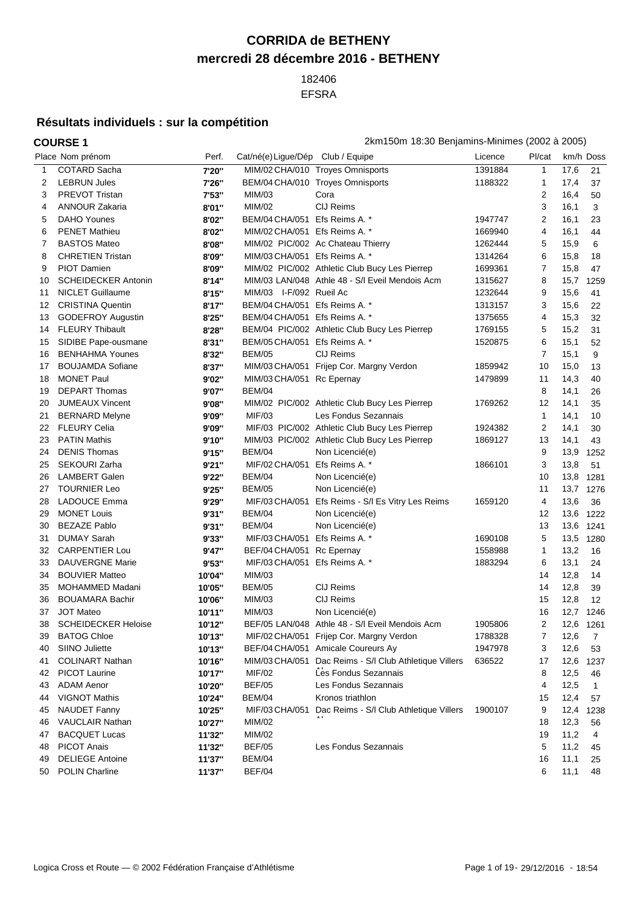# CORRIDA de BETHENY

## mercredi 28 décembre 2016 - BETHENY

182406

EFSRA

### Résultats individuels : sur la compétition

**COURSE 1** — 2km150m 18:30 Benjamins-Minimes (2002 à 2005)

| Place | Nom prénom | Perf. | Cat/né(e) | Ligue/Dép | Club / Equipe | Licence | Pl/cat | km/h | Doss |
|---|---|---|---|---|---|---|---|---|---|
| 1 | COTARD Sacha | 7'20'' | MIM/02 | CHA/010 | Troyes Omnisports | 1391884 | 1 | 17,6 | 21 |
| 2 | LEBRUN Jules | 7'26'' | BEM/04 | CHA/010 | Troyes Omnisports | 1188322 | 1 | 17,4 | 37 |
| 3 | PREVOT Tristan | 7'53'' | MIM/03 | | Cora | | 2 | 16,4 | 50 |
| 4 | ANNOUR Zakaria | 8'01'' | MIM/02 | | ClJ Reims | | 3 | 16,1 | 3 |
| 5 | DAHO Younes | 8'02'' | BEM/04 | CHA/051 | Efs Reims A. * | 1947747 | 2 | 16,1 | 23 |
| 6 | PENET Mathieu | 8'02'' | MIM/02 | CHA/051 | Efs Reims A. * | 1669940 | 4 | 16,1 | 44 |
| 7 | BASTOS Mateo | 8'08'' | MIM/02 | PIC/002 | Ac Chateau Thierry | 1262444 | 5 | 15,9 | 6 |
| 8 | CHRETIEN Tristan | 8'09'' | MIM/03 | CHA/051 | Efs Reims A. * | 1314264 | 6 | 15,8 | 18 |
| 9 | PIOT Damien | 8'09'' | MIM/02 | PIC/002 | Athletic Club Bucy Les Pierrep | 1699361 | 7 | 15,8 | 47 |
| 10 | SCHEIDECKER Antonin | 8'14'' | MIM/03 | LAN/048 | Athle 48 - S/l Eveil Mendois Acm | 1315627 | 8 | 15,7 | 1259 |
| 11 | NICLET Guillaume | 8'15'' | MIM/03 | I-F/092 | Rueil Ac | 1232644 | 9 | 15,6 | 41 |
| 12 | CRISTINA Quentin | 8'17'' | BEM/04 | CHA/051 | Efs Reims A. * | 1313157 | 3 | 15,6 | 22 |
| 13 | GODEFROY Augustin | 8'25'' | BEM/04 | CHA/051 | Efs Reims A. * | 1375655 | 4 | 15,3 | 32 |
| 14 | FLEURY Thibault | 8'28'' | BEM/04 | PIC/002 | Athletic Club Bucy Les Pierrep | 1769155 | 5 | 15,2 | 31 |
| 15 | SIDIBE Pape-ousmane | 8'31'' | BEM/05 | CHA/051 | Efs Reims A. * | 1520875 | 6 | 15,1 | 52 |
| 16 | BENHAHMA Younes | 8'32'' | BEM/05 | | ClJ Reims | | 7 | 15,1 | 9 |
| 17 | BOUJAMDA Sofiane | 8'37'' | MIM/03 | CHA/051 | Frijep Cor. Margny Verdon | 1859942 | 10 | 15,0 | 13 |
| 18 | MONET Paul | 9'02'' | MIM/03 | CHA/051 | Rc Epernay | 1479899 | 11 | 14,3 | 40 |
| 19 | DEPART Thomas | 9'07'' | BEM/04 | | | | 8 | 14,1 | 26 |
| 20 | JUMEAUX Vincent | 9'08'' | MIM/02 | PIC/002 | Athletic Club Bucy Les Pierrep | 1769262 | 12 | 14,1 | 35 |
| 21 | BERNARD Melyne | 9'09'' | MIF/03 | | Les Fondus Sezannais | | 1 | 14,1 | 10 |
| 22 | FLEURY Celia | 9'09'' | MIF/03 | PIC/002 | Athletic Club Bucy Les Pierrep | 1924382 | 2 | 14,1 | 30 |
| 23 | PATIN Mathis | 9'10'' | MIM/03 | PIC/002 | Athletic Club Bucy Les Pierrep | 1869127 | 13 | 14,1 | 43 |
| 24 | DENIS Thomas | 9'15'' | BEM/04 | | Non Licencié(e) | | 9 | 13,9 | 1252 |
| 25 | SEKOURI Zarha | 9'21'' | MIF/02 | CHA/051 | Efs Reims A. * | 1866101 | 3 | 13,8 | 51 |
| 26 | LAMBERT Galen | 9'22'' | BEM/04 | | Non Licencié(e) | | 10 | 13,8 | 1281 |
| 27 | TOURNIER Leo | 9'25'' | BEM/05 | | Non Licencié(e) | | 11 | 13,7 | 1276 |
| 28 | LADOUCE Emma | 9'29'' | MIF/03 | CHA/051 | Efs Reims - S/l Es Vitry Les Reims | 1659120 | 4 | 13,6 | 36 |
| 29 | MONET Louis | 9'31'' | BEM/04 | | Non Licencié(e) | | 12 | 13,6 | 1222 |
| 30 | BEZAZE Pablo | 9'31'' | BEM/04 | | Non Licencié(e) | | 13 | 13,6 | 1241 |
| 31 | DUMAY Sarah | 9'33'' | MIF/03 | CHA/051 | Efs Reims A. * | 1690108 | 5 | 13,5 | 1280 |
| 32 | CARPENTIER Lou | 9'47'' | BEF/04 | CHA/051 | Rc Epernay | 1558988 | 1 | 13,2 | 16 |
| 33 | DAUVERGNE Marie | 9'53'' | MIF/03 | CHA/051 | Efs Reims A. * | 1883294 | 6 | 13,1 | 24 |
| 34 | BOUVIER Matteo | 10'04'' | MIM/03 | | | | 14 | 12,8 | 14 |
| 35 | MOHAMMED Madani | 10'05'' | BEM/05 | | ClJ Reims | | 14 | 12,8 | 39 |
| 36 | BOUAMARA Bachir | 10'06'' | MIM/03 | | ClJ Reims | | 15 | 12,8 | 12 |
| 37 | JOT Mateo | 10'11'' | MIM/03 | | Non Licencié(e) | | 16 | 12,7 | 1246 |
| 38 | SCHEIDECKER Heloise | 10'12'' | BEF/05 | LAN/048 | Athle 48 - S/l Eveil Mendois Acm | 1905806 | 2 | 12,6 | 1261 |
| 39 | BATOG Chloe | 10'13'' | MIF/02 | CHA/051 | Frijep Cor. Margny Verdon | 1788328 | 7 | 12,6 | 7 |
| 40 | SIINO Juliette | 10'13'' | BEF/04 | CHA/051 | Amicale Coureurs Ay | 1947978 | 3 | 12,6 | 53 |
| 41 | COLINART Nathan | 10'16'' | MIM/03 | CHA/051 | Dac Reims - S/l Club Athletique Villers | 636522 | 17 | 12,6 | 1237 |
| 42 | PICOT Laurine | 10'17'' | MIF/02 | | Les Fondus Sezannais | | 8 | 12,5 | 46 |
| 43 | ADAM Aenor | 10'20'' | BEF/05 | | Les Fondus Sezannais | | 4 | 12,5 | 1 |
| 44 | VIGNOT Mathis | 10'24'' | BEM/04 | | Kronos triathlon | | 15 | 12,4 | 57 |
| 45 | NAUDET Fanny | 10'25'' | MIF/03 | CHA/051 | Dac Reims - S/l Club Athletique Villers | 1900107 | 9 | 12,4 | 1238 |
| 46 | VAUCLAIR Nathan | 10'27'' | MIM/02 | | | | 18 | 12,3 | 56 |
| 47 | BACQUET Lucas | 11'32'' | MIM/02 | | | | 19 | 11,2 | 4 |
| 48 | PICOT Anais | 11'32'' | BEF/05 | | Les Fondus Sezannais | | 5 | 11,2 | 45 |
| 49 | DELIEGE Antoine | 11'37'' | BEM/04 | | | | 16 | 11,1 | 25 |
| 50 | POLIN Charline | 11'37'' | BEF/04 | | | | 6 | 11,1 | 48 |

Logica Cross et Route — © 2002 Fédération Française d'Athlétisme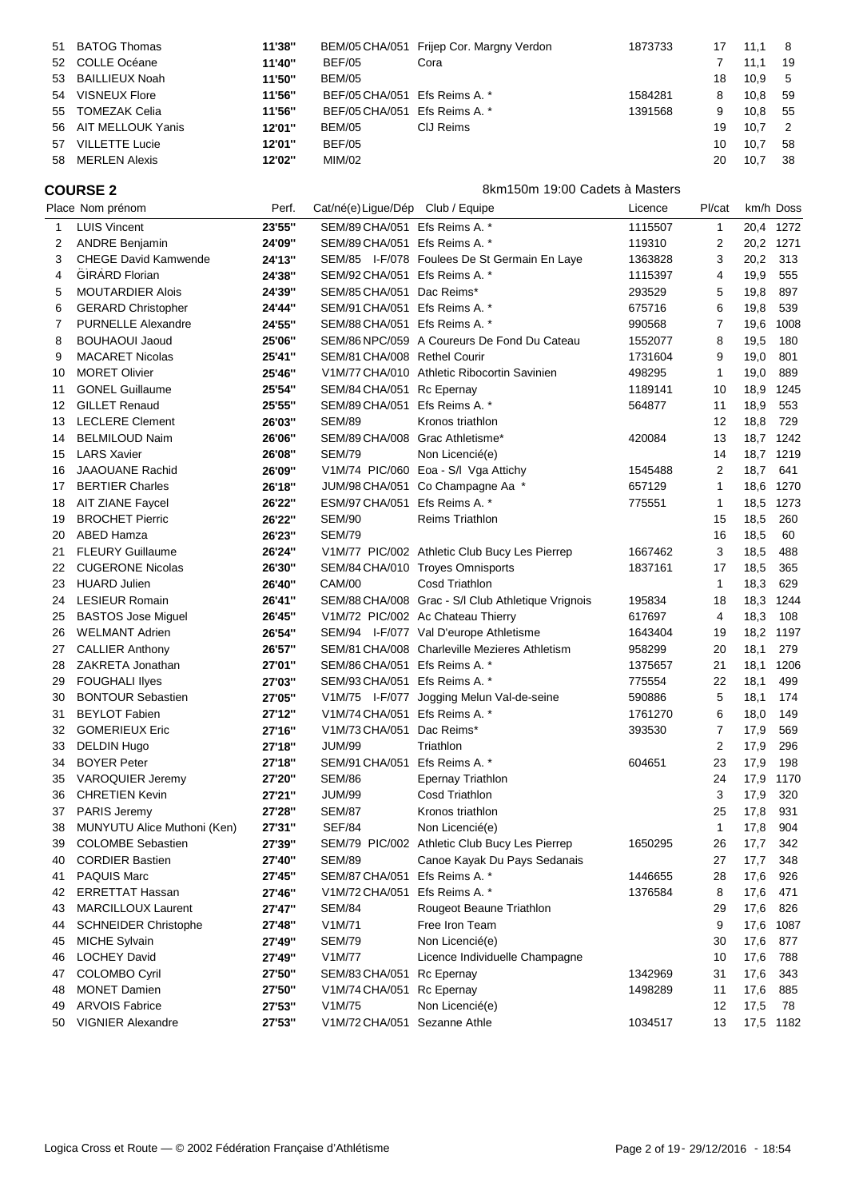| Place | Nom prénom | Perf. | Cat/né(e) Ligue/Dép | Club / Equipe | Licence | Pl/cat | km/h | Doss |
|---|---|---|---|---|---|---|---|---|
| 51 | BATOG Thomas | 11'38'' | BEM/05 CHA/051 | Frijep Cor. Margny Verdon | 1873733 | 17 | 11,1 | 8 |
| 52 | COLLE Océane | 11'40'' | BEF/05 | Cora | | 7 | 11,1 | 19 |
| 53 | BAILLIEUX Noah | 11'50'' | BEM/05 | | | 18 | 10,9 | 5 |
| 54 | VISNEUX Flore | 11'56'' | BEF/05 CHA/051 | Efs Reims A. * | 1584281 | 8 | 10,8 | 59 |
| 55 | TOMEZAK Celia | 11'56'' | BEF/05 CHA/051 | Efs Reims A. * | 1391568 | 9 | 10,8 | 55 |
| 56 | AIT MELLOUK Yanis | 12'01'' | BEM/05 | CIJ Reims | | 19 | 10,7 | 2 |
| 57 | VILLETTE Lucie | 12'01'' | BEF/05 | | | 10 | 10,7 | 58 |
| 58 | MERLEN Alexis | 12'02'' | MIM/02 | | | 20 | 10,7 | 38 |

## COURSE 2

8km150m 19:00 Cadets à Masters

| Place | Nom prénom | Perf. | Cat/né(e) Ligue/Dép | Club / Equipe | Licence | Pl/cat | km/h | Doss |
|---|---|---|---|---|---|---|---|---|
| 1 | LUIS Vincent | 23'55'' | SEM/89 CHA/051 | Efs Reims A. * | 1115507 | 1 | 20,4 | 1272 |
| 2 | ANDRE Benjamin | 24'09'' | SEM/89 CHA/051 | Efs Reims A. * | 119310 | 2 | 20,2 | 1271 |
| 3 | CHEGE David Kamwende | 24'13'' | SEM/85 I-F/078 | Foulees De St Germain En Laye | 1363828 | 3 | 20,2 | 313 |
| 4 | GIRARD Florian | 24'38'' | SEM/92 CHA/051 | Efs Reims A. * | 1115397 | 4 | 19,9 | 555 |
| 5 | MOUTARDIER Alois | 24'39'' | SEM/85 CHA/051 | Dac Reims* | 293529 | 5 | 19,8 | 897 |
| 6 | GERARD Christopher | 24'44'' | SEM/91 CHA/051 | Efs Reims A. * | 675716 | 6 | 19,8 | 539 |
| 7 | PURNELLE Alexandre | 24'55'' | SEM/88 CHA/051 | Efs Reims A. * | 990568 | 7 | 19,6 | 1008 |
| 8 | BOUHAOUI Jaoud | 25'06'' | SEM/86 NPC/059 | A Coureurs De Fond Du Cateau | 1552077 | 8 | 19,5 | 180 |
| 9 | MACARET Nicolas | 25'41'' | SEM/81 CHA/008 | Rethel Courir | 1731604 | 9 | 19,0 | 801 |
| 10 | MORET Olivier | 25'46'' | V1M/77 CHA/010 | Athletic Ribocortin Savinien | 498295 | 1 | 19,0 | 889 |
| 11 | GONEL Guillaume | 25'54'' | SEM/84 CHA/051 | Rc Epernay | 1189141 | 10 | 18,9 | 1245 |
| 12 | GILLET Renaud | 25'55'' | SEM/89 CHA/051 | Efs Reims A. * | 564877 | 11 | 18,9 | 553 |
| 13 | LECLERE Clement | 26'03'' | SEM/89 | Kronos triathlon | | 12 | 18,8 | 729 |
| 14 | BELMILOUD Naim | 26'06'' | SEM/89 CHA/008 | Grac Athletisme* | 420084 | 13 | 18,7 | 1242 |
| 15 | LARS Xavier | 26'08'' | SEM/79 | Non Licencié(e) | | 14 | 18,7 | 1219 |
| 16 | JAAOUANE Rachid | 26'09'' | V1M/74 PIC/060 | Eoa - S/l Vga Attichy | 1545488 | 2 | 18,7 | 641 |
| 17 | BERTIER Charles | 26'18'' | JUM/98 CHA/051 | Co Champagne Aa * | 657129 | 1 | 18,6 | 1270 |
| 18 | AIT ZIANE Faycel | 26'22'' | ESM/97 CHA/051 | Efs Reims A. * | 775551 | 1 | 18,5 | 1273 |
| 19 | BROCHET Pierric | 26'22'' | SEM/90 | Reims Triathlon | | 15 | 18,5 | 260 |
| 20 | ABED Hamza | 26'23'' | SEM/79 | | | 16 | 18,5 | 60 |
| 21 | FLEURY Guillaume | 26'24'' | V1M/77 PIC/002 | Athletic Club Bucy Les Pierrep | 1667462 | 3 | 18,5 | 488 |
| 22 | CUGERONE Nicolas | 26'30'' | SEM/84 CHA/010 | Troyes Omnisports | 1837161 | 17 | 18,5 | 365 |
| 23 | HUARD Julien | 26'40'' | CAM/00 | Cosd Triathlon | | 1 | 18,3 | 629 |
| 24 | LESIEUR Romain | 26'41'' | SEM/88 CHA/008 | Grac - S/l Club Athletique Vrignois | 195834 | 18 | 18,3 | 1244 |
| 25 | BASTOS Jose Miguel | 26'45'' | V1M/72 PIC/002 | Ac Chateau Thierry | 617697 | 4 | 18,3 | 108 |
| 26 | WELMANT Adrien | 26'54'' | SEM/94 I-F/077 | Val D'europe Athletisme | 1643404 | 19 | 18,2 | 1197 |
| 27 | CALLIER Anthony | 26'57'' | SEM/81 CHA/008 | Charleville Mezieres Athletism | 958299 | 20 | 18,1 | 279 |
| 28 | ZAKRETA Jonathan | 27'01'' | SEM/86 CHA/051 | Efs Reims A. * | 1375657 | 21 | 18,1 | 1206 |
| 29 | FOUGHALI Ilyes | 27'03'' | SEM/93 CHA/051 | Efs Reims A. * | 775554 | 22 | 18,1 | 499 |
| 30 | BONTOUR Sebastien | 27'05'' | V1M/75 I-F/077 | Jogging Melun Val-de-seine | 590886 | 5 | 18,1 | 174 |
| 31 | BEYLOT Fabien | 27'12'' | V1M/74 CHA/051 | Efs Reims A. * | 1761270 | 6 | 18,0 | 149 |
| 32 | GOMERIEUX Eric | 27'16'' | V1M/73 CHA/051 | Dac Reims* | 393530 | 7 | 17,9 | 569 |
| 33 | DELDIN Hugo | 27'18'' | JUM/99 | Triathlon | | 2 | 17,9 | 296 |
| 34 | BOYER Peter | 27'18'' | SEM/91 CHA/051 | Efs Reims A. * | 604651 | 23 | 17,9 | 198 |
| 35 | VAROQUIER Jeremy | 27'20'' | SEM/86 | Epernay Triathlon | | 24 | 17,9 | 1170 |
| 36 | CHRETIEN Kevin | 27'21'' | JUM/99 | Cosd Triathlon | | 3 | 17,9 | 320 |
| 37 | PARIS Jeremy | 27'28'' | SEM/87 | Kronos triathlon | | 25 | 17,8 | 931 |
| 38 | MUNYUTU Alice Muthoni (Ken) | 27'31'' | SEF/84 | Non Licencié(e) | | 1 | 17,8 | 904 |
| 39 | COLOMBE Sebastien | 27'39'' | SEM/79 PIC/002 | Athletic Club Bucy Les Pierrep | 1650295 | 26 | 17,7 | 342 |
| 40 | CORDIER Bastien | 27'40'' | SEM/89 | Canoe Kayak Du Pays Sedanais | | 27 | 17,7 | 348 |
| 41 | PAQUIS Marc | 27'45'' | SEM/87 CHA/051 | Efs Reims A. * | 1446655 | 28 | 17,6 | 926 |
| 42 | ERRETTAT Hassan | 27'46'' | V1M/72 CHA/051 | Efs Reims A. * | 1376584 | 8 | 17,6 | 471 |
| 43 | MARCILLOUX Laurent | 27'47'' | SEM/84 | Rougeot Beaune Triathlon | | 29 | 17,6 | 826 |
| 44 | SCHNEIDER Christophe | 27'48'' | V1M/71 | Free Iron Team | | 9 | 17,6 | 1087 |
| 45 | MICHE Sylvain | 27'49'' | SEM/79 | Non Licencié(e) | | 30 | 17,6 | 877 |
| 46 | LOCHEY David | 27'49'' | V1M/77 | Licence Individuelle Champagne | | 10 | 17,6 | 788 |
| 47 | COLOMBO Cyril | 27'50'' | SEM/83 CHA/051 | Rc Epernay | 1342969 | 31 | 17,6 | 343 |
| 48 | MONET Damien | 27'50'' | V1M/74 CHA/051 | Rc Epernay | 1498289 | 11 | 17,6 | 885 |
| 49 | ARVOIS Fabrice | 27'53'' | V1M/75 | Non Licencié(e) | | 12 | 17,5 | 78 |
| 50 | VIGNIER Alexandre | 27'53'' | V1M/72 CHA/051 | Sezanne Athle | 1034517 | 13 | 17,5 | 1182 |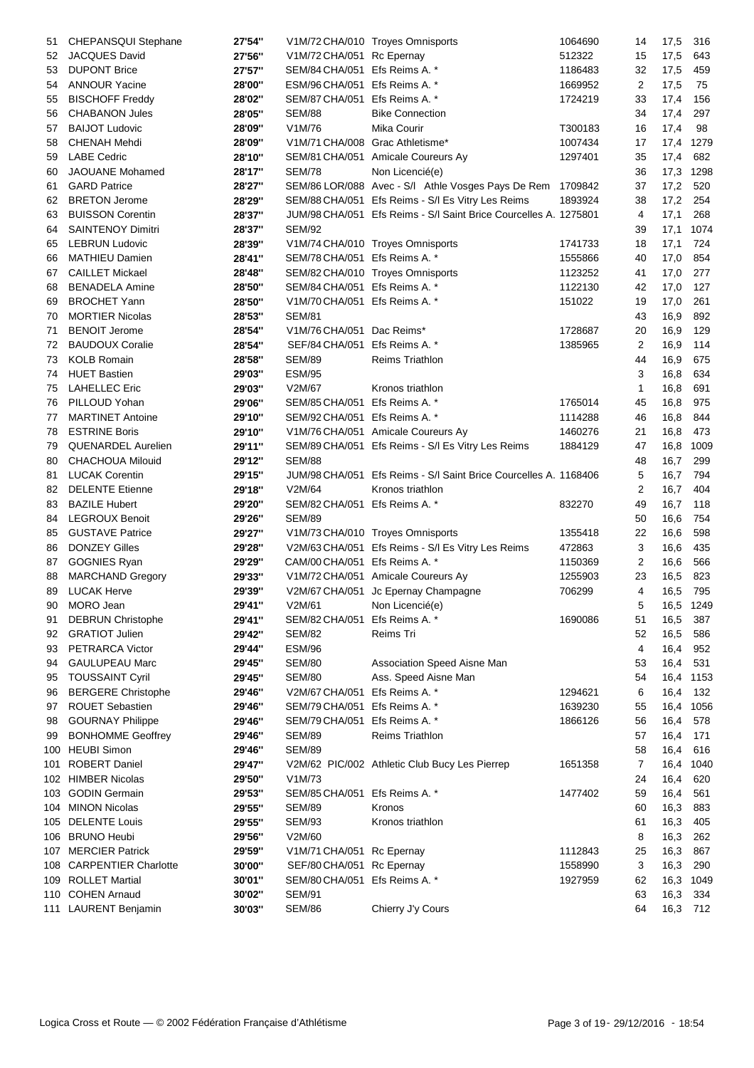| | | | | | | | | |
|---|---|---|---|---|---|---|---|---|
| 51 | CHEPANSQUI Stephane | 27'54'' | V1M/72 CHA/010 | Troyes Omnisports | 1064690 | 14 | 17,5 | 316 |
| 52 | JACQUES David | 27'56'' | V1M/72 CHA/051 | Rc Epernay | 512322 | 15 | 17,5 | 643 |
| 53 | DUPONT Brice | 27'57'' | SEM/84 CHA/051 | Efs Reims A. * | 1186483 | 32 | 17,5 | 459 |
| 54 | ANNOUR Yacine | 28'00'' | ESM/96 CHA/051 | Efs Reims A. * | 1669952 | 2 | 17,5 | 75 |
| 55 | BISCHOFF Freddy | 28'02'' | SEM/87 CHA/051 | Efs Reims A. * | 1724219 | 33 | 17,4 | 156 |
| 56 | CHABANON Jules | 28'05'' | SEM/88 | Bike Connection | | 34 | 17,4 | 297 |
| 57 | BAIJOT Ludovic | 28'09'' | V1M/76 | Mika Courir | T300183 | 16 | 17,4 | 98 |
| 58 | CHENAH Mehdi | 28'09'' | V1M/71 CHA/008 | Grac Athletisme* | 1007434 | 17 | 17,4 | 1279 |
| 59 | LABE Cedric | 28'10'' | SEM/81 CHA/051 | Amicale Coureurs Ay | 1297401 | 35 | 17,4 | 682 |
| 60 | JAOUANE Mohamed | 28'17'' | SEM/78 | Non Licencié(e) | | 36 | 17,3 | 1298 |
| 61 | GARD Patrice | 28'27'' | SEM/86 LOR/088 | Avec - S/l Athle Vosges Pays De Rem | 1709842 | 37 | 17,2 | 520 |
| 62 | BRETON Jerome | 28'29'' | SEM/88 CHA/051 | Efs Reims - S/l Es Vitry Les Reims | 1893924 | 38 | 17,2 | 254 |
| 63 | BUISSON Corentin | 28'37'' | JUM/98 CHA/051 | Efs Reims - S/l Saint Brice Courcelles A. | 1275801 | 4 | 17,1 | 268 |
| 64 | SAINTENOY Dimitri | 28'37'' | SEM/92 | | | 39 | 17,1 | 1074 |
| 65 | LEBRUN Ludovic | 28'39'' | V1M/74 CHA/010 | Troyes Omnisports | 1741733 | 18 | 17,1 | 724 |
| 66 | MATHIEU Damien | 28'41'' | SEM/78 CHA/051 | Efs Reims A. * | 1555866 | 40 | 17,0 | 854 |
| 67 | CAILLET Mickael | 28'48'' | SEM/82 CHA/010 | Troyes Omnisports | 1123252 | 41 | 17,0 | 277 |
| 68 | BENADELA Amine | 28'50'' | SEM/84 CHA/051 | Efs Reims A. * | 1122130 | 42 | 17,0 | 127 |
| 69 | BROCHET Yann | 28'50'' | V1M/70 CHA/051 | Efs Reims A. * | 151022 | 19 | 17,0 | 261 |
| 70 | MORTIER Nicolas | 28'53'' | SEM/81 | | | 43 | 16,9 | 892 |
| 71 | BENOIT Jerome | 28'54'' | V1M/76 CHA/051 | Dac Reims* | 1728687 | 20 | 16,9 | 129 |
| 72 | BAUDOUX Coralie | 28'54'' | SEF/84 CHA/051 | Efs Reims A. * | 1385965 | 2 | 16,9 | 114 |
| 73 | KOLB Romain | 28'58'' | SEM/89 | Reims Triathlon | | 44 | 16,9 | 675 |
| 74 | HUET Bastien | 29'03'' | ESM/95 | | | 3 | 16,8 | 634 |
| 75 | LAHELLEC Eric | 29'03'' | V2M/67 | Kronos triathlon | | 1 | 16,8 | 691 |
| 76 | PILLOUD Yohan | 29'06'' | SEM/85 CHA/051 | Efs Reims A. * | 1765014 | 45 | 16,8 | 975 |
| 77 | MARTINET Antoine | 29'10'' | SEM/92 CHA/051 | Efs Reims A. * | 1114288 | 46 | 16,8 | 844 |
| 78 | ESTRINE Boris | 29'10'' | V1M/76 CHA/051 | Amicale Coureurs Ay | 1460276 | 21 | 16,8 | 473 |
| 79 | QUENARDEL Aurelien | 29'11'' | SEM/89 CHA/051 | Efs Reims - S/l Es Vitry Les Reims | 1884129 | 47 | 16,8 | 1009 |
| 80 | CHACHOUA Milouid | 29'12'' | SEM/88 | | | 48 | 16,7 | 299 |
| 81 | LUCAK Corentin | 29'15'' | JUM/98 CHA/051 | Efs Reims - S/l Saint Brice Courcelles A. | 1168406 | 5 | 16,7 | 794 |
| 82 | DELENTE Etienne | 29'18'' | V2M/64 | Kronos triathlon | | 2 | 16,7 | 404 |
| 83 | BAZILE Hubert | 29'20'' | SEM/82 CHA/051 | Efs Reims A. * | 832270 | 49 | 16,7 | 118 |
| 84 | LEGROUX Benoit | 29'26'' | SEM/89 | | | 50 | 16,6 | 754 |
| 85 | GUSTAVE Patrice | 29'27'' | V1M/73 CHA/010 | Troyes Omnisports | 1355418 | 22 | 16,6 | 598 |
| 86 | DONZEY Gilles | 29'28'' | V2M/63 CHA/051 | Efs Reims - S/l Es Vitry Les Reims | 472863 | 3 | 16,6 | 435 |
| 87 | GOGNIES Ryan | 29'29'' | CAM/00 CHA/051 | Efs Reims A. * | 1150369 | 2 | 16,6 | 566 |
| 88 | MARCHAND Gregory | 29'33'' | V1M/72 CHA/051 | Amicale Coureurs Ay | 1255903 | 23 | 16,5 | 823 |
| 89 | LUCAK Herve | 29'39'' | V2M/67 CHA/051 | Jc Epernay Champagne | 706299 | 4 | 16,5 | 795 |
| 90 | MORO Jean | 29'41'' | V2M/61 | Non Licencié(e) | | 5 | 16,5 | 1249 |
| 91 | DEBRUN Christophe | 29'41'' | SEM/82 CHA/051 | Efs Reims A. * | 1690086 | 51 | 16,5 | 387 |
| 92 | GRATIOT Julien | 29'42'' | SEM/82 | Reims Tri | | 52 | 16,5 | 586 |
| 93 | PETRARCA Victor | 29'44'' | ESM/96 | | | 4 | 16,4 | 952 |
| 94 | GAULUPEAU Marc | 29'45'' | SEM/80 | Association Speed Aisne Man | | 53 | 16,4 | 531 |
| 95 | TOUSSAINT Cyril | 29'45'' | SEM/80 | Ass. Speed Aisne Man | | 54 | 16,4 | 1153 |
| 96 | BERGERE Christophe | 29'46'' | V2M/67 CHA/051 | Efs Reims A. * | 1294621 | 6 | 16,4 | 132 |
| 97 | ROUET Sebastien | 29'46'' | SEM/79 CHA/051 | Efs Reims A. * | 1639230 | 55 | 16,4 | 1056 |
| 98 | GOURNAY Philippe | 29'46'' | SEM/79 CHA/051 | Efs Reims A. * | 1866126 | 56 | 16,4 | 578 |
| 99 | BONHOMME Geoffrey | 29'46'' | SEM/89 | Reims Triathlon | | 57 | 16,4 | 171 |
| 100 | HEUBI Simon | 29'46'' | SEM/89 | | | 58 | 16,4 | 616 |
| 101 | ROBERT Daniel | 29'47'' | V2M/62 PIC/002 | Athletic Club Bucy Les Pierrep | 1651358 | 7 | 16,4 | 1040 |
| 102 | HIMBER Nicolas | 29'50'' | V1M/73 | | | 24 | 16,4 | 620 |
| 103 | GODIN Germain | 29'53'' | SEM/85 CHA/051 | Efs Reims A. * | 1477402 | 59 | 16,4 | 561 |
| 104 | MINON Nicolas | 29'55'' | SEM/89 | Kronos | | 60 | 16,3 | 883 |
| 105 | DELENTE Louis | 29'55'' | SEM/93 | Kronos triathlon | | 61 | 16,3 | 405 |
| 106 | BRUNO Heubi | 29'56'' | V2M/60 | | | 8 | 16,3 | 262 |
| 107 | MERCIER Patrick | 29'59'' | V1M/71 CHA/051 | Rc Epernay | 1112843 | 25 | 16,3 | 867 |
| 108 | CARPENTIER Charlotte | 30'00'' | SEF/80 CHA/051 | Rc Epernay | 1558990 | 3 | 16,3 | 290 |
| 109 | ROLLET Martial | 30'01'' | SEM/80 CHA/051 | Efs Reims A. * | 1927959 | 62 | 16,3 | 1049 |
| 110 | COHEN Arnaud | 30'02'' | SEM/91 | | | 63 | 16,3 | 334 |
| 111 | LAURENT Benjamin | 30'03'' | SEM/86 | Chierry J'y Cours | | 64 | 16,3 | 712 |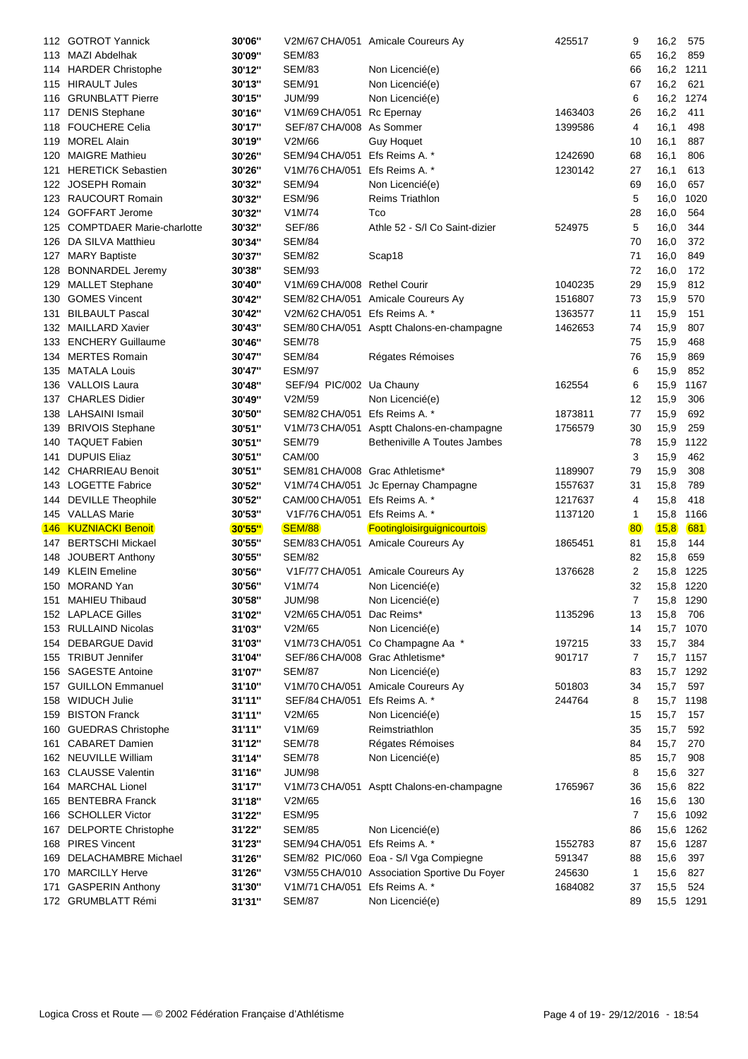| | | | | | | | | |
|---|---|---|---|---|---|---|---|---|
| 112 | GOTROT Yannick | 30'06'' | V2M/67 CHA/051 | Amicale Coureurs Ay | 425517 | 9 | 16,2 | 575 |
| 113 | MAZI Abdelhak | 30'09'' | SEM/83 | | | 65 | 16,2 | 859 |
| 114 | HARDER Christophe | 30'12'' | SEM/83 | Non Licencié(e) | | 66 | 16,2 | 1211 |
| 115 | HIRAULT Jules | 30'13'' | SEM/91 | Non Licencié(e) | | 67 | 16,2 | 621 |
| 116 | GRUNBLATT Pierre | 30'15'' | JUM/99 | Non Licencié(e) | | 6 | 16,2 | 1274 |
| 117 | DENIS Stephane | 30'16'' | V1M/69 CHA/051 | Rc Epernay | 1463403 | 26 | 16,2 | 411 |
| 118 | FOUCHERE Celia | 30'17'' | SEF/87 CHA/008 | As Sommer | 1399586 | 4 | 16,1 | 498 |
| 119 | MOREL Alain | 30'19'' | V2M/66 | Guy Hoquet | | 10 | 16,1 | 887 |
| 120 | MAIGRE Mathieu | 30'26'' | SEM/94 CHA/051 | Efs Reims A. * | 1242690 | 68 | 16,1 | 806 |
| 121 | HERETICK Sebastien | 30'26'' | V1M/76 CHA/051 | Efs Reims A. * | 1230142 | 27 | 16,1 | 613 |
| 122 | JOSEPH Romain | 30'32'' | SEM/94 | Non Licencié(e) | | 69 | 16,0 | 657 |
| 123 | RAUCOURT Romain | 30'32'' | ESM/96 | Reims Triathlon | | 5 | 16,0 | 1020 |
| 124 | GOFFART Jerome | 30'32'' | V1M/74 | Tco | | 28 | 16,0 | 564 |
| 125 | COMPTDAER Marie-charlotte | 30'32'' | SEF/86 | Athle 52 - S/l Co Saint-dizier | 524975 | 5 | 16,0 | 344 |
| 126 | DA SILVA Matthieu | 30'34'' | SEM/84 | | | 70 | 16,0 | 372 |
| 127 | MARY Baptiste | 30'37'' | SEM/82 | Scap18 | | 71 | 16,0 | 849 |
| 128 | BONNARDEL Jeremy | 30'38'' | SEM/93 | | | 72 | 16,0 | 172 |
| 129 | MALLET Stephane | 30'40'' | V1M/69 CHA/008 | Rethel Courir | 1040235 | 29 | 15,9 | 812 |
| 130 | GOMES Vincent | 30'42'' | SEM/82 CHA/051 | Amicale Coureurs Ay | 1516807 | 73 | 15,9 | 570 |
| 131 | BILBAULT Pascal | 30'42'' | V2M/62 CHA/051 | Efs Reims A. * | 1363577 | 11 | 15,9 | 151 |
| 132 | MAILLARD Xavier | 30'43'' | SEM/80 CHA/051 | Asptt Chalons-en-champagne | 1462653 | 74 | 15,9 | 807 |
| 133 | ENCHERY Guillaume | 30'46'' | SEM/78 | | | 75 | 15,9 | 468 |
| 134 | MERTES Romain | 30'47'' | SEM/84 | Régates Rémoises | | 76 | 15,9 | 869 |
| 135 | MATALA Louis | 30'47'' | ESM/97 | | | 6 | 15,9 | 852 |
| 136 | VALLOIS Laura | 30'48'' | SEF/94 PIC/002 | Ua Chauny | 162554 | 6 | 15,9 | 1167 |
| 137 | CHARLES Didier | 30'49'' | V2M/59 | Non Licencié(e) | | 12 | 15,9 | 306 |
| 138 | LAHSAINI Ismail | 30'50'' | SEM/82 CHA/051 | Efs Reims A. * | 1873811 | 77 | 15,9 | 692 |
| 139 | BRIVOIS Stephane | 30'51'' | V1M/73 CHA/051 | Asptt Chalons-en-champagne | 1756579 | 30 | 15,9 | 259 |
| 140 | TAQUET Fabien | 30'51'' | SEM/79 | Betheniville A Toutes Jambes | | 78 | 15,9 | 1122 |
| 141 | DUPUIS Eliaz | 30'51'' | CAM/00 | | | 3 | 15,9 | 462 |
| 142 | CHARRIEAU Benoit | 30'51'' | SEM/81 CHA/008 | Grac Athletisme* | 1189907 | 79 | 15,9 | 308 |
| 143 | LOGETTE Fabrice | 30'52'' | V1M/74 CHA/051 | Jc Epernay Champagne | 1557637 | 31 | 15,8 | 789 |
| 144 | DEVILLE Theophile | 30'52'' | CAM/00 CHA/051 | Efs Reims A. * | 1217637 | 4 | 15,8 | 418 |
| 145 | VALLAS Marie | 30'53'' | V1F/76 CHA/051 | Efs Reims A. * | 1137120 | 1 | 15,8 | 1166 |
| 146 | KUZNIACKI Benoit | 30'55'' | SEM/88 | Footingloisirguignicourtois | | 80 | 15,8 | 681 |
| 147 | BERTSCHI Mickael | 30'55'' | SEM/83 CHA/051 | Amicale Coureurs Ay | 1865451 | 81 | 15,8 | 144 |
| 148 | JOUBERT Anthony | 30'55'' | SEM/82 | | | 82 | 15,8 | 659 |
| 149 | KLEIN Emeline | 30'56'' | V1F/77 CHA/051 | Amicale Coureurs Ay | 1376628 | 2 | 15,8 | 1225 |
| 150 | MORAND Yan | 30'56'' | V1M/74 | Non Licencié(e) | | 32 | 15,8 | 1220 |
| 151 | MAHIEU Thibaud | 30'58'' | JUM/98 | Non Licencié(e) | | 7 | 15,8 | 1290 |
| 152 | LAPLACE Gilles | 31'02'' | V2M/65 CHA/051 | Dac Reims* | 1135296 | 13 | 15,8 | 706 |
| 153 | RULLAIND Nicolas | 31'03'' | V2M/65 | Non Licencié(e) | | 14 | 15,7 | 1070 |
| 154 | DEBARGUE David | 31'03'' | V1M/73 CHA/051 | Co Champagne Aa * | 197215 | 33 | 15,7 | 384 |
| 155 | TRIBUT Jennifer | 31'04'' | SEF/86 CHA/008 | Grac Athletisme* | 901717 | 7 | 15,7 | 1157 |
| 156 | SAGESTE Antoine | 31'07'' | SEM/87 | Non Licencié(e) | | 83 | 15,7 | 1292 |
| 157 | GUILLON Emmanuel | 31'10'' | V1M/70 CHA/051 | Amicale Coureurs Ay | 501803 | 34 | 15,7 | 597 |
| 158 | WIDUCH Julie | 31'11'' | SEF/84 CHA/051 | Efs Reims A. * | 244764 | 8 | 15,7 | 1198 |
| 159 | BISTON Franck | 31'11'' | V2M/65 | Non Licencié(e) | | 15 | 15,7 | 157 |
| 160 | GUEDRAS Christophe | 31'11'' | V1M/69 | Reimstriathlon | | 35 | 15,7 | 592 |
| 161 | CABARET Damien | 31'12'' | SEM/78 | Régates Rémoises | | 84 | 15,7 | 270 |
| 162 | NEUVILLE William | 31'14'' | SEM/78 | Non Licencié(e) | | 85 | 15,7 | 908 |
| 163 | CLAUSSE Valentin | 31'16'' | JUM/98 | | | 8 | 15,6 | 327 |
| 164 | MARCHAL Lionel | 31'17'' | V1M/73 CHA/051 | Asptt Chalons-en-champagne | 1765967 | 36 | 15,6 | 822 |
| 165 | BENTEBRA Franck | 31'18'' | V2M/65 | | | 16 | 15,6 | 130 |
| 166 | SCHOLLER Victor | 31'22'' | ESM/95 | | | 7 | 15,6 | 1092 |
| 167 | DELPORTE Christophe | 31'22'' | SEM/85 | Non Licencié(e) | | 86 | 15,6 | 1262 |
| 168 | PIRES Vincent | 31'23'' | SEM/94 CHA/051 | Efs Reims A. * | 1552783 | 87 | 15,6 | 1287 |
| 169 | DELACHAMBRE Michael | 31'26'' | SEM/82 PIC/060 | Eoa - S/l Vga Compiegne | 591347 | 88 | 15,6 | 397 |
| 170 | MARCILLY Herve | 31'26'' | V3M/55 CHA/010 | Association Sportive Du Foyer | 245630 | 1 | 15,6 | 827 |
| 171 | GASPERIN Anthony | 31'30'' | V1M/71 CHA/051 | Efs Reims A. * | 1684082 | 37 | 15,5 | 524 |
| 172 | GRUMBLATT Rémi | 31'31'' | SEM/87 | Non Licencié(e) | | 89 | 15,5 | 1291 |

Logica Cross et Route — © 2002 Fédération Française d'Athlétisme — 29/12/2016 - 18:54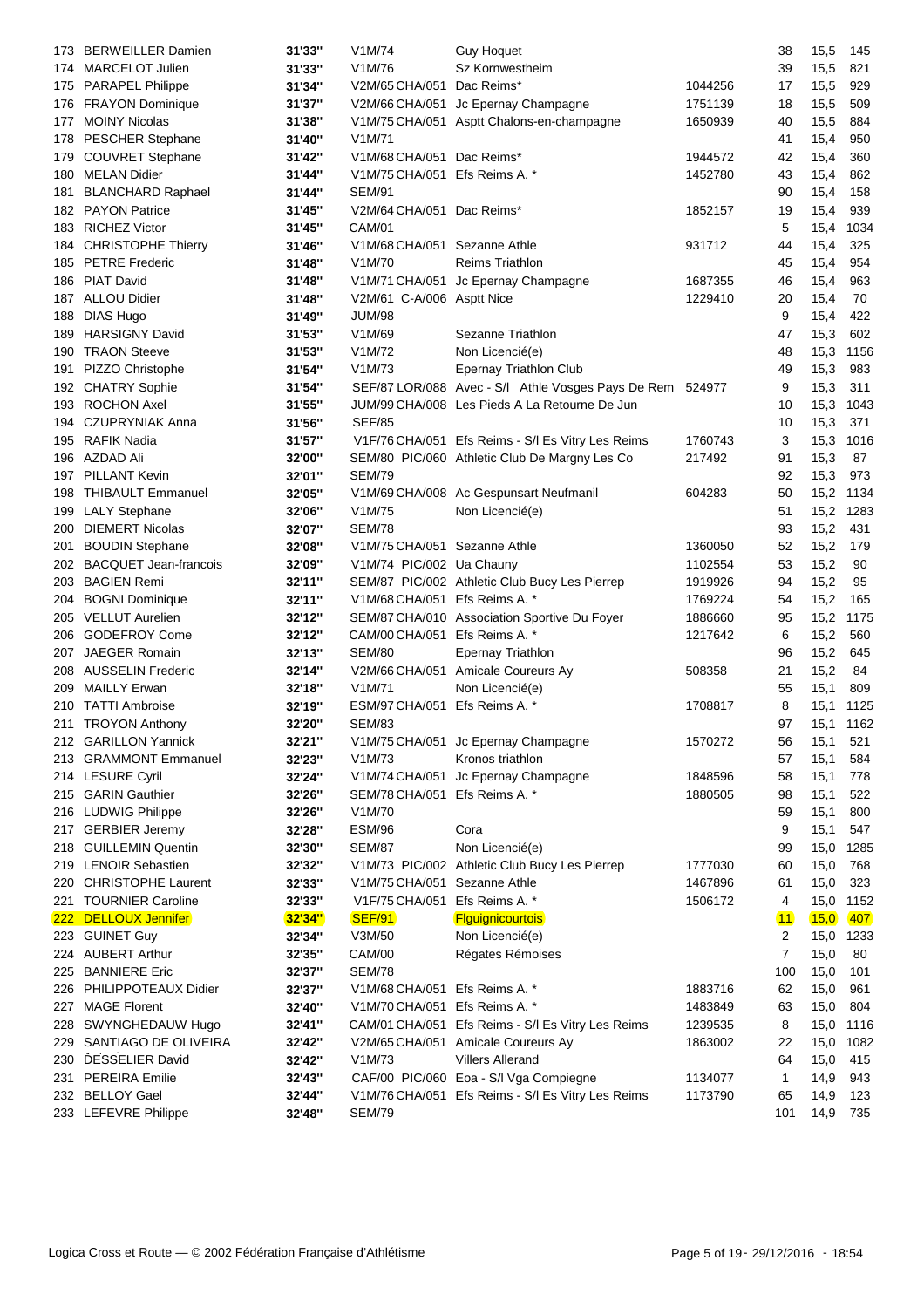| | | | | | | | | |
|---|---|---|---|---|---|---|---|---|
| 173 | BERWEILLER Damien | 31'33'' | V1M/74 | Guy Hoquet | | 38 | 15,5 | 145 |
| 174 | MARCELOT Julien | 31'33'' | V1M/76 | Sz Kornwestheim | | 39 | 15,5 | 821 |
| 175 | PARAPEL Philippe | 31'34'' | V2M/65 CHA/051 | Dac Reims* | 1044256 | 17 | 15,5 | 929 |
| 176 | FRAYON Dominique | 31'37'' | V2M/66 CHA/051 | Jc Epernay Champagne | 1751139 | 18 | 15,5 | 509 |
| 177 | MOINY Nicolas | 31'38'' | V1M/75 CHA/051 | Asptt Chalons-en-champagne | 1650939 | 40 | 15,5 | 884 |
| 178 | PESCHER Stephane | 31'40'' | V1M/71 | | | 41 | 15,4 | 950 |
| 179 | COUVRET Stephane | 31'42'' | V1M/68 CHA/051 | Dac Reims* | 1944572 | 42 | 15,4 | 360 |
| 180 | MELAN Didier | 31'44'' | V1M/75 CHA/051 | Efs Reims A. * | 1452780 | 43 | 15,4 | 862 |
| 181 | BLANCHARD Raphael | 31'44'' | SEM/91 | | | 90 | 15,4 | 158 |
| 182 | PAYON Patrice | 31'45'' | V2M/64 CHA/051 | Dac Reims* | 1852157 | 19 | 15,4 | 939 |
| 183 | RICHEZ Victor | 31'45'' | CAM/01 | | | 5 | 15,4 | 1034 |
| 184 | CHRISTOPHE Thierry | 31'46'' | V1M/68 CHA/051 | Sezanne Athle | 931712 | 44 | 15,4 | 325 |
| 185 | PETRE Frederic | 31'48'' | V1M/70 | Reims Triathlon | | 45 | 15,4 | 954 |
| 186 | PIAT David | 31'48'' | V1M/71 CHA/051 | Jc Epernay Champagne | 1687355 | 46 | 15,4 | 963 |
| 187 | ALLOU Didier | 31'48'' | V2M/61 C-A/006 | Asptt Nice | 1229410 | 20 | 15,4 | 70 |
| 188 | DIAS Hugo | 31'49'' | JUM/98 | | | 9 | 15,4 | 422 |
| 189 | HARSIGNY David | 31'53'' | V1M/69 | Sezanne Triathlon | | 47 | 15,3 | 602 |
| 190 | TRAON Steeve | 31'53'' | V1M/72 | Non Licencié(e) | | 48 | 15,3 | 1156 |
| 191 | PIZZO Christophe | 31'54'' | V1M/73 | Epernay Triathlon Club | | 49 | 15,3 | 983 |
| 192 | CHATRY Sophie | 31'54'' | SEF/87 LOR/088 | Avec - S/l Athle Vosges Pays De Rem | 524977 | 9 | 15,3 | 311 |
| 193 | ROCHON Axel | 31'55'' | JUM/99 CHA/008 | Les Pieds A La Retourne De Jun | | 10 | 15,3 | 1043 |
| 194 | CZUPRYNIAK Anna | 31'56'' | SEF/85 | | | 10 | 15,3 | 371 |
| 195 | RAFIK Nadia | 31'57'' | V1F/76 CHA/051 | Efs Reims - S/l Es Vitry Les Reims | 1760743 | 3 | 15,3 | 1016 |
| 196 | AZDAD Ali | 32'00'' | SEM/80 PIC/060 | Athletic Club De Margny Les Co | 217492 | 91 | 15,3 | 87 |
| 197 | PILLANT Kevin | 32'01'' | SEM/79 | | | 92 | 15,3 | 973 |
| 198 | THIBAULT Emmanuel | 32'05'' | V1M/69 CHA/008 | Ac Gespunsart Neufmanil | 604283 | 50 | 15,2 | 1134 |
| 199 | LALY Stephane | 32'06'' | V1M/75 | Non Licencié(e) | | 51 | 15,2 | 1283 |
| 200 | DIEMERT Nicolas | 32'07'' | SEM/78 | | | 93 | 15,2 | 431 |
| 201 | BOUDIN Stephane | 32'08'' | V1M/75 CHA/051 | Sezanne Athle | 1360050 | 52 | 15,2 | 179 |
| 202 | BACQUET Jean-francois | 32'09'' | V1M/74 PIC/002 | Ua Chauny | 1102554 | 53 | 15,2 | 90 |
| 203 | BAGIEN Remi | 32'11'' | SEM/87 PIC/002 | Athletic Club Bucy Les Pierrep | 1919926 | 94 | 15,2 | 95 |
| 204 | BOGNI Dominique | 32'11'' | V1M/68 CHA/051 | Efs Reims A. * | 1769224 | 54 | 15,2 | 165 |
| 205 | VELLUT Aurelien | 32'12'' | SEM/87 CHA/010 | Association Sportive Du Foyer | 1886660 | 95 | 15,2 | 1175 |
| 206 | GODEFROY Come | 32'12'' | CAM/00 CHA/051 | Efs Reims A. * | 1217642 | 6 | 15,2 | 560 |
| 207 | JAEGER Romain | 32'13'' | SEM/80 | Epernay Triathlon | | 96 | 15,2 | 645 |
| 208 | AUSSELIN Frederic | 32'14'' | V2M/66 CHA/051 | Amicale Coureurs Ay | 508358 | 21 | 15,2 | 84 |
| 209 | MAILLY Erwan | 32'18'' | V1M/71 | Non Licencié(e) | | 55 | 15,1 | 809 |
| 210 | TATTI Ambroise | 32'19'' | ESM/97 CHA/051 | Efs Reims A. * | 1708817 | 8 | 15,1 | 1125 |
| 211 | TROYON Anthony | 32'20'' | SEM/83 | | | 97 | 15,1 | 1162 |
| 212 | GARILLON Yannick | 32'21'' | V1M/75 CHA/051 | Jc Epernay Champagne | 1570272 | 56 | 15,1 | 521 |
| 213 | GRAMMONT Emmanuel | 32'23'' | V1M/73 | Kronos triathlon | | 57 | 15,1 | 584 |
| 214 | LESURE Cyril | 32'24'' | V1M/74 CHA/051 | Jc Epernay Champagne | 1848596 | 58 | 15,1 | 778 |
| 215 | GARIN Gauthier | 32'26'' | SEM/78 CHA/051 | Efs Reims A. * | 1880505 | 98 | 15,1 | 522 |
| 216 | LUDWIG Philippe | 32'26'' | V1M/70 | | | 59 | 15,1 | 800 |
| 217 | GERBIER Jeremy | 32'28'' | ESM/96 | Cora | | 9 | 15,1 | 547 |
| 218 | GUILLEMIN Quentin | 32'30'' | SEM/87 | Non Licencié(e) | | 99 | 15,0 | 1285 |
| 219 | LENOIR Sebastien | 32'32'' | V1M/73 PIC/002 | Athletic Club Bucy Les Pierrep | 1777030 | 60 | 15,0 | 768 |
| 220 | CHRISTOPHE Laurent | 32'33'' | V1M/75 CHA/051 | Sezanne Athle | 1467896 | 61 | 15,0 | 323 |
| 221 | TOURNIER Caroline | 32'33'' | V1F/75 CHA/051 | Efs Reims A. * | 1506172 | 4 | 15,0 | 1152 |
| 222 | DELLOUX Jennifer | 32'34'' | SEF/91 | Flguignicourtois | | 11 | 15,0 | 407 |
| 223 | GUINET Guy | 32'34'' | V3M/50 | Non Licencié(e) | | 2 | 15,0 | 1233 |
| 224 | AUBERT Arthur | 32'35'' | CAM/00 | Régates Rémoises | | 7 | 15,0 | 80 |
| 225 | BANNIERE Eric | 32'37'' | SEM/78 | | | 100 | 15,0 | 101 |
| 226 | PHILIPPOTEAUX Didier | 32'37'' | V1M/68 CHA/051 | Efs Reims A. * | 1883716 | 62 | 15,0 | 961 |
| 227 | MAGE Florent | 32'40'' | V1M/70 CHA/051 | Efs Reims A. * | 1483849 | 63 | 15,0 | 804 |
| 228 | SWYNGHEDAUW Hugo | 32'41'' | CAM/01 CHA/051 | Efs Reims - S/l Es Vitry Les Reims | 1239535 | 8 | 15,0 | 1116 |
| 229 | SANTIAGO DE OLIVEIRA | 32'42'' | V2M/65 CHA/051 | Amicale Coureurs Ay | 1863002 | 22 | 15,0 | 1082 |
| 230 | DESSELIER David | 32'42'' | V1M/73 | Villers Allerand | | 64 | 15,0 | 415 |
| 231 | PEREIRA Emilie | 32'43'' | CAF/00 PIC/060 | Eoa - S/l Vga Compiegne | 1134077 | 1 | 14,9 | 943 |
| 232 | BELLOY Gael | 32'44'' | V1M/76 CHA/051 | Efs Reims - S/l Es Vitry Les Reims | 1173790 | 65 | 14,9 | 123 |
| 233 | LEFEVRE Philippe | 32'48'' | SEM/79 | | | 101 | 14,9 | 735 |

Logica Cross et Route — © 2002 Fédération Française d'Athlétisme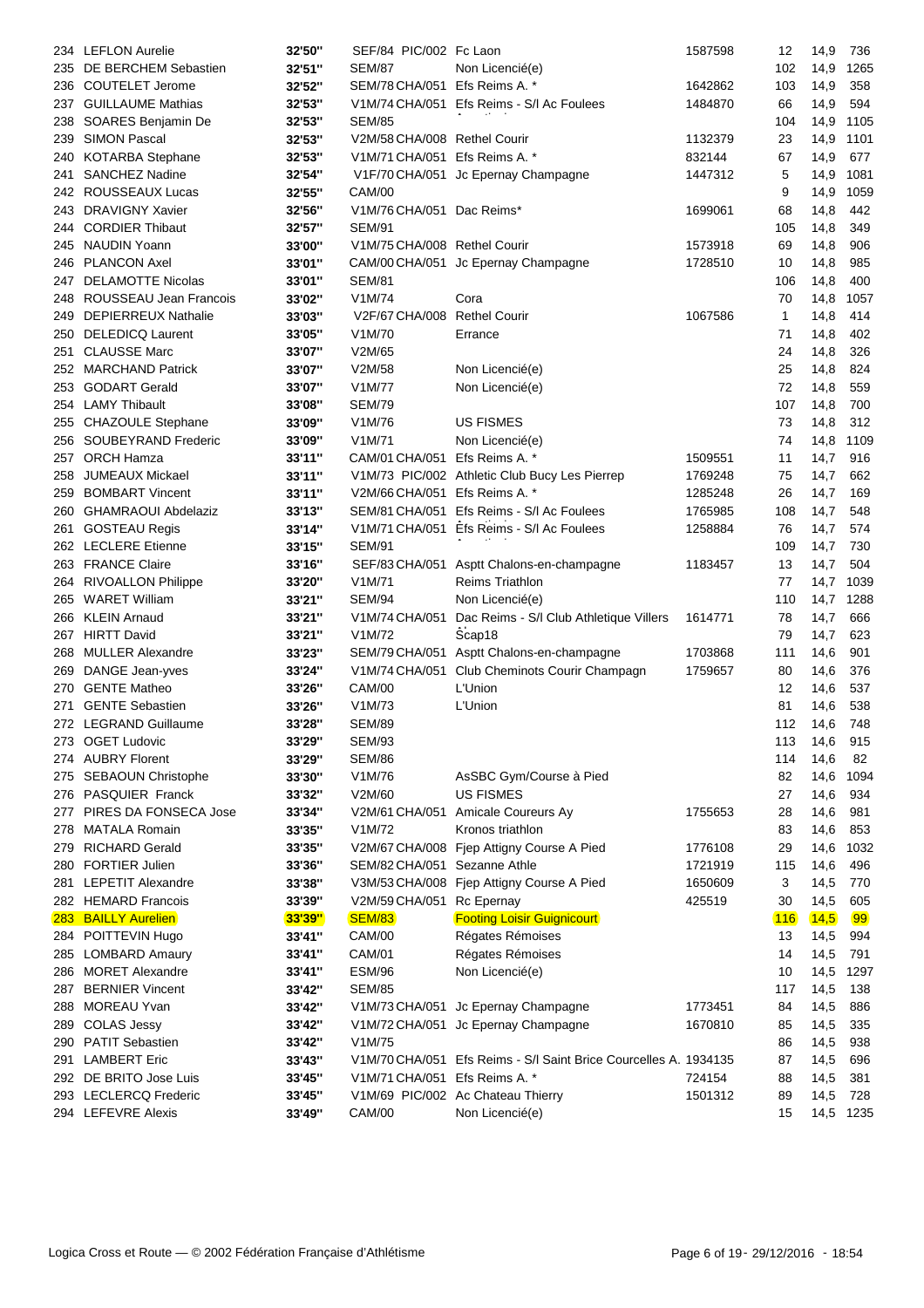| | | | | | | | | | |
|---|---|---|---|---|---|---|---|---|---|
| 234 | LEFLON Aurelie | 32'50'' | SEF/84 | PIC/002 | Fc Laon | 1587598 | 12 | 14,9 | 736 |
| 235 | DE BERCHEM Sebastien | 32'51'' | SEM/87 | | Non Licencié(e) | | 102 | 14,9 | 1265 |
| 236 | COUTELET Jerome | 32'52'' | SEM/78 | CHA/051 | Efs Reims A. * | 1642862 | 103 | 14,9 | 358 |
| 237 | GUILLAUME Mathias | 32'53'' | V1M/74 | CHA/051 | Efs Reims - S/l Ac Foulees | 1484870 | 66 | 14,9 | 594 |
| 238 | SOARES Benjamin De | 32'53'' | SEM/85 | | | | 104 | 14,9 | 1105 |
| 239 | SIMON Pascal | 32'53'' | V2M/58 | CHA/008 | Rethel Courir | 1132379 | 23 | 14,9 | 1101 |
| 240 | KOTARBA Stephane | 32'53'' | V1M/71 | CHA/051 | Efs Reims A. * | 832144 | 67 | 14,9 | 677 |
| 241 | SANCHEZ Nadine | 32'54'' | V1F/70 | CHA/051 | Jc Epernay Champagne | 1447312 | 5 | 14,9 | 1081 |
| 242 | ROUSSEAUX Lucas | 32'55'' | CAM/00 | | | | 9 | 14,9 | 1059 |
| 243 | DRAVIGNY Xavier | 32'56'' | V1M/76 | CHA/051 | Dac Reims* | 1699061 | 68 | 14,8 | 442 |
| 244 | CORDIER Thibaut | 32'57'' | SEM/91 | | | | 105 | 14,8 | 349 |
| 245 | NAUDIN Yoann | 33'00'' | V1M/75 | CHA/008 | Rethel Courir | 1573918 | 69 | 14,8 | 906 |
| 246 | PLANCON Axel | 33'01'' | CAM/00 | CHA/051 | Jc Epernay Champagne | 1728510 | 10 | 14,8 | 985 |
| 247 | DELAMOTTE Nicolas | 33'01'' | SEM/81 | | | | 106 | 14,8 | 400 |
| 248 | ROUSSEAU Jean Francois | 33'02'' | V1M/74 | | Cora | | 70 | 14,8 | 1057 |
| 249 | DEPIERREUX Nathalie | 33'03'' | V2F/67 | CHA/008 | Rethel Courir | 1067586 | 1 | 14,8 | 414 |
| 250 | DELEDICQ Laurent | 33'05'' | V1M/70 | | Errance | | 71 | 14,8 | 402 |
| 251 | CLAUSSE Marc | 33'07'' | V2M/65 | | | | 24 | 14,8 | 326 |
| 252 | MARCHAND Patrick | 33'07'' | V2M/58 | | Non Licencié(e) | | 25 | 14,8 | 824 |
| 253 | GODART Gerald | 33'07'' | V1M/77 | | Non Licencié(e) | | 72 | 14,8 | 559 |
| 254 | LAMY Thibault | 33'08'' | SEM/79 | | | | 107 | 14,8 | 700 |
| 255 | CHAZOULE Stephane | 33'09'' | V1M/76 | | US FISMES | | 73 | 14,8 | 312 |
| 256 | SOUBEYRAND Frederic | 33'09'' | V1M/71 | | Non Licencié(e) | | 74 | 14,8 | 1109 |
| 257 | ORCH Hamza | 33'11'' | CAM/01 | CHA/051 | Efs Reims A. * | 1509551 | 11 | 14,7 | 916 |
| 258 | JUMEAUX Mickael | 33'11'' | V1M/73 | PIC/002 | Athletic Club Bucy Les Pierrep | 1769248 | 75 | 14,7 | 662 |
| 259 | BOMBART Vincent | 33'11'' | V2M/66 | CHA/051 | Efs Reims A. * | 1285248 | 26 | 14,7 | 169 |
| 260 | GHAMRAOUI Abdelaziz | 33'13'' | SEM/81 | CHA/051 | Efs Reims - S/l Ac Foulees | 1765985 | 108 | 14,7 | 548 |
| 261 | GOSTEAU Regis | 33'14'' | V1M/71 | CHA/051 | Efs Reims - S/l Ac Foulees | 1258884 | 76 | 14,7 | 574 |
| 262 | LECLERE Etienne | 33'15'' | SEM/91 | | | | 109 | 14,7 | 730 |
| 263 | FRANCE Claire | 33'16'' | SEF/83 | CHA/051 | Asptt Chalons-en-champagne | 1183457 | 13 | 14,7 | 504 |
| 264 | RIVOALLON Philippe | 33'20'' | V1M/71 | | Reims Triathlon | | 77 | 14,7 | 1039 |
| 265 | WARET William | 33'21'' | SEM/94 | | Non Licencié(e) | | 110 | 14,7 | 1288 |
| 266 | KLEIN Arnaud | 33'21'' | V1M/74 | CHA/051 | Dac Reims - S/l Club Athletique Villers | 1614771 | 78 | 14,7 | 666 |
| 267 | HIRTT David | 33'21'' | V1M/72 | | Scap18 | | 79 | 14,7 | 623 |
| 268 | MULLER Alexandre | 33'23'' | SEM/79 | CHA/051 | Asptt Chalons-en-champagne | 1703868 | 111 | 14,6 | 901 |
| 269 | DANGE Jean-yves | 33'24'' | V1M/74 | CHA/051 | Club Cheminots Courir Champagn | 1759657 | 80 | 14,6 | 376 |
| 270 | GENTE Matheo | 33'26'' | CAM/00 | | L'Union | | 12 | 14,6 | 537 |
| 271 | GENTE Sebastien | 33'26'' | V1M/73 | | L'Union | | 81 | 14,6 | 538 |
| 272 | LEGRAND Guillaume | 33'28'' | SEM/89 | | | | 112 | 14,6 | 748 |
| 273 | OGET Ludovic | 33'29'' | SEM/93 | | | | 113 | 14,6 | 915 |
| 274 | AUBRY Florent | 33'29'' | SEM/86 | | | | 114 | 14,6 | 82 |
| 275 | SEBAOUN Christophe | 33'30'' | V1M/76 | | AsSBC Gym/Course à Pied | | 82 | 14,6 | 1094 |
| 276 | PASQUIER Franck | 33'32'' | V2M/60 | | US FISMES | | 27 | 14,6 | 934 |
| 277 | PIRES DA FONSECA Jose | 33'34'' | V2M/61 | CHA/051 | Amicale Coureurs Ay | 1755653 | 28 | 14,6 | 981 |
| 278 | MATALA Romain | 33'35'' | V1M/72 | | Kronos triathlon | | 83 | 14,6 | 853 |
| 279 | RICHARD Gerald | 33'35'' | V2M/67 | CHA/008 | Fjep Attigny Course A Pied | 1776108 | 29 | 14,6 | 1032 |
| 280 | FORTIER Julien | 33'36'' | SEM/82 | CHA/051 | Sezanne Athle | 1721919 | 115 | 14,6 | 496 |
| 281 | LEPETIT Alexandre | 33'38'' | V3M/53 | CHA/008 | Fjep Attigny Course A Pied | 1650609 | 3 | 14,6 | 770 |
| 282 | HEMARD Francois | 33'39'' | V2M/59 | CHA/051 | Rc Epernay | 425519 | 30 | 14,5 | 605 |
| 283 | BAILLY Aurelien | 33'39'' | SEM/83 | | Footing Loisir Guignicourt | | 116 | 14,5 | 99 |
| 284 | POITTEVIN Hugo | 33'41'' | CAM/00 | | Régates Rémoises | | 13 | 14,5 | 994 |
| 285 | LOMBARD Amaury | 33'41'' | CAM/01 | | Régates Rémoises | | 14 | 14,5 | 791 |
| 286 | MORET Alexandre | 33'41'' | ESM/96 | | Non Licencié(e) | | 10 | 14,5 | 1297 |
| 287 | BERNIER Vincent | 33'42'' | SEM/85 | | | | 117 | 14,5 | 138 |
| 288 | MOREAU Yvan | 33'42'' | V1M/73 | CHA/051 | Jc Epernay Champagne | 1773451 | 84 | 14,5 | 886 |
| 289 | COLAS Jessy | 33'42'' | V1M/72 | CHA/051 | Jc Epernay Champagne | 1670810 | 85 | 14,5 | 335 |
| 290 | PATIT Sebastien | 33'42'' | V1M/75 | | | | 86 | 14,5 | 938 |
| 291 | LAMBERT Eric | 33'43'' | V1M/70 | CHA/051 | Efs Reims - S/l Saint Brice Courcelles A. | 1934135 | 87 | 14,5 | 696 |
| 292 | DE BRITO Jose Luis | 33'45'' | V1M/71 | CHA/051 | Efs Reims A. * | 724154 | 88 | 14,5 | 381 |
| 293 | LECLERCQ Frederic | 33'45'' | V1M/69 | PIC/002 | Ac Chateau Thierry | 1501312 | 89 | 14,5 | 728 |
| 294 | LEFEVRE Alexis | 33'49'' | CAM/00 | | Non Licencié(e) | | 15 | 14,5 | 1235 |

Logica Cross et Route — © 2002 Fédération Française d'Athlétisme — 29/12/2016 - 18:54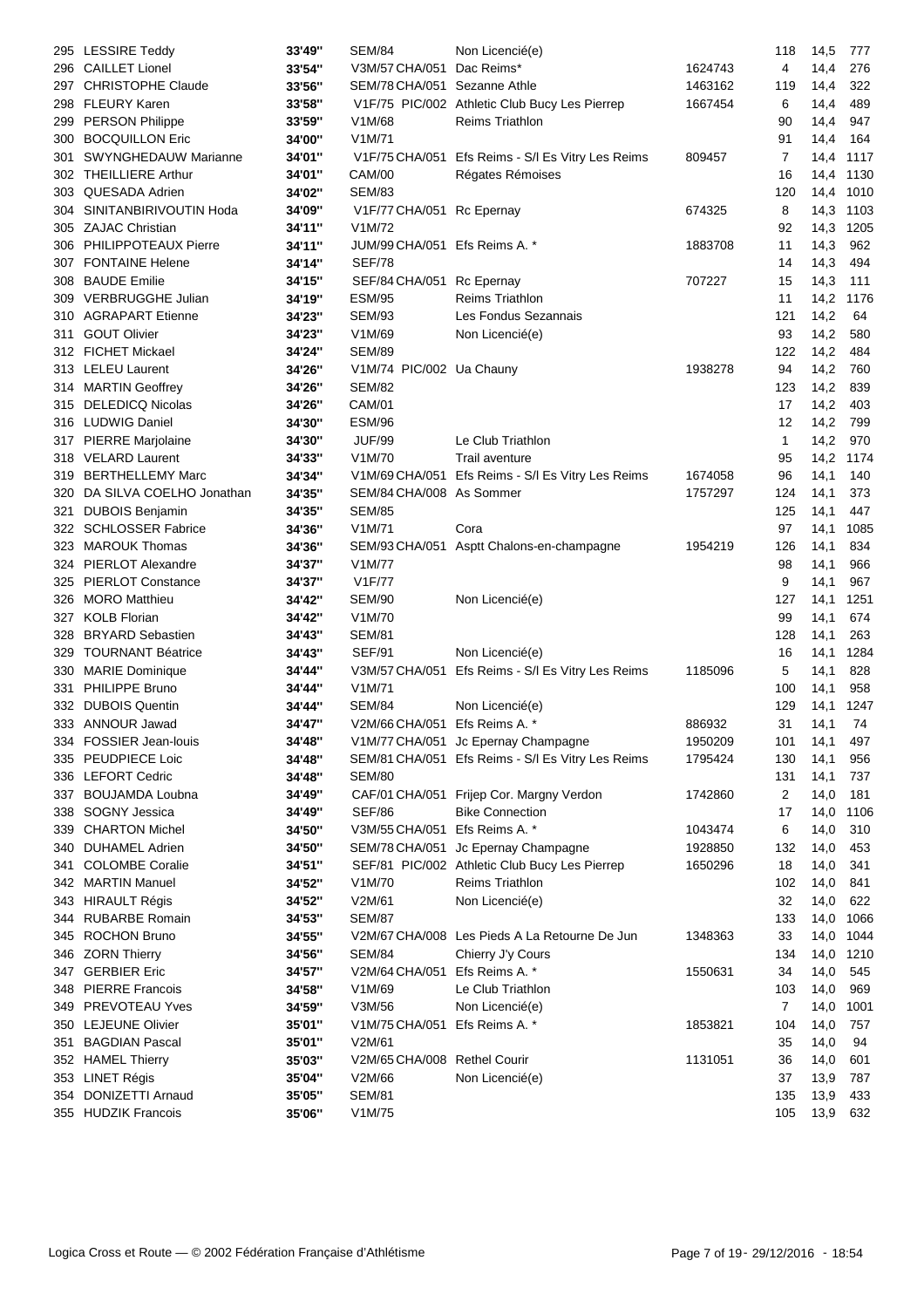| | | | | | | | | |
|---|---|---|---|---|---|---|---|---|
| 295 | LESSIRE Teddy | 33'49'' | SEM/84 | Non Licencié(e) | | 118 | 14,5 | 777 |
| 296 | CAILLET Lionel | 33'54'' | V3M/57 CHA/051 | Dac Reims* | 1624743 | 4 | 14,4 | 276 |
| 297 | CHRISTOPHE Claude | 33'56'' | SEM/78 CHA/051 | Sezanne Athle | 1463162 | 119 | 14,4 | 322 |
| 298 | FLEURY Karen | 33'58'' | V1F/75 PIC/002 | Athletic Club Bucy Les Pierrep | 1667454 | 6 | 14,4 | 489 |
| 299 | PERSON Philippe | 33'59'' | V1M/68 | Reims Triathlon | | 90 | 14,4 | 947 |
| 300 | BOCQUILLON Eric | 34'00'' | V1M/71 | | | 91 | 14,4 | 164 |
| 301 | SWYNGHEDAUW Marianne | 34'01'' | V1F/75 CHA/051 | Efs Reims - S/l Es Vitry Les Reims | 809457 | 7 | 14,4 | 1117 |
| 302 | THEILLIERE Arthur | 34'01'' | CAM/00 | Régates Rémoises | | 16 | 14,4 | 1130 |
| 303 | QUESADA Adrien | 34'02'' | SEM/83 | | | 120 | 14,4 | 1010 |
| 304 | SINITANBIRIVOUTIN Hoda | 34'09'' | V1F/77 CHA/051 | Rc Epernay | 674325 | 8 | 14,3 | 1103 |
| 305 | ZAJAC Christian | 34'11'' | V1M/72 | | | 92 | 14,3 | 1205 |
| 306 | PHILIPPOTEAUX Pierre | 34'11'' | JUM/99 CHA/051 | Efs Reims A. * | 1883708 | 11 | 14,3 | 962 |
| 307 | FONTAINE Helene | 34'14'' | SEF/78 | | | 14 | 14,3 | 494 |
| 308 | BAUDE Emilie | 34'15'' | SEF/84 CHA/051 | Rc Epernay | 707227 | 15 | 14,3 | 111 |
| 309 | VERBRUGGHE Julian | 34'19'' | ESM/95 | Reims Triathlon | | 11 | 14,2 | 1176 |
| 310 | AGRAPART Etienne | 34'23'' | SEM/93 | Les Fondus Sezannais | | 121 | 14,2 | 64 |
| 311 | GOUT Olivier | 34'23'' | V1M/69 | Non Licencié(e) | | 93 | 14,2 | 580 |
| 312 | FICHET Mickael | 34'24'' | SEM/89 | | | 122 | 14,2 | 484 |
| 313 | LELEU Laurent | 34'26'' | V1M/74 PIC/002 | Ua Chauny | 1938278 | 94 | 14,2 | 760 |
| 314 | MARTIN Geoffrey | 34'26'' | SEM/82 | | | 123 | 14,2 | 839 |
| 315 | DELEDICQ Nicolas | 34'26'' | CAM/01 | | | 17 | 14,2 | 403 |
| 316 | LUDWIG Daniel | 34'30'' | ESM/96 | | | 12 | 14,2 | 799 |
| 317 | PIERRE Marjolaine | 34'30'' | JUF/99 | Le Club Triathlon | | 1 | 14,2 | 970 |
| 318 | VELARD Laurent | 34'33'' | V1M/70 | Trail aventure | | 95 | 14,2 | 1174 |
| 319 | BERTHELLEMY Marc | 34'34'' | V1M/69 CHA/051 | Efs Reims - S/l Es Vitry Les Reims | 1674058 | 96 | 14,1 | 140 |
| 320 | DA SILVA COELHO Jonathan | 34'35'' | SEM/84 CHA/008 | As Sommer | 1757297 | 124 | 14,1 | 373 |
| 321 | DUBOIS Benjamin | 34'35'' | SEM/85 | | | 125 | 14,1 | 447 |
| 322 | SCHLOSSER Fabrice | 34'36'' | V1M/71 | Cora | | 97 | 14,1 | 1085 |
| 323 | MAROUK Thomas | 34'36'' | SEM/93 CHA/051 | Asptt Chalons-en-champagne | 1954219 | 126 | 14,1 | 834 |
| 324 | PIERLOT Alexandre | 34'37'' | V1M/77 | | | 98 | 14,1 | 966 |
| 325 | PIERLOT Constance | 34'37'' | V1F/77 | | | 9 | 14,1 | 967 |
| 326 | MORO Matthieu | 34'42'' | SEM/90 | Non Licencié(e) | | 127 | 14,1 | 1251 |
| 327 | KOLB Florian | 34'42'' | V1M/70 | | | 99 | 14,1 | 674 |
| 328 | BRYARD Sebastien | 34'43'' | SEM/81 | | | 128 | 14,1 | 263 |
| 329 | TOURNANT Béatrice | 34'43'' | SEF/91 | Non Licencié(e) | | 16 | 14,1 | 1284 |
| 330 | MARIE Dominique | 34'44'' | V3M/57 CHA/051 | Efs Reims - S/l Es Vitry Les Reims | 1185096 | 5 | 14,1 | 828 |
| 331 | PHILIPPE Bruno | 34'44'' | V1M/71 | | | 100 | 14,1 | 958 |
| 332 | DUBOIS Quentin | 34'44'' | SEM/84 | Non Licencié(e) | | 129 | 14,1 | 1247 |
| 333 | ANNOUR Jawad | 34'47'' | V2M/66 CHA/051 | Efs Reims A. * | 886932 | 31 | 14,1 | 74 |
| 334 | FOSSIER Jean-louis | 34'48'' | V1M/77 CHA/051 | Jc Epernay Champagne | 1950209 | 101 | 14,1 | 497 |
| 335 | PEUDPIECE Loic | 34'48'' | SEM/81 CHA/051 | Efs Reims - S/l Es Vitry Les Reims | 1795424 | 130 | 14,1 | 956 |
| 336 | LEFORT Cedric | 34'48'' | SEM/80 | | | 131 | 14,1 | 737 |
| 337 | BOUJAMDA Loubna | 34'49'' | CAF/01 CHA/051 | Frijep Cor. Margny Verdon | 1742860 | 2 | 14,0 | 181 |
| 338 | SOGNY Jessica | 34'49'' | SEF/86 | Bike Connection | | 17 | 14,0 | 1106 |
| 339 | CHARTON Michel | 34'50'' | V3M/55 CHA/051 | Efs Reims A. * | 1043474 | 6 | 14,0 | 310 |
| 340 | DUHAMEL Adrien | 34'50'' | SEM/78 CHA/051 | Jc Epernay Champagne | 1928850 | 132 | 14,0 | 453 |
| 341 | COLOMBE Coralie | 34'51'' | SEF/81 PIC/002 | Athletic Club Bucy Les Pierrep | 1650296 | 18 | 14,0 | 341 |
| 342 | MARTIN Manuel | 34'52'' | V1M/70 | Reims Triathlon | | 102 | 14,0 | 841 |
| 343 | HIRAULT Régis | 34'52'' | V2M/61 | Non Licencié(e) | | 32 | 14,0 | 622 |
| 344 | RUBARBE Romain | 34'53'' | SEM/87 | | | 133 | 14,0 | 1066 |
| 345 | ROCHON Bruno | 34'55'' | V2M/67 CHA/008 | Les Pieds A La Retourne De Jun | 1348363 | 33 | 14,0 | 1044 |
| 346 | ZORN Thierry | 34'56'' | SEM/84 | Chierry J'y Cours | | 134 | 14,0 | 1210 |
| 347 | GERBIER Eric | 34'57'' | V2M/64 CHA/051 | Efs Reims A. * | 1550631 | 34 | 14,0 | 545 |
| 348 | PIERRE Francois | 34'58'' | V1M/69 | Le Club Triathlon | | 103 | 14,0 | 969 |
| 349 | PREVOTEAU Yves | 34'59'' | V3M/56 | Non Licencié(e) | | 7 | 14,0 | 1001 |
| 350 | LEJEUNE Olivier | 35'01'' | V1M/75 CHA/051 | Efs Reims A. * | 1853821 | 104 | 14,0 | 757 |
| 351 | BAGDIAN Pascal | 35'01'' | V2M/61 | | | 35 | 14,0 | 94 |
| 352 | HAMEL Thierry | 35'03'' | V2M/65 CHA/008 | Rethel Courir | 1131051 | 36 | 14,0 | 601 |
| 353 | LINET Régis | 35'04'' | V2M/66 | Non Licencié(e) | | 37 | 13,9 | 787 |
| 354 | DONIZETTI Arnaud | 35'05'' | SEM/81 | | | 135 | 13,9 | 433 |
| 355 | HUDZIK Francois | 35'06'' | V1M/75 | | | 105 | 13,9 | 632 |

Logica Cross et Route — © 2002 Fédération Française d'Athlétisme — 29/12/2016 - 18:54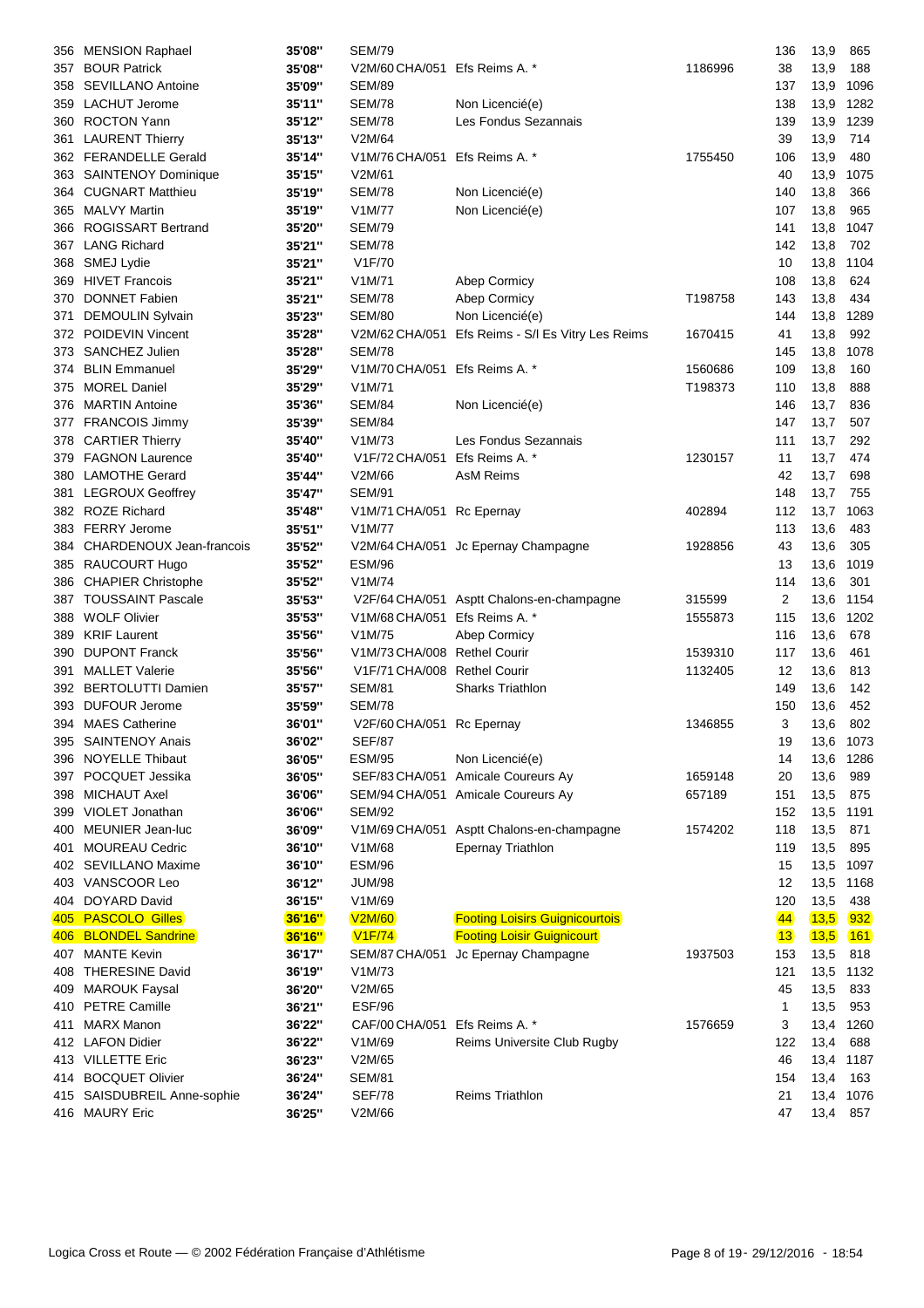| | | | | | | | | |
|---|---|---|---|---|---|---|---|---|
| 356 | MENSION Raphael | 35'08'' | SEM/79 | | | 136 | 13,9 | 865 |
| 357 | BOUR Patrick | 35'08'' | V2M/60 CHA/051 | Efs Reims A. * | 1186996 | 38 | 13,9 | 188 |
| 358 | SEVILLANO Antoine | 35'09'' | SEM/89 | | | 137 | 13,9 | 1096 |
| 359 | LACHUT Jerome | 35'11'' | SEM/78 | Non Licencié(e) | | 138 | 13,9 | 1282 |
| 360 | ROCTON Yann | 35'12'' | SEM/78 | Les Fondus Sezannais | | 139 | 13,9 | 1239 |
| 361 | LAURENT Thierry | 35'13'' | V2M/64 | | | 39 | 13,9 | 714 |
| 362 | FERANDELLE Gerald | 35'14'' | V1M/76 CHA/051 | Efs Reims A. * | 1755450 | 106 | 13,9 | 480 |
| 363 | SAINTENOY Dominique | 35'15'' | V2M/61 | | | 40 | 13,9 | 1075 |
| 364 | CUGNART Matthieu | 35'19'' | SEM/78 | Non Licencié(e) | | 140 | 13,8 | 366 |
| 365 | MALVY Martin | 35'19'' | V1M/77 | Non Licencié(e) | | 107 | 13,8 | 965 |
| 366 | ROGISSART Bertrand | 35'20'' | SEM/79 | | | 141 | 13,8 | 1047 |
| 367 | LANG Richard | 35'21'' | SEM/78 | | | 142 | 13,8 | 702 |
| 368 | SMEJ Lydie | 35'21'' | V1F/70 | | | 10 | 13,8 | 1104 |
| 369 | HIVET Francois | 35'21'' | V1M/71 | Abep Cormicy | | 108 | 13,8 | 624 |
| 370 | DONNET Fabien | 35'21'' | SEM/78 | Abep Cormicy | T198758 | 143 | 13,8 | 434 |
| 371 | DEMOULIN Sylvain | 35'23'' | SEM/80 | Non Licencié(e) | | 144 | 13,8 | 1289 |
| 372 | POIDEVIN Vincent | 35'28'' | V2M/62 CHA/051 | Efs Reims - S/l Es Vitry Les Reims | 1670415 | 41 | 13,8 | 992 |
| 373 | SANCHEZ Julien | 35'28'' | SEM/78 | | | 145 | 13,8 | 1078 |
| 374 | BLIN Emmanuel | 35'29'' | V1M/70 CHA/051 | Efs Reims A. * | 1560686 | 109 | 13,8 | 160 |
| 375 | MOREL Daniel | 35'29'' | V1M/71 | | T198373 | 110 | 13,8 | 888 |
| 376 | MARTIN Antoine | 35'36'' | SEM/84 | Non Licencié(e) | | 146 | 13,7 | 836 |
| 377 | FRANCOIS Jimmy | 35'39'' | SEM/84 | | | 147 | 13,7 | 507 |
| 378 | CARTIER Thierry | 35'40'' | V1M/73 | Les Fondus Sezannais | | 111 | 13,7 | 292 |
| 379 | FAGNON Laurence | 35'40'' | V1F/72 CHA/051 | Efs Reims A. * | 1230157 | 11 | 13,7 | 474 |
| 380 | LAMOTHE Gerard | 35'44'' | V2M/66 | AsM Reims | | 42 | 13,7 | 698 |
| 381 | LEGROUX Geoffrey | 35'47'' | SEM/91 | | | 148 | 13,7 | 755 |
| 382 | ROZE Richard | 35'48'' | V1M/71 CHA/051 | Rc Epernay | 402894 | 112 | 13,7 | 1063 |
| 383 | FERRY Jerome | 35'51'' | V1M/77 | | | 113 | 13,6 | 483 |
| 384 | CHARDENOUX Jean-francois | 35'52'' | V2M/64 CHA/051 | Jc Epernay Champagne | 1928856 | 43 | 13,6 | 305 |
| 385 | RAUCOURT Hugo | 35'52'' | ESM/96 | | | 13 | 13,6 | 1019 |
| 386 | CHAPIER Christophe | 35'52'' | V1M/74 | | | 114 | 13,6 | 301 |
| 387 | TOUSSAINT Pascale | 35'53'' | V2F/64 CHA/051 | Asptt Chalons-en-champagne | 315599 | 2 | 13,6 | 1154 |
| 388 | WOLF Olivier | 35'53'' | V1M/68 CHA/051 | Efs Reims A. * | 1555873 | 115 | 13,6 | 1202 |
| 389 | KRIF Laurent | 35'56'' | V1M/75 | Abep Cormicy | | 116 | 13,6 | 678 |
| 390 | DUPONT Franck | 35'56'' | V1M/73 CHA/008 | Rethel Courir | 1539310 | 117 | 13,6 | 461 |
| 391 | MALLET Valerie | 35'56'' | V1F/71 CHA/008 | Rethel Courir | 1132405 | 12 | 13,6 | 813 |
| 392 | BERTOLUTTI Damien | 35'57'' | SEM/81 | Sharks Triathlon | | 149 | 13,6 | 142 |
| 393 | DUFOUR Jerome | 35'59'' | SEM/78 | | | 150 | 13,6 | 452 |
| 394 | MAES Catherine | 36'01'' | V2F/60 CHA/051 | Rc Epernay | 1346855 | 3 | 13,6 | 802 |
| 395 | SAINTENOY Anais | 36'02'' | SEF/87 | | | 19 | 13,6 | 1073 |
| 396 | NOYELLE Thibaut | 36'05'' | ESM/95 | Non Licencié(e) | | 14 | 13,6 | 1286 |
| 397 | POCQUET Jessika | 36'05'' | SEF/83 CHA/051 | Amicale Coureurs Ay | 1659148 | 20 | 13,6 | 989 |
| 398 | MICHAUT Axel | 36'06'' | SEM/94 CHA/051 | Amicale Coureurs Ay | 657189 | 151 | 13,5 | 875 |
| 399 | VIOLET Jonathan | 36'06'' | SEM/92 | | | 152 | 13,5 | 1191 |
| 400 | MEUNIER Jean-luc | 36'09'' | V1M/69 CHA/051 | Asptt Chalons-en-champagne | 1574202 | 118 | 13,5 | 871 |
| 401 | MOUREAU Cedric | 36'10'' | V1M/68 | Epernay Triathlon | | 119 | 13,5 | 895 |
| 402 | SEVILLANO Maxime | 36'10'' | ESM/96 | | | 15 | 13,5 | 1097 |
| 403 | VANSCOOR Leo | 36'12'' | JUM/98 | | | 12 | 13,5 | 1168 |
| 404 | DOYARD David | 36'15'' | V1M/69 | | | 120 | 13,5 | 438 |
| 405 | PASCOLO Gilles | 36'16'' | V2M/60 | Footing Loisirs Guignicourtois | | 44 | 13,5 | 932 |
| 406 | BLONDEL Sandrine | 36'16'' | V1F/74 | Footing Loisir Guignicourt | | 13 | 13,5 | 161 |
| 407 | MANTE Kevin | 36'17'' | SEM/87 CHA/051 | Jc Epernay Champagne | 1937503 | 153 | 13,5 | 818 |
| 408 | THERESINE David | 36'19'' | V1M/73 | | | 121 | 13,5 | 1132 |
| 409 | MAROUK Faysal | 36'20'' | V2M/65 | | | 45 | 13,5 | 833 |
| 410 | PETRE Camille | 36'21'' | ESF/96 | | | 1 | 13,5 | 953 |
| 411 | MARX Manon | 36'22'' | CAF/00 CHA/051 | Efs Reims A. * | 1576659 | 3 | 13,4 | 1260 |
| 412 | LAFON Didier | 36'22'' | V1M/69 | Reims Universite Club Rugby | | 122 | 13,4 | 688 |
| 413 | VILLETTE Eric | 36'23'' | V2M/65 | | | 46 | 13,4 | 1187 |
| 414 | BOCQUET Olivier | 36'24'' | SEM/81 | | | 154 | 13,4 | 163 |
| 415 | SAISDUBREIL Anne-sophie | 36'24'' | SEF/78 | Reims Triathlon | | 21 | 13,4 | 1076 |
| 416 | MAURY Eric | 36'25'' | V2M/66 | | | 47 | 13,4 | 857 |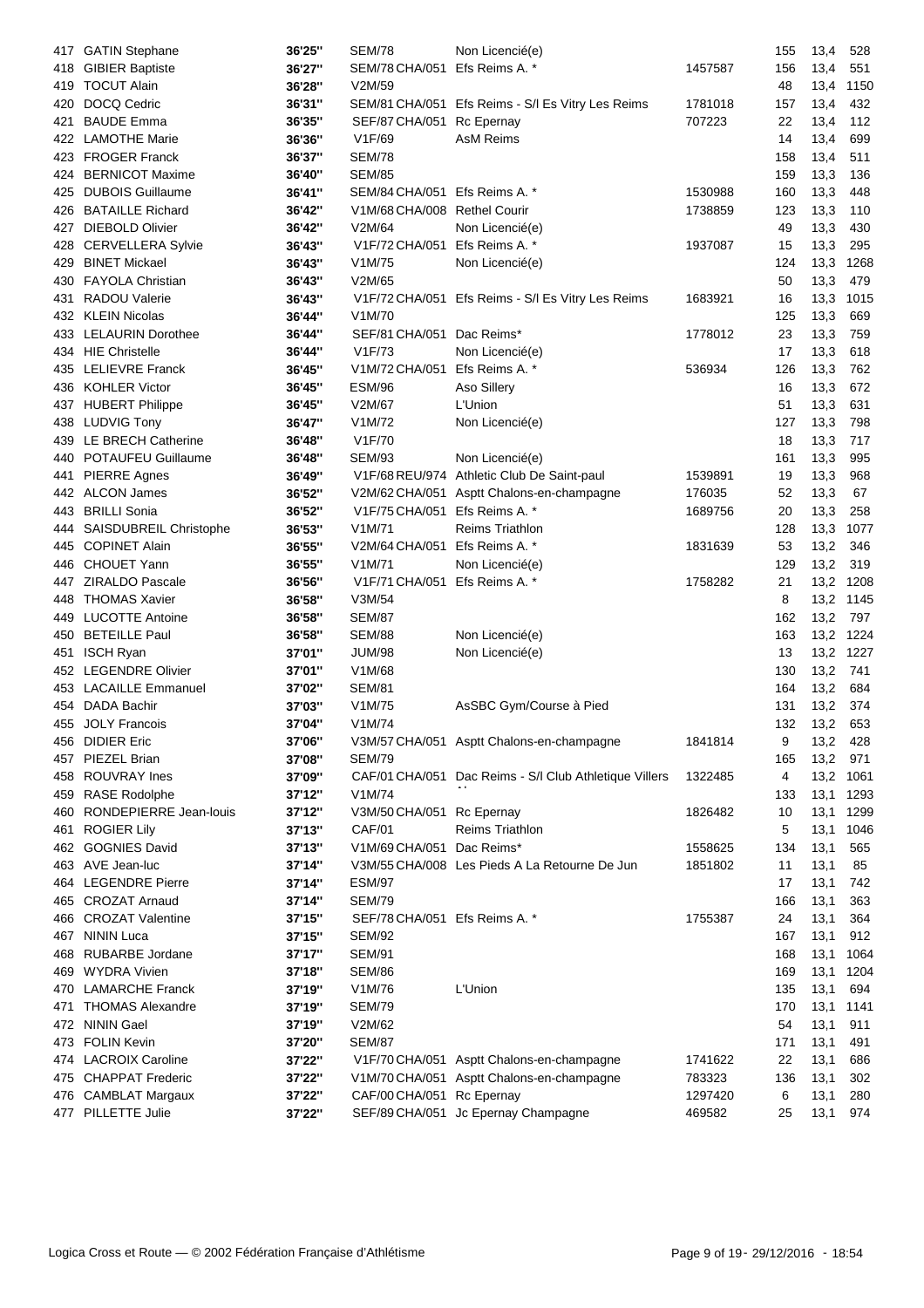| Rang | Nom | Temps | Cat | Club | Licence | Rang cat | Vitesse | Dossard |
|---|---|---|---|---|---|---|---|---|
| 417 | GATIN Stephane | 36'25'' | SEM/78 | Non Licencié(e) | | 155 | 13,4 | 528 |
| 418 | GIBIER Baptiste | 36'27'' | SEM/78 CHA/051 | Efs Reims A. * | 1457587 | 156 | 13,4 | 551 |
| 419 | TOCUT Alain | 36'28'' | V2M/59 | | | 48 | 13,4 | 1150 |
| 420 | DOCQ Cedric | 36'31'' | SEM/81 CHA/051 | Efs Reims - S/l Es Vitry Les Reims | 1781018 | 157 | 13,4 | 432 |
| 421 | BAUDE Emma | 36'35'' | SEF/87 CHA/051 | Rc Epernay | 707223 | 22 | 13,4 | 112 |
| 422 | LAMOTHE Marie | 36'36'' | V1F/69 | AsM Reims | | 14 | 13,4 | 699 |
| 423 | FROGER Franck | 36'37'' | SEM/78 | | | 158 | 13,4 | 511 |
| 424 | BERNICOT Maxime | 36'40'' | SEM/85 | | | 159 | 13,3 | 136 |
| 425 | DUBOIS Guillaume | 36'41'' | SEM/84 CHA/051 | Efs Reims A. * | 1530988 | 160 | 13,3 | 448 |
| 426 | BATAILLE Richard | 36'42'' | V1M/68 CHA/008 | Rethel Courir | 1738859 | 123 | 13,3 | 110 |
| 427 | DIEBOLD Olivier | 36'42'' | V2M/64 | Non Licencié(e) | | 49 | 13,3 | 430 |
| 428 | CERVELLERA Sylvie | 36'43'' | V1F/72 CHA/051 | Efs Reims A. * | 1937087 | 15 | 13,3 | 295 |
| 429 | BINET Mickael | 36'43'' | V1M/75 | Non Licencié(e) | | 124 | 13,3 | 1268 |
| 430 | FAYOLA Christian | 36'43'' | V2M/65 | | | 50 | 13,3 | 479 |
| 431 | RADOU Valerie | 36'43'' | V1F/72 CHA/051 | Efs Reims - S/l Es Vitry Les Reims | 1683921 | 16 | 13,3 | 1015 |
| 432 | KLEIN Nicolas | 36'44'' | V1M/70 | | | 125 | 13,3 | 669 |
| 433 | LELAURIN Dorothee | 36'44'' | SEF/81 CHA/051 | Dac Reims* | 1778012 | 23 | 13,3 | 759 |
| 434 | HIE Christelle | 36'44'' | V1F/73 | Non Licencié(e) | | 17 | 13,3 | 618 |
| 435 | LELIEVRE Franck | 36'45'' | V1M/72 CHA/051 | Efs Reims A. * | 536934 | 126 | 13,3 | 762 |
| 436 | KOHLER Victor | 36'45'' | ESM/96 | Aso Sillery | | 16 | 13,3 | 672 |
| 437 | HUBERT Philippe | 36'45'' | V2M/67 | L'Union | | 51 | 13,3 | 631 |
| 438 | LUDVIG Tony | 36'47'' | V1M/72 | Non Licencié(e) | | 127 | 13,3 | 798 |
| 439 | LE BRECH Catherine | 36'48'' | V1F/70 | | | 18 | 13,3 | 717 |
| 440 | POTAUFEU Guillaume | 36'48'' | SEM/93 | Non Licencié(e) | | 161 | 13,3 | 995 |
| 441 | PIERRE Agnes | 36'49'' | V1F/68 REU/974 | Athletic Club De Saint-paul | 1539891 | 19 | 13,3 | 968 |
| 442 | ALCON James | 36'52'' | V2M/62 CHA/051 | Asptt Chalons-en-champagne | 176035 | 52 | 13,3 | 67 |
| 443 | BRILLI Sonia | 36'52'' | V1F/75 CHA/051 | Efs Reims A. * | 1689756 | 20 | 13,3 | 258 |
| 444 | SAISDUBREIL Christophe | 36'53'' | V1M/71 | Reims Triathlon | | 128 | 13,3 | 1077 |
| 445 | COPINET Alain | 36'55'' | V2M/64 CHA/051 | Efs Reims A. * | 1831639 | 53 | 13,2 | 346 |
| 446 | CHOUET Yann | 36'55'' | V1M/71 | Non Licencié(e) | | 129 | 13,2 | 319 |
| 447 | ZIRALDO Pascale | 36'56'' | V1F/71 CHA/051 | Efs Reims A. * | 1758282 | 21 | 13,2 | 1208 |
| 448 | THOMAS Xavier | 36'58'' | V3M/54 | | | 8 | 13,2 | 1145 |
| 449 | LUCOTTE Antoine | 36'58'' | SEM/87 | | | 162 | 13,2 | 797 |
| 450 | BETEILLE Paul | 36'58'' | SEM/88 | Non Licencié(e) | | 163 | 13,2 | 1224 |
| 451 | ISCH Ryan | 37'01'' | JUM/98 | Non Licencié(e) | | 13 | 13,2 | 1227 |
| 452 | LEGENDRE Olivier | 37'01'' | V1M/68 | | | 130 | 13,2 | 741 |
| 453 | LACAILLE Emmanuel | 37'02'' | SEM/81 | | | 164 | 13,2 | 684 |
| 454 | DADA Bachir | 37'03'' | V1M/75 | AsSBC Gym/Course à Pied | | 131 | 13,2 | 374 |
| 455 | JOLY Francois | 37'04'' | V1M/74 | | | 132 | 13,2 | 653 |
| 456 | DIDIER Eric | 37'06'' | V3M/57 CHA/051 | Asptt Chalons-en-champagne | 1841814 | 9 | 13,2 | 428 |
| 457 | PIEZEL Brian | 37'08'' | SEM/79 | | | 165 | 13,2 | 971 |
| 458 | ROUVRAY Ines | 37'09'' | CAF/01 CHA/051 | Dac Reims - S/l Club Athletique Villers Al | 1322485 | 4 | 13,2 | 1061 |
| 459 | RASE Rodolphe | 37'12'' | V1M/74 | | | 133 | 13,1 | 1293 |
| 460 | RONDEPIERRE Jean-louis | 37'12'' | V3M/50 CHA/051 | Rc Epernay | 1826482 | 10 | 13,1 | 1299 |
| 461 | ROGIER Lily | 37'13'' | CAF/01 | Reims Triathlon | | 5 | 13,1 | 1046 |
| 462 | GOGNIES David | 37'13'' | V1M/69 CHA/051 | Dac Reims* | 1558625 | 134 | 13,1 | 565 |
| 463 | AVE Jean-luc | 37'14'' | V3M/55 CHA/008 | Les Pieds A La Retourne De Jun | 1851802 | 11 | 13,1 | 85 |
| 464 | LEGENDRE Pierre | 37'14'' | ESM/97 | | | 17 | 13,1 | 742 |
| 465 | CROZAT Arnaud | 37'14'' | SEM/79 | | | 166 | 13,1 | 363 |
| 466 | CROZAT Valentine | 37'15'' | SEF/78 CHA/051 | Efs Reims A. * | 1755387 | 24 | 13,1 | 364 |
| 467 | NININ Luca | 37'15'' | SEM/92 | | | 167 | 13,1 | 912 |
| 468 | RUBARBE Jordane | 37'17'' | SEM/91 | | | 168 | 13,1 | 1064 |
| 469 | WYDRA Vivien | 37'18'' | SEM/86 | | | 169 | 13,1 | 1204 |
| 470 | LAMARCHE Franck | 37'19'' | V1M/76 | L'Union | | 135 | 13,1 | 694 |
| 471 | THOMAS Alexandre | 37'19'' | SEM/79 | | | 170 | 13,1 | 1141 |
| 472 | NININ Gael | 37'19'' | V2M/62 | | | 54 | 13,1 | 911 |
| 473 | FOLIN Kevin | 37'20'' | SEM/87 | | | 171 | 13,1 | 491 |
| 474 | LACROIX Caroline | 37'22'' | V1F/70 CHA/051 | Asptt Chalons-en-champagne | 1741622 | 22 | 13,1 | 686 |
| 475 | CHAPPAT Frederic | 37'22'' | V1M/70 CHA/051 | Asptt Chalons-en-champagne | 783323 | 136 | 13,1 | 302 |
| 476 | CAMBLAT Margaux | 37'22'' | CAF/00 CHA/051 | Rc Epernay | 1297420 | 6 | 13,1 | 280 |
| 477 | PILLETTE Julie | 37'22'' | SEF/89 CHA/051 | Jc Epernay Champagne | 469582 | 25 | 13,1 | 974 |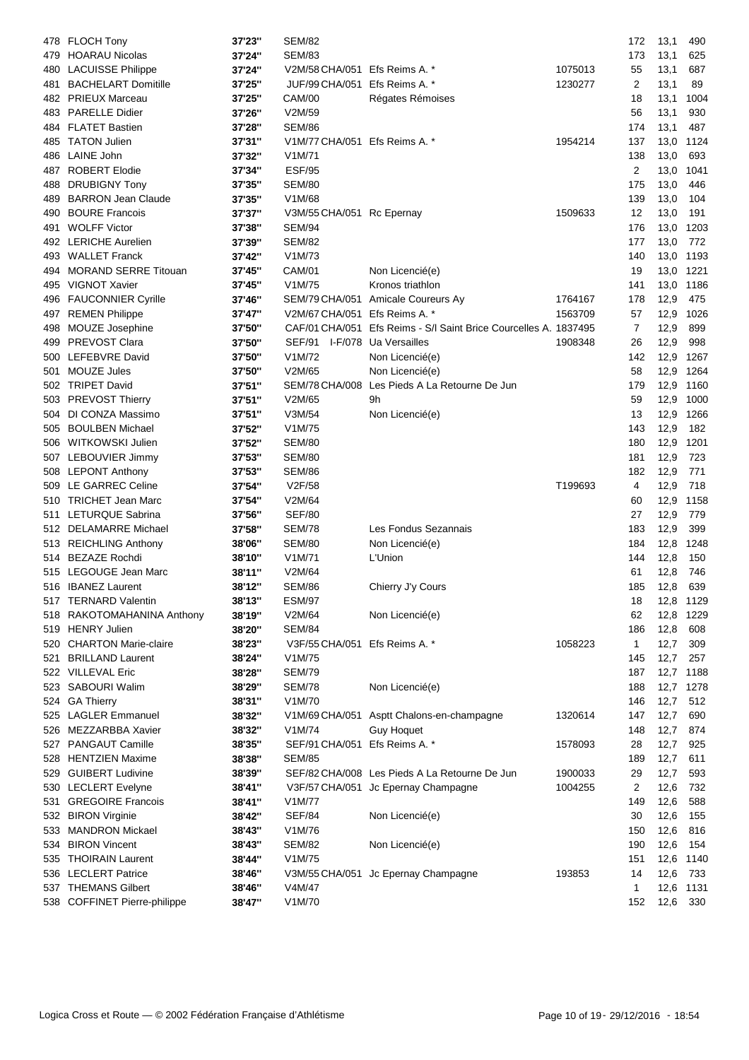| | | | | | | | | |
|---|---|---|---|---|---|---|---|---|
| 478 | FLOCH Tony | 37'23'' | SEM/82 | | | 172 | 13,1 | 490 |
| 479 | HOARAU Nicolas | 37'24'' | SEM/83 | | | 173 | 13,1 | 625 |
| 480 | LACUISSE Philippe | 37'24'' | V2M/58 CHA/051 | Efs Reims A. * | 1075013 | 55 | 13,1 | 687 |
| 481 | BACHELART Domitille | 37'25'' | JUF/99 CHA/051 | Efs Reims A. * | 1230277 | 2 | 13,1 | 89 |
| 482 | PRIEUX Marceau | 37'25'' | CAM/00 | Régates Rémoises | | 18 | 13,1 | 1004 |
| 483 | PARELLE Didier | 37'26'' | V2M/59 | | | 56 | 13,1 | 930 |
| 484 | FLATET Bastien | 37'28'' | SEM/86 | | | 174 | 13,1 | 487 |
| 485 | TATON Julien | 37'31'' | V1M/77 CHA/051 | Efs Reims A. * | 1954214 | 137 | 13,0 | 1124 |
| 486 | LAINE John | 37'32'' | V1M/71 | | | 138 | 13,0 | 693 |
| 487 | ROBERT Elodie | 37'34'' | ESF/95 | | | 2 | 13,0 | 1041 |
| 488 | DRUBIGNY Tony | 37'35'' | SEM/80 | | | 175 | 13,0 | 446 |
| 489 | BARRON Jean Claude | 37'35'' | V1M/68 | | | 139 | 13,0 | 104 |
| 490 | BOURE Francois | 37'37'' | V3M/55 CHA/051 | Rc Epernay | 1509633 | 12 | 13,0 | 191 |
| 491 | WOLFF Victor | 37'38'' | SEM/94 | | | 176 | 13,0 | 1203 |
| 492 | LERICHE Aurelien | 37'39'' | SEM/82 | | | 177 | 13,0 | 772 |
| 493 | WALLET Franck | 37'42'' | V1M/73 | | | 140 | 13,0 | 1193 |
| 494 | MORAND SERRE Titouan | 37'45'' | CAM/01 | Non Licencié(e) | | 19 | 13,0 | 1221 |
| 495 | VIGNOT Xavier | 37'45'' | V1M/75 | Kronos triathlon | | 141 | 13,0 | 1186 |
| 496 | FAUCONNIER Cyrille | 37'46'' | SEM/79 CHA/051 | Amicale Coureurs Ay | 1764167 | 178 | 12,9 | 475 |
| 497 | REMEN Philippe | 37'47'' | V2M/67 CHA/051 | Efs Reims A. * | 1563709 | 57 | 12,9 | 1026 |
| 498 | MOUZE Josephine | 37'50'' | CAF/01 CHA/051 | Efs Reims - S/l Saint Brice Courcelles A. | 1837495 | 7 | 12,9 | 899 |
| 499 | PREVOST Clara | 37'50'' | SEF/91 I-F/078 | Ua Versailles | 1908348 | 26 | 12,9 | 998 |
| 500 | LEFEBVRE David | 37'50'' | V1M/72 | Non Licencié(e) | | 142 | 12,9 | 1267 |
| 501 | MOUZE Jules | 37'50'' | V2M/65 | Non Licencié(e) | | 58 | 12,9 | 1264 |
| 502 | TRIPET David | 37'51'' | SEM/78 CHA/008 | Les Pieds A La Retourne De Jun | | 179 | 12,9 | 1160 |
| 503 | PREVOST Thierry | 37'51'' | V2M/65 | 9h | | 59 | 12,9 | 1000 |
| 504 | DI CONZA Massimo | 37'51'' | V3M/54 | Non Licencié(e) | | 13 | 12,9 | 1266 |
| 505 | BOULBEN Michael | 37'52'' | V1M/75 | | | 143 | 12,9 | 182 |
| 506 | WITKOWSKI Julien | 37'52'' | SEM/80 | | | 180 | 12,9 | 1201 |
| 507 | LEBOUVIER Jimmy | 37'53'' | SEM/80 | | | 181 | 12,9 | 723 |
| 508 | LEPONT Anthony | 37'53'' | SEM/86 | | | 182 | 12,9 | 771 |
| 509 | LE GARREC Celine | 37'54'' | V2F/58 | | T199693 | 4 | 12,9 | 718 |
| 510 | TRICHET Jean Marc | 37'54'' | V2M/64 | | | 60 | 12,9 | 1158 |
| 511 | LETURQUE Sabrina | 37'56'' | SEF/80 | | | 27 | 12,9 | 779 |
| 512 | DELAMARRE Michael | 37'58'' | SEM/78 | Les Fondus Sezannais | | 183 | 12,9 | 399 |
| 513 | REICHLING Anthony | 38'06'' | SEM/80 | Non Licencié(e) | | 184 | 12,8 | 1248 |
| 514 | BEZAZE Rochdi | 38'10'' | V1M/71 | L'Union | | 144 | 12,8 | 150 |
| 515 | LEGOUGE Jean Marc | 38'11'' | V2M/64 | | | 61 | 12,8 | 746 |
| 516 | IBANEZ Laurent | 38'12'' | SEM/86 | Chierry J'y Cours | | 185 | 12,8 | 639 |
| 517 | TERNARD Valentin | 38'13'' | ESM/97 | | | 18 | 12,8 | 1129 |
| 518 | RAKOTOMAHANINA Anthony | 38'19'' | V2M/64 | Non Licencié(e) | | 62 | 12,8 | 1229 |
| 519 | HENRY Julien | 38'20'' | SEM/84 | | | 186 | 12,8 | 608 |
| 520 | CHARTON Marie-claire | 38'23'' | V3F/55 CHA/051 | Efs Reims A. * | 1058223 | 1 | 12,7 | 309 |
| 521 | BRILLAND Laurent | 38'24'' | V1M/75 | | | 145 | 12,7 | 257 |
| 522 | VILLEVAL Eric | 38'28'' | SEM/79 | | | 187 | 12,7 | 1188 |
| 523 | SABOURI Walim | 38'29'' | SEM/78 | Non Licencié(e) | | 188 | 12,7 | 1278 |
| 524 | GA Thierry | 38'31'' | V1M/70 | | | 146 | 12,7 | 512 |
| 525 | LAGLER Emmanuel | 38'32'' | V1M/69 CHA/051 | Asptt Chalons-en-champagne | 1320614 | 147 | 12,7 | 690 |
| 526 | MEZZARBBA Xavier | 38'32'' | V1M/74 | Guy Hoquet | | 148 | 12,7 | 874 |
| 527 | PANGAUT Camille | 38'35'' | SEF/91 CHA/051 | Efs Reims A. * | 1578093 | 28 | 12,7 | 925 |
| 528 | HENTZIEN Maxime | 38'38'' | SEM/85 | | | 189 | 12,7 | 611 |
| 529 | GUIBERT Ludivine | 38'39'' | SEF/82 CHA/008 | Les Pieds A La Retourne De Jun | 1900033 | 29 | 12,7 | 593 |
| 530 | LECLERT Evelyne | 38'41'' | V3F/57 CHA/051 | Jc Epernay Champagne | 1004255 | 2 | 12,6 | 732 |
| 531 | GREGOIRE Francois | 38'41'' | V1M/77 | | | 149 | 12,6 | 588 |
| 532 | BIRON Virginie | 38'42'' | SEF/84 | Non Licencié(e) | | 30 | 12,6 | 155 |
| 533 | MANDRON Mickael | 38'43'' | V1M/76 | | | 150 | 12,6 | 816 |
| 534 | BIRON Vincent | 38'43'' | SEM/82 | Non Licencié(e) | | 190 | 12,6 | 154 |
| 535 | THOIRAIN Laurent | 38'44'' | V1M/75 | | | 151 | 12,6 | 1140 |
| 536 | LECLERT Patrice | 38'46'' | V3M/55 CHA/051 | Jc Epernay Champagne | 193853 | 14 | 12,6 | 733 |
| 537 | THEMANS Gilbert | 38'46'' | V4M/47 | | | 1 | 12,6 | 1131 |
| 538 | COFFINET Pierre-philippe | 38'47'' | V1M/70 | | | 152 | 12,6 | 330 |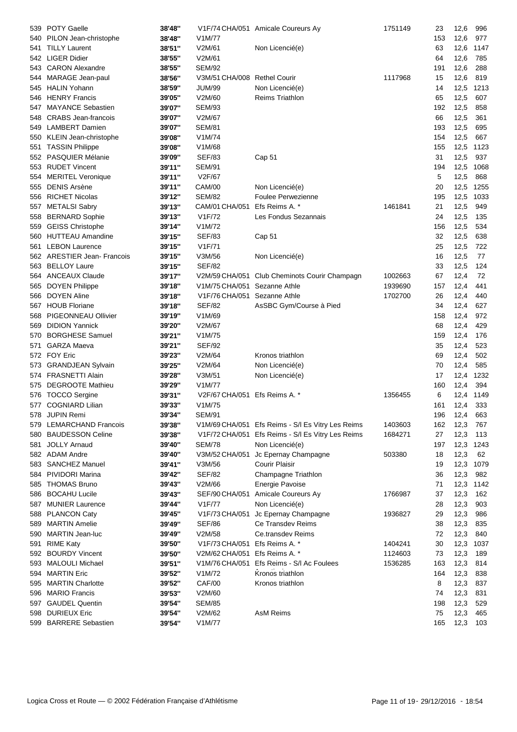| | | | | | | | | |
|---|---|---|---|---|---|---|---|---|
| 539 | POTY Gaelle | 38'48'' | V1F/74 CHA/051 | Amicale Coureurs Ay | 1751149 | 23 | 12,6 | 996 |
| 540 | PILON Jean-christophe | 38'48'' | V1M/77 | | | 153 | 12,6 | 977 |
| 541 | TILLY Laurent | 38'51'' | V2M/61 | Non Licencié(e) | | 63 | 12,6 | 1147 |
| 542 | LIGER Didier | 38'55'' | V2M/61 | | | 64 | 12,6 | 785 |
| 543 | CARON Alexandre | 38'55'' | SEM/92 | | | 191 | 12,6 | 288 |
| 544 | MARAGE Jean-paul | 38'56'' | V3M/51 CHA/008 | Rethel Courir | 1117968 | 15 | 12,6 | 819 |
| 545 | HALIN Yohann | 38'59'' | JUM/99 | Non Licencié(e) | | 14 | 12,5 | 1213 |
| 546 | HENRY Francis | 39'05'' | V2M/60 | Reims Triathlon | | 65 | 12,5 | 607 |
| 547 | MAYANCE Sebastien | 39'07'' | SEM/93 | | | 192 | 12,5 | 858 |
| 548 | CRABS Jean-francois | 39'07'' | V2M/67 | | | 66 | 12,5 | 361 |
| 549 | LAMBERT Damien | 39'07'' | SEM/81 | | | 193 | 12,5 | 695 |
| 550 | KLEIN Jean-christophe | 39'08'' | V1M/74 | | | 154 | 12,5 | 667 |
| 551 | TASSIN Philippe | 39'08'' | V1M/68 | | | 155 | 12,5 | 1123 |
| 552 | PASQUIER Mélanie | 39'09'' | SEF/83 | Cap 51 | | 31 | 12,5 | 937 |
| 553 | RUDET Vincent | 39'11'' | SEM/91 | | | 194 | 12,5 | 1068 |
| 554 | MERITEL Veronique | 39'11'' | V2F/67 | | | 5 | 12,5 | 868 |
| 555 | DENIS Arsène | 39'11'' | CAM/00 | Non Licencié(e) | | 20 | 12,5 | 1255 |
| 556 | RICHET Nicolas | 39'12'' | SEM/82 | Foulee Perwezienne | | 195 | 12,5 | 1033 |
| 557 | METALSI Sabry | 39'13'' | CAM/01 CHA/051 | Efs Reims A. * | 1461841 | 21 | 12,5 | 949 |
| 558 | BERNARD Sophie | 39'13'' | V1F/72 | Les Fondus Sezannais | | 24 | 12,5 | 135 |
| 559 | GEISS Christophe | 39'14'' | V1M/72 | | | 156 | 12,5 | 534 |
| 560 | HUTTEAU Amandine | 39'15'' | SEF/83 | Cap 51 | | 32 | 12,5 | 638 |
| 561 | LEBON Laurence | 39'15'' | V1F/71 | | | 25 | 12,5 | 722 |
| 562 | ARESTIER Jean- Francois | 39'15'' | V3M/56 | Non Licencié(e) | | 16 | 12,5 | 77 |
| 563 | BELLOY Laure | 39'15'' | SEF/82 | | | 33 | 12,5 | 124 |
| 564 | ANCEAUX Claude | 39'17'' | V2M/59 CHA/051 | Club Cheminots Courir Champagn | 1002663 | 67 | 12,4 | 72 |
| 565 | DOYEN Philippe | 39'18'' | V1M/75 CHA/051 | Sezanne Athle | 1939690 | 157 | 12,4 | 441 |
| 566 | DOYEN Aline | 39'18'' | V1F/76 CHA/051 | Sezanne Athle | 1702700 | 26 | 12,4 | 440 |
| 567 | HOUB Floriane | 39'18'' | SEF/82 | AsSBC Gym/Course à Pied | | 34 | 12,4 | 627 |
| 568 | PIGEONNEAU Ollivier | 39'19'' | V1M/69 | | | 158 | 12,4 | 972 |
| 569 | DIDION Yannick | 39'20'' | V2M/67 | | | 68 | 12,4 | 429 |
| 570 | BORGHESE Samuel | 39'21'' | V1M/75 | | | 159 | 12,4 | 176 |
| 571 | GARZA Maeva | 39'21'' | SEF/92 | | | 35 | 12,4 | 523 |
| 572 | FOY Eric | 39'23'' | V2M/64 | Kronos triathlon | | 69 | 12,4 | 502 |
| 573 | GRANDJEAN Sylvain | 39'25'' | V2M/64 | Non Licencié(e) | | 70 | 12,4 | 585 |
| 574 | FRASNETTI Alain | 39'28'' | V3M/51 | Non Licencié(e) | | 17 | 12,4 | 1232 |
| 575 | DEGROOTE Mathieu | 39'29'' | V1M/77 | | | 160 | 12,4 | 394 |
| 576 | TOCCO Sergine | 39'31'' | V2F/67 CHA/051 | Efs Reims A. * | 1356455 | 6 | 12,4 | 1149 |
| 577 | COGNIARD Lilian | 39'33'' | V1M/75 | | | 161 | 12,4 | 333 |
| 578 | JUPIN Remi | 39'34'' | SEM/91 | | | 196 | 12,4 | 663 |
| 579 | LEMARCHAND Francois | 39'38'' | V1M/69 CHA/051 | Efs Reims - S/l Es Vitry Les Reims | 1403603 | 162 | 12,3 | 767 |
| 580 | BAUDESSON Celine | 39'38'' | V1F/72 CHA/051 | Efs Reims - S/l Es Vitry Les Reims | 1684271 | 27 | 12,3 | 113 |
| 581 | JOLLY Arnaud | 39'40'' | SEM/78 | Non Licencié(e) | | 197 | 12,3 | 1243 |
| 582 | ADAM Andre | 39'40'' | V3M/52 CHA/051 | Jc Epernay Champagne | 503380 | 18 | 12,3 | 62 |
| 583 | SANCHEZ Manuel | 39'41'' | V3M/56 | Courir Plaisir | | 19 | 12,3 | 1079 |
| 584 | PIVIDORI Marina | 39'42'' | SEF/82 | Champagne Triathlon | | 36 | 12,3 | 982 |
| 585 | THOMAS Bruno | 39'43'' | V2M/66 | Energie Pavoise | | 71 | 12,3 | 1142 |
| 586 | BOCAHU Lucile | 39'43'' | SEF/90 CHA/051 | Amicale Coureurs Ay | 1766987 | 37 | 12,3 | 162 |
| 587 | MUNIER Laurence | 39'44'' | V1F/77 | Non Licencié(e) | | 28 | 12,3 | 903 |
| 588 | PLANCON Caty | 39'45'' | V1F/73 CHA/051 | Jc Epernay Champagne | 1936827 | 29 | 12,3 | 986 |
| 589 | MARTIN Amelie | 39'49'' | SEF/86 | Ce Transdev Reims | | 38 | 12,3 | 835 |
| 590 | MARTIN Jean-luc | 39'49'' | V2M/58 | Ce.transdev Reims | | 72 | 12,3 | 840 |
| 591 | RIME Katy | 39'50'' | V1F/73 CHA/051 | Efs Reims A. * | 1404241 | 30 | 12,3 | 1037 |
| 592 | BOURDY Vincent | 39'50'' | V2M/62 CHA/051 | Efs Reims A. * | 1124603 | 73 | 12,3 | 189 |
| 593 | MALOULI Michael | 39'51'' | V1M/76 CHA/051 | Efs Reims - S/l Ac Foulees | 1536285 | 163 | 12,3 | 814 |
| 594 | MARTIN Eric | 39'52'' | V1M/72 | Kronos triathlon | | 164 | 12,3 | 838 |
| 595 | MARTIN Charlotte | 39'52'' | CAF/00 | Kronos triathlon | | 8 | 12,3 | 837 |
| 596 | MARIO Francis | 39'53'' | V2M/60 | | | 74 | 12,3 | 831 |
| 597 | GAUDEL Quentin | 39'54'' | SEM/85 | | | 198 | 12,3 | 529 |
| 598 | DURIEUX Eric | 39'54'' | V2M/62 | AsM Reims | | 75 | 12,3 | 465 |
| 599 | BARRERE Sebastien | 39'54'' | V1M/77 | | | 165 | 12,3 | 103 |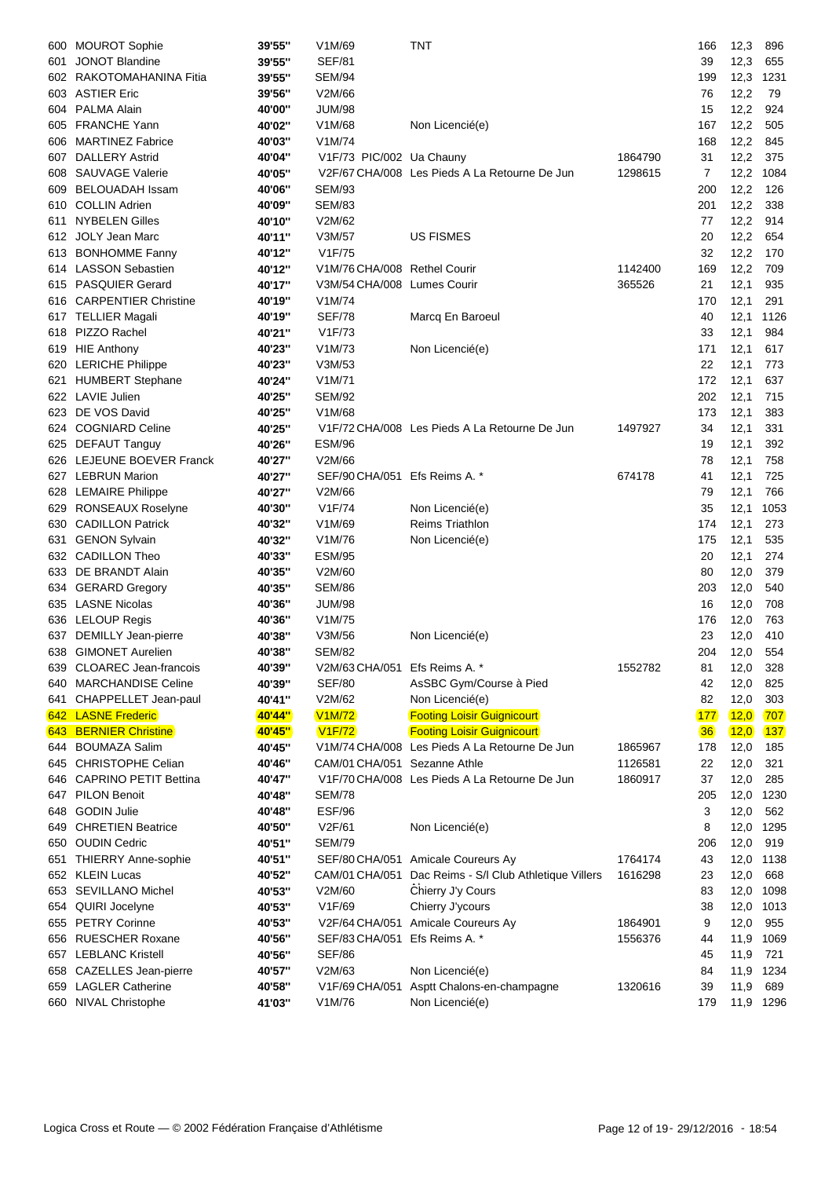| | | | | | | | | |
|---|---|---|---|---|---|---|---|---|
| 600 | MOUROT Sophie | 39'55'' | V1M/69 | TNT | | 166 | 12,3 | 896 |
| 601 | JONOT Blandine | 39'55'' | SEF/81 | | | 39 | 12,3 | 655 |
| 602 | RAKOTOMAHANINA Fitia | 39'55'' | SEM/94 | | | 199 | 12,3 | 1231 |
| 603 | ASTIER Eric | 39'56'' | V2M/66 | | | 76 | 12,2 | 79 |
| 604 | PALMA Alain | 40'00'' | JUM/98 | | | 15 | 12,2 | 924 |
| 605 | FRANCHE Yann | 40'02'' | V1M/68 | Non Licencié(e) | | 167 | 12,2 | 505 |
| 606 | MARTINEZ Fabrice | 40'03'' | V1M/74 | | | 168 | 12,2 | 845 |
| 607 | DALLERY Astrid | 40'04'' | V1F/73 PIC/002 | Ua Chauny | 1864790 | 31 | 12,2 | 375 |
| 608 | SAUVAGE Valerie | 40'05'' | V2F/67 CHA/008 | Les Pieds A La Retourne De Jun | 1298615 | 7 | 12,2 | 1084 |
| 609 | BELOUADAH Issam | 40'06'' | SEM/93 | | | 200 | 12,2 | 126 |
| 610 | COLLIN Adrien | 40'09'' | SEM/83 | | | 201 | 12,2 | 338 |
| 611 | NYBELEN Gilles | 40'10'' | V2M/62 | | | 77 | 12,2 | 914 |
| 612 | JOLY Jean Marc | 40'11'' | V3M/57 | US FISMES | | 20 | 12,2 | 654 |
| 613 | BONHOMME Fanny | 40'12'' | V1F/75 | | | 32 | 12,2 | 170 |
| 614 | LASSON Sebastien | 40'12'' | V1M/76 CHA/008 | Rethel Courir | 1142400 | 169 | 12,2 | 709 |
| 615 | PASQUIER Gerard | 40'17'' | V3M/54 CHA/008 | Lumes Courir | 365526 | 21 | 12,1 | 935 |
| 616 | CARPENTIER Christine | 40'19'' | V1M/74 | | | 170 | 12,1 | 291 |
| 617 | TELLIER Magali | 40'19'' | SEF/78 | Marcq En Baroeul | | 40 | 12,1 | 1126 |
| 618 | PIZZO Rachel | 40'21'' | V1F/73 | | | 33 | 12,1 | 984 |
| 619 | HIE Anthony | 40'23'' | V1M/73 | Non Licencié(e) | | 171 | 12,1 | 617 |
| 620 | LERICHE Philippe | 40'23'' | V3M/53 | | | 22 | 12,1 | 773 |
| 621 | HUMBERT Stephane | 40'24'' | V1M/71 | | | 172 | 12,1 | 637 |
| 622 | LAVIE Julien | 40'25'' | SEM/92 | | | 202 | 12,1 | 715 |
| 623 | DE VOS David | 40'25'' | V1M/68 | | | 173 | 12,1 | 383 |
| 624 | COGNIARD Celine | 40'25'' | V1F/72 CHA/008 | Les Pieds A La Retourne De Jun | 1497927 | 34 | 12,1 | 331 |
| 625 | DEFAUT Tanguy | 40'26'' | ESM/96 | | | 19 | 12,1 | 392 |
| 626 | LEJEUNE BOEVER Franck | 40'27'' | V2M/66 | | | 78 | 12,1 | 758 |
| 627 | LEBRUN Marion | 40'27'' | SEF/90 CHA/051 | Efs Reims A. * | 674178 | 41 | 12,1 | 725 |
| 628 | LEMAIRE Philippe | 40'27'' | V2M/66 | | | 79 | 12,1 | 766 |
| 629 | RONSEAUX Roselyne | 40'30'' | V1F/74 | Non Licencié(e) | | 35 | 12,1 | 1053 |
| 630 | CADILLON Patrick | 40'32'' | V1M/69 | Reims Triathlon | | 174 | 12,1 | 273 |
| 631 | GENON Sylvain | 40'32'' | V1M/76 | Non Licencié(e) | | 175 | 12,1 | 535 |
| 632 | CADILLON Theo | 40'33'' | ESM/95 | | | 20 | 12,1 | 274 |
| 633 | DE BRANDT Alain | 40'35'' | V2M/60 | | | 80 | 12,0 | 379 |
| 634 | GERARD Gregory | 40'35'' | SEM/86 | | | 203 | 12,0 | 540 |
| 635 | LASNE Nicolas | 40'36'' | JUM/98 | | | 16 | 12,0 | 708 |
| 636 | LELOUP Regis | 40'36'' | V1M/75 | | | 176 | 12,0 | 763 |
| 637 | DEMILLY Jean-pierre | 40'38'' | V3M/56 | Non Licencié(e) | | 23 | 12,0 | 410 |
| 638 | GIMONET Aurelien | 40'38'' | SEM/82 | | | 204 | 12,0 | 554 |
| 639 | CLOAREC Jean-francois | 40'39'' | V2M/63 CHA/051 | Efs Reims A. * | 1552782 | 81 | 12,0 | 328 |
| 640 | MARCHANDISE Celine | 40'39'' | SEF/80 | AsSBC Gym/Course à Pied | | 42 | 12,0 | 825 |
| 641 | CHAPPELLET Jean-paul | 40'41'' | V2M/62 | Non Licencié(e) | | 82 | 12,0 | 303 |
| 642 | LASNE Frederic | 40'44'' | V1M/72 | Footing Loisir Guignicourt | | 177 | 12,0 | 707 |
| 643 | BERNIER Christine | 40'45'' | V1F/72 | Footing Loisir Guignicourt | | 36 | 12,0 | 137 |
| 644 | BOUMAZA Salim | 40'45'' | V1M/74 CHA/008 | Les Pieds A La Retourne De Jun | 1865967 | 178 | 12,0 | 185 |
| 645 | CHRISTOPHE Celian | 40'46'' | CAM/01 CHA/051 | Sezanne Athle | 1126581 | 22 | 12,0 | 321 |
| 646 | CAPRINO PETIT Bettina | 40'47'' | V1F/70 CHA/008 | Les Pieds A La Retourne De Jun | 1860917 | 37 | 12,0 | 285 |
| 647 | PILON Benoit | 40'48'' | SEM/78 | | | 205 | 12,0 | 1230 |
| 648 | GODIN Julie | 40'48'' | ESF/96 | | | 3 | 12,0 | 562 |
| 649 | CHRETIEN Beatrice | 40'50'' | V2F/61 | Non Licencié(e) | | 8 | 12,0 | 1295 |
| 650 | OUDIN Cedric | 40'51'' | SEM/79 | | | 206 | 12,0 | 919 |
| 651 | THIERRY Anne-sophie | 40'51'' | SEF/80 CHA/051 | Amicale Coureurs Ay | 1764174 | 43 | 12,0 | 1138 |
| 652 | KLEIN Lucas | 40'52'' | CAM/01 CHA/051 | Dac Reims - S/l Club Athletique Villers | 1616298 | 23 | 12,0 | 668 |
| 653 | SEVILLANO Michel | 40'53'' | V2M/60 | Chierry J'y Cours | | 83 | 12,0 | 1098 |
| 654 | QUIRI Jocelyne | 40'53'' | V1F/69 | Chierry J'ycours | | 38 | 12,0 | 1013 |
| 655 | PETRY Corinne | 40'53'' | V2F/64 CHA/051 | Amicale Coureurs Ay | 1864901 | 9 | 12,0 | 955 |
| 656 | RUESCHER Roxane | 40'56'' | SEF/83 CHA/051 | Efs Reims A. * | 1556376 | 44 | 11,9 | 1069 |
| 657 | LEBLANC Kristell | 40'56'' | SEF/86 | | | 45 | 11,9 | 721 |
| 658 | CAZELLES Jean-pierre | 40'57'' | V2M/63 | Non Licencié(e) | | 84 | 11,9 | 1234 |
| 659 | LAGLER Catherine | 40'58'' | V1F/69 CHA/051 | Asptt Chalons-en-champagne | 1320616 | 39 | 11,9 | 689 |
| 660 | NIVAL Christophe | 41'03'' | V1M/76 | Non Licencié(e) | | 179 | 11,9 | 1296 |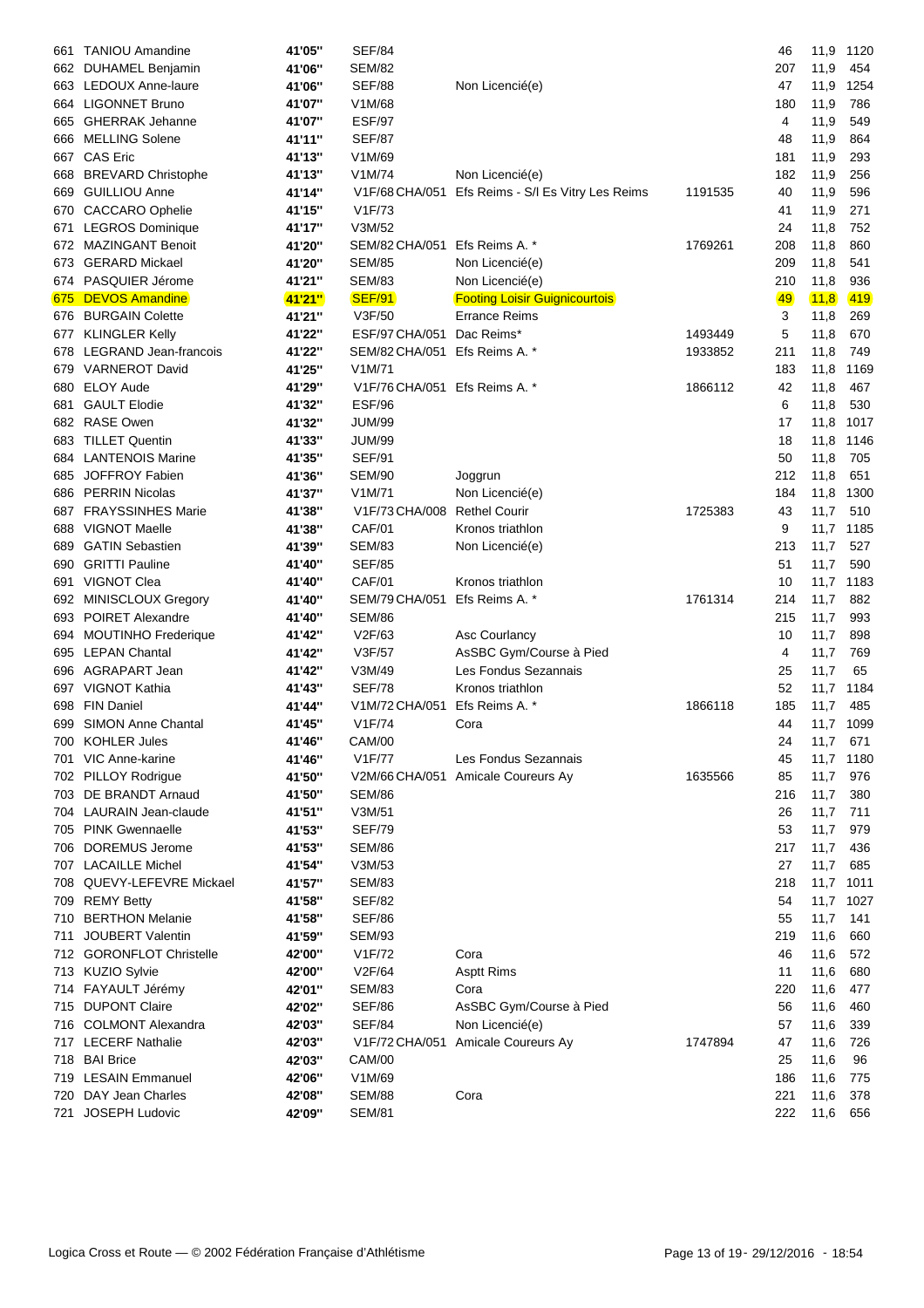| | | | | | | | | |
|---|---|---|---|---|---|---|---|---|
| 661 | TANIOU Amandine | 41'05'' | SEF/84 | | | 46 | 11,9 | 1120 |
| 662 | DUHAMEL Benjamin | 41'06'' | SEM/82 | | | 207 | 11,9 | 454 |
| 663 | LEDOUX Anne-laure | 41'06'' | SEF/88 | Non Licencié(e) | | 47 | 11,9 | 1254 |
| 664 | LIGONNET Bruno | 41'07'' | V1M/68 | | | 180 | 11,9 | 786 |
| 665 | GHERRAK Jehanne | 41'07'' | ESF/97 | | | 4 | 11,9 | 549 |
| 666 | MELLING Solene | 41'11'' | SEF/87 | | | 48 | 11,9 | 864 |
| 667 | CAS Eric | 41'13'' | V1M/69 | | | 181 | 11,9 | 293 |
| 668 | BREVARD Christophe | 41'13'' | V1M/74 | Non Licencié(e) | | 182 | 11,9 | 256 |
| 669 | GUILLIOU Anne | 41'14'' | V1F/68 CHA/051 | Efs Reims - S/l Es Vitry Les Reims | 1191535 | 40 | 11,9 | 596 |
| 670 | CACCARO Ophelie | 41'15'' | V1F/73 | | | 41 | 11,9 | 271 |
| 671 | LEGROS Dominique | 41'17'' | V3M/52 | | | 24 | 11,8 | 752 |
| 672 | MAZINGANT Benoit | 41'20'' | SEM/82 CHA/051 | Efs Reims A. * | 1769261 | 208 | 11,8 | 860 |
| 673 | GERARD Mickael | 41'20'' | SEM/85 | Non Licencié(e) | | 209 | 11,8 | 541 |
| 674 | PASQUIER Jérome | 41'21'' | SEM/83 | Non Licencié(e) | | 210 | 11,8 | 936 |
| 675 | DEVOS Amandine | 41'21'' | SEF/91 | Footing Loisir Guignicourtois | | 49 | 11,8 | 419 |
| 676 | BURGAIN Colette | 41'21'' | V3F/50 | Errance Reims | | 3 | 11,8 | 269 |
| 677 | KLINGLER Kelly | 41'22'' | ESF/97 CHA/051 | Dac Reims* | 1493449 | 5 | 11,8 | 670 |
| 678 | LEGRAND Jean-francois | 41'22'' | SEM/82 CHA/051 | Efs Reims A. * | 1933852 | 211 | 11,8 | 749 |
| 679 | VARNEROT David | 41'25'' | V1M/71 | | | 183 | 11,8 | 1169 |
| 680 | ELOY Aude | 41'29'' | V1F/76 CHA/051 | Efs Reims A. * | 1866112 | 42 | 11,8 | 467 |
| 681 | GAULT Elodie | 41'32'' | ESF/96 | | | 6 | 11,8 | 530 |
| 682 | RASE Owen | 41'32'' | JUM/99 | | | 17 | 11,8 | 1017 |
| 683 | TILLET Quentin | 41'33'' | JUM/99 | | | 18 | 11,8 | 1146 |
| 684 | LANTENOIS Marine | 41'35'' | SEF/91 | | | 50 | 11,8 | 705 |
| 685 | JOFFROY Fabien | 41'36'' | SEM/90 | Joggrun | | 212 | 11,8 | 651 |
| 686 | PERRIN Nicolas | 41'37'' | V1M/71 | Non Licencié(e) | | 184 | 11,8 | 1300 |
| 687 | FRAYSSINHES Marie | 41'38'' | V1F/73 CHA/008 | Rethel Courir | 1725383 | 43 | 11,7 | 510 |
| 688 | VIGNOT Maelle | 41'38'' | CAF/01 | Kronos triathlon | | 9 | 11,7 | 1185 |
| 689 | GATIN Sebastien | 41'39'' | SEM/83 | Non Licencié(e) | | 213 | 11,7 | 527 |
| 690 | GRITTI Pauline | 41'40'' | SEF/85 | | | 51 | 11,7 | 590 |
| 691 | VIGNOT Clea | 41'40'' | CAF/01 | Kronos triathlon | | 10 | 11,7 | 1183 |
| 692 | MINISCLOUX Gregory | 41'40'' | SEM/79 CHA/051 | Efs Reims A. * | 1761314 | 214 | 11,7 | 882 |
| 693 | POIRET Alexandre | 41'40'' | SEM/86 | | | 215 | 11,7 | 993 |
| 694 | MOUTINHO Frederique | 41'42'' | V2F/63 | Asc Courlancy | | 10 | 11,7 | 898 |
| 695 | LEPAN Chantal | 41'42'' | V3F/57 | AsSBC Gym/Course à Pied | | 4 | 11,7 | 769 |
| 696 | AGRAPART Jean | 41'42'' | V3M/49 | Les Fondus Sezannais | | 25 | 11,7 | 65 |
| 697 | VIGNOT Kathia | 41'43'' | SEF/78 | Kronos triathlon | | 52 | 11,7 | 1184 |
| 698 | FIN Daniel | 41'44'' | V1M/72 CHA/051 | Efs Reims A. * | 1866118 | 185 | 11,7 | 485 |
| 699 | SIMON Anne Chantal | 41'45'' | V1F/74 | Cora | | 44 | 11,7 | 1099 |
| 700 | KOHLER Jules | 41'46'' | CAM/00 | | | 24 | 11,7 | 671 |
| 701 | VIC Anne-karine | 41'46'' | V1F/77 | Les Fondus Sezannais | | 45 | 11,7 | 1180 |
| 702 | PILLOY Rodrigue | 41'50'' | V2M/66 CHA/051 | Amicale Coureurs Ay | 1635566 | 85 | 11,7 | 976 |
| 703 | DE BRANDT Arnaud | 41'50'' | SEM/86 | | | 216 | 11,7 | 380 |
| 704 | LAURAIN Jean-claude | 41'51'' | V3M/51 | | | 26 | 11,7 | 711 |
| 705 | PINK Gwennaelle | 41'53'' | SEF/79 | | | 53 | 11,7 | 979 |
| 706 | DOREMUS Jerome | 41'53'' | SEM/86 | | | 217 | 11,7 | 436 |
| 707 | LACAILLE Michel | 41'54'' | V3M/53 | | | 27 | 11,7 | 685 |
| 708 | QUEVY-LEFEVRE Mickael | 41'57'' | SEM/83 | | | 218 | 11,7 | 1011 |
| 709 | REMY Betty | 41'58'' | SEF/82 | | | 54 | 11,7 | 1027 |
| 710 | BERTHON Melanie | 41'58'' | SEF/86 | | | 55 | 11,7 | 141 |
| 711 | JOUBERT Valentin | 41'59'' | SEM/93 | | | 219 | 11,6 | 660 |
| 712 | GORONFLOT Christelle | 42'00'' | V1F/72 | Cora | | 46 | 11,6 | 572 |
| 713 | KUZIO Sylvie | 42'00'' | V2F/64 | Asptt Rims | | 11 | 11,6 | 680 |
| 714 | FAYAULT Jérémy | 42'01'' | SEM/83 | Cora | | 220 | 11,6 | 477 |
| 715 | DUPONT Claire | 42'02'' | SEF/86 | AsSBC Gym/Course à Pied | | 56 | 11,6 | 460 |
| 716 | COLMONT Alexandra | 42'03'' | SEF/84 | Non Licencié(e) | | 57 | 11,6 | 339 |
| 717 | LECERF Nathalie | 42'03'' | V1F/72 CHA/051 | Amicale Coureurs Ay | 1747894 | 47 | 11,6 | 726 |
| 718 | BAI Brice | 42'03'' | CAM/00 | | | 25 | 11,6 | 96 |
| 719 | LESAIN Emmanuel | 42'06'' | V1M/69 | | | 186 | 11,6 | 775 |
| 720 | DAY Jean Charles | 42'08'' | SEM/88 | Cora | | 221 | 11,6 | 378 |
| 721 | JOSEPH Ludovic | 42'09'' | SEM/81 | | | 222 | 11,6 | 656 |

Logica Cross et Route — © 2002 Fédération Française d'Athlétisme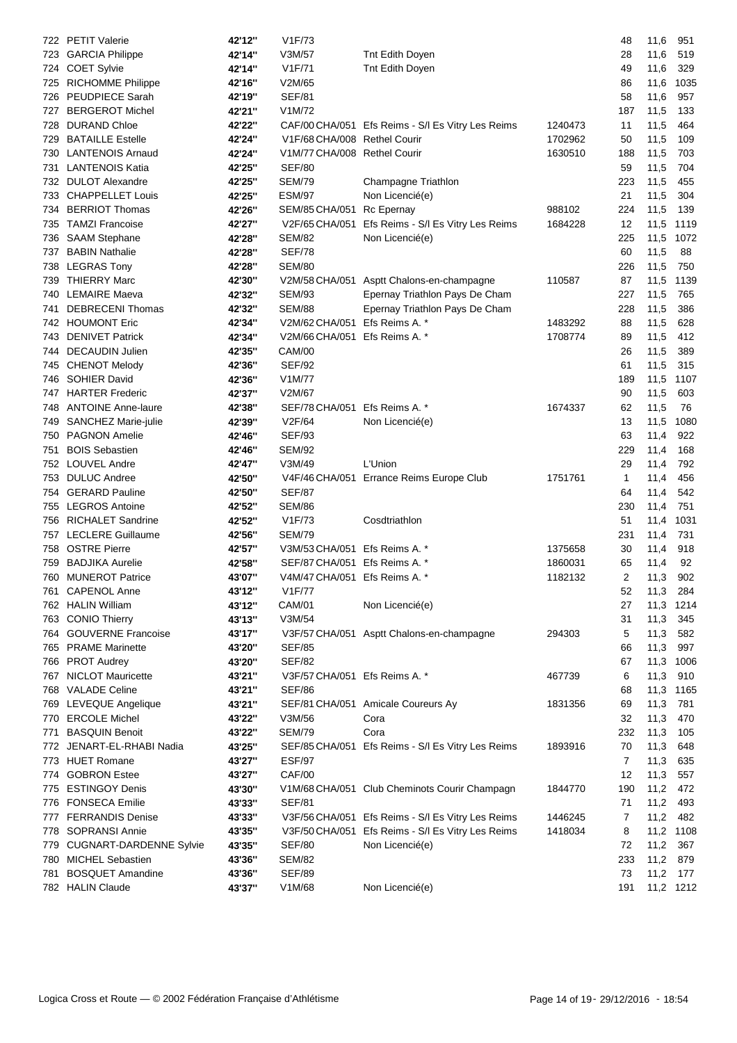| | | | | | | | | |
|---|---|---|---|---|---|---|---|---|
| 722 | PETIT Valerie | 42'12'' | V1F/73 | | | 48 | 11,6 | 951 |
| 723 | GARCIA Philippe | 42'14'' | V3M/57 | Tnt Edith Doyen | | 28 | 11,6 | 519 |
| 724 | COET Sylvie | 42'14'' | V1F/71 | Tnt Edith Doyen | | 49 | 11,6 | 329 |
| 725 | RICHOMME Philippe | 42'16'' | V2M/65 | | | 86 | 11,6 | 1035 |
| 726 | PEUDPIECE Sarah | 42'19'' | SEF/81 | | | 58 | 11,6 | 957 |
| 727 | BERGEROT Michel | 42'21'' | V1M/72 | | | 187 | 11,5 | 133 |
| 728 | DURAND Chloe | 42'22'' | CAF/00 CHA/051 | Efs Reims - S/l Es Vitry Les Reims | 1240473 | 11 | 11,5 | 464 |
| 729 | BATAILLE Estelle | 42'24'' | V1F/68 CHA/008 | Rethel Courir | 1702962 | 50 | 11,5 | 109 |
| 730 | LANTENOIS Arnaud | 42'24'' | V1M/77 CHA/008 | Rethel Courir | 1630510 | 188 | 11,5 | 703 |
| 731 | LANTENOIS Katia | 42'25'' | SEF/80 | | | 59 | 11,5 | 704 |
| 732 | DULOT Alexandre | 42'25'' | SEM/79 | Champagne Triathlon | | 223 | 11,5 | 455 |
| 733 | CHAPPELLET Louis | 42'25'' | ESM/97 | Non Licencié(e) | | 21 | 11,5 | 304 |
| 734 | BERRIOT Thomas | 42'26'' | SEM/85 CHA/051 | Rc Epernay | 988102 | 224 | 11,5 | 139 |
| 735 | TAMZI Francoise | 42'27'' | V2F/65 CHA/051 | Efs Reims - S/l Es Vitry Les Reims | 1684228 | 12 | 11,5 | 1119 |
| 736 | SAAM Stephane | 42'28'' | SEM/82 | Non Licencié(e) | | 225 | 11,5 | 1072 |
| 737 | BABIN Nathalie | 42'28'' | SEF/78 | | | 60 | 11,5 | 88 |
| 738 | LEGRAS Tony | 42'28'' | SEM/80 | | | 226 | 11,5 | 750 |
| 739 | THIERRY Marc | 42'30'' | V2M/58 CHA/051 | Asptt Chalons-en-champagne | 110587 | 87 | 11,5 | 1139 |
| 740 | LEMAIRE Maeva | 42'32'' | SEM/93 | Epernay Triathlon Pays De Cham | | 227 | 11,5 | 765 |
| 741 | DEBRECENI Thomas | 42'32'' | SEM/88 | Epernay Triathlon Pays De Cham | | 228 | 11,5 | 386 |
| 742 | HOUMONT Eric | 42'34'' | V2M/62 CHA/051 | Efs Reims A. * | 1483292 | 88 | 11,5 | 628 |
| 743 | DENIVET Patrick | 42'34'' | V2M/66 CHA/051 | Efs Reims A. * | 1708774 | 89 | 11,5 | 412 |
| 744 | DECAUDIN Julien | 42'35'' | CAM/00 | | | 26 | 11,5 | 389 |
| 745 | CHENOT Melody | 42'36'' | SEF/92 | | | 61 | 11,5 | 315 |
| 746 | SOHIER David | 42'36'' | V1M/77 | | | 189 | 11,5 | 1107 |
| 747 | HARTER Frederic | 42'37'' | V2M/67 | | | 90 | 11,5 | 603 |
| 748 | ANTOINE Anne-laure | 42'38'' | SEF/78 CHA/051 | Efs Reims A. * | 1674337 | 62 | 11,5 | 76 |
| 749 | SANCHEZ Marie-julie | 42'39'' | V2F/64 | Non Licencié(e) | | 13 | 11,5 | 1080 |
| 750 | PAGNON Amelie | 42'46'' | SEF/93 | | | 63 | 11,4 | 922 |
| 751 | BOIS Sebastien | 42'46'' | SEM/92 | | | 229 | 11,4 | 168 |
| 752 | LOUVEL Andre | 42'47'' | V3M/49 | L'Union | | 29 | 11,4 | 792 |
| 753 | DULUC Andree | 42'50'' | V4F/46 CHA/051 | Errance Reims Europe Club | 1751761 | 1 | 11,4 | 456 |
| 754 | GERARD Pauline | 42'50'' | SEF/87 | | | 64 | 11,4 | 542 |
| 755 | LEGROS Antoine | 42'52'' | SEM/86 | | | 230 | 11,4 | 751 |
| 756 | RICHALET Sandrine | 42'52'' | V1F/73 | Cosdtriathlon | | 51 | 11,4 | 1031 |
| 757 | LECLERE Guillaume | 42'56'' | SEM/79 | | | 231 | 11,4 | 731 |
| 758 | OSTRE Pierre | 42'57'' | V3M/53 CHA/051 | Efs Reims A. * | 1375658 | 30 | 11,4 | 918 |
| 759 | BADJIKA Aurelie | 42'58'' | SEF/87 CHA/051 | Efs Reims A. * | 1860031 | 65 | 11,4 | 92 |
| 760 | MUNEROT Patrice | 43'07'' | V4M/47 CHA/051 | Efs Reims A. * | 1182132 | 2 | 11,3 | 902 |
| 761 | CAPENOL Anne | 43'12'' | V1F/77 | | | 52 | 11,3 | 284 |
| 762 | HALIN William | 43'12'' | CAM/01 | Non Licencié(e) | | 27 | 11,3 | 1214 |
| 763 | CONIO Thierry | 43'13'' | V3M/54 | | | 31 | 11,3 | 345 |
| 764 | GOUVERNE Francoise | 43'17'' | V3F/57 CHA/051 | Asptt Chalons-en-champagne | 294303 | 5 | 11,3 | 582 |
| 765 | PRAME Marinette | 43'20'' | SEF/85 | | | 66 | 11,3 | 997 |
| 766 | PROT Audrey | 43'20'' | SEF/82 | | | 67 | 11,3 | 1006 |
| 767 | NICLOT Mauricette | 43'21'' | V3F/57 CHA/051 | Efs Reims A. * | 467739 | 6 | 11,3 | 910 |
| 768 | VALADE Celine | 43'21'' | SEF/86 | | | 68 | 11,3 | 1165 |
| 769 | LEVEQUE Angelique | 43'21'' | SEF/81 CHA/051 | Amicale Coureurs Ay | 1831356 | 69 | 11,3 | 781 |
| 770 | ERCOLE Michel | 43'22'' | V3M/56 | Cora | | 32 | 11,3 | 470 |
| 771 | BASQUIN Benoit | 43'22'' | SEM/79 | Cora | | 232 | 11,3 | 105 |
| 772 | JENART-EL-RHABI Nadia | 43'25'' | SEF/85 CHA/051 | Efs Reims - S/l Es Vitry Les Reims | 1893916 | 70 | 11,3 | 648 |
| 773 | HUET Romane | 43'27'' | ESF/97 | | | 7 | 11,3 | 635 |
| 774 | GOBRON Estee | 43'27'' | CAF/00 | | | 12 | 11,3 | 557 |
| 775 | ESTINGOY Denis | 43'30'' | V1M/68 CHA/051 | Club Cheminots Courir Champagn | 1844770 | 190 | 11,2 | 472 |
| 776 | FONSECA Emilie | 43'33'' | SEF/81 | | | 71 | 11,2 | 493 |
| 777 | FERRANDIS Denise | 43'33'' | V3F/56 CHA/051 | Efs Reims - S/l Es Vitry Les Reims | 1446245 | 7 | 11,2 | 482 |
| 778 | SOPRANSI Annie | 43'35'' | V3F/50 CHA/051 | Efs Reims - S/l Es Vitry Les Reims | 1418034 | 8 | 11,2 | 1108 |
| 779 | CUGNART-DARDENNE Sylvie | 43'35'' | SEF/80 | Non Licencié(e) | | 72 | 11,2 | 367 |
| 780 | MICHEL Sebastien | 43'36'' | SEM/82 | | | 233 | 11,2 | 879 |
| 781 | BOSQUET Amandine | 43'36'' | SEF/89 | | | 73 | 11,2 | 177 |
| 782 | HALIN Claude | 43'37'' | V1M/68 | Non Licencié(e) | | 191 | 11,2 | 1212 |

Logica Cross et Route — © 2002 Fédération Française d'Athlétisme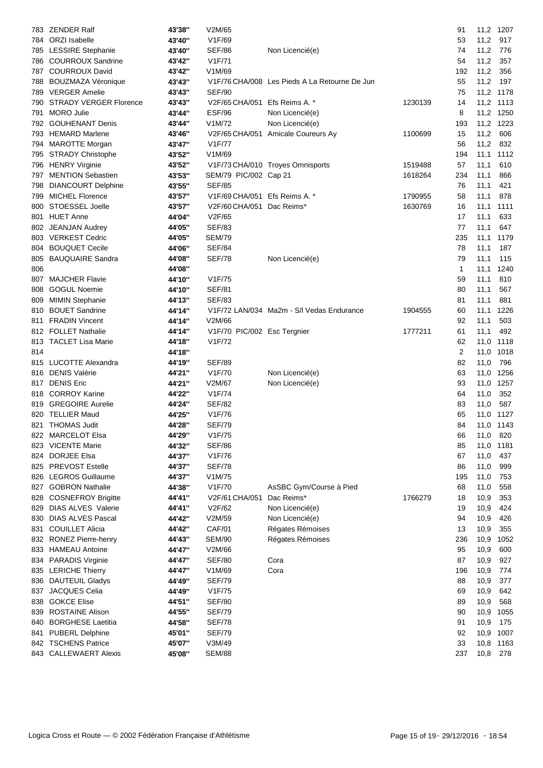| Pl | Nom | Temps | Cat | Club | Licence | Pl cat | Vitesse | Dossard |
|---|---|---|---|---|---|---|---|---|
| 783 | ZENDER Ralf | 43'38'' | V2M/65 | | | 91 | 11,2 | 1207 |
| 784 | ORZI Isabelle | 43'40'' | V1F/69 | | | 53 | 11,2 | 917 |
| 785 | LESSIRE Stephanie | 43'40'' | SEF/86 | Non Licencié(e) | | 74 | 11,2 | 776 |
| 786 | COURROUX Sandrine | 43'42'' | V1F/71 | | | 54 | 11,2 | 357 |
| 787 | COURROUX David | 43'42'' | V1M/69 | | | 192 | 11,2 | 356 |
| 788 | BOUZMAZA Véronique | 43'43'' | V1F/76 CHA/008 | Les Pieds A La Retourne De Jun | | 55 | 11,2 | 197 |
| 789 | VERGER Amelie | 43'43'' | SEF/90 | | | 75 | 11,2 | 1178 |
| 790 | STRADY VERGER Florence | 43'43'' | V2F/65 CHA/051 | Efs Reims A. * | 1230139 | 14 | 11,2 | 1113 |
| 791 | MORO Julie | 43'44'' | ESF/96 | Non Licencié(e) | | 8 | 11,2 | 1250 |
| 792 | GOUHENANT Denis | 43'44'' | V1M/72 | Non Licencié(e) | | 193 | 11,2 | 1223 |
| 793 | HEMARD Marlene | 43'46'' | V2F/65 CHA/051 | Amicale Coureurs Ay | 1100699 | 15 | 11,2 | 606 |
| 794 | MAROTTE Morgan | 43'47'' | V1F/77 | | | 56 | 11,2 | 832 |
| 795 | STRADY Christophe | 43'52'' | V1M/69 | | | 194 | 11,1 | 1112 |
| 796 | HENRY Virginie | 43'52'' | V1F/73 CHA/010 | Troyes Omnisports | 1519488 | 57 | 11,1 | 610 |
| 797 | MENTION Sebastien | 43'53'' | SEM/79 PIC/002 | Cap 21 | 1618264 | 234 | 11,1 | 866 |
| 798 | DIANCOURT Delphine | 43'55'' | SEF/85 | | | 76 | 11,1 | 421 |
| 799 | MICHEL Florence | 43'57'' | V1F/69 CHA/051 | Efs Reims A. * | 1790955 | 58 | 11,1 | 878 |
| 800 | STOESSEL Joelle | 43'57'' | V2F/60 CHA/051 | Dac Reims* | 1630769 | 16 | 11,1 | 1111 |
| 801 | HUET Anne | 44'04'' | V2F/65 | | | 17 | 11,1 | 633 |
| 802 | JEANJAN Audrey | 44'05'' | SEF/83 | | | 77 | 11,1 | 647 |
| 803 | VERKEST Cedric | 44'05'' | SEM/79 | | | 235 | 11,1 | 1179 |
| 804 | BOUQUET Cecile | 44'06'' | SEF/84 | | | 78 | 11,1 | 187 |
| 805 | BAUQUAIRE Sandra | 44'08'' | SEF/78 | Non Licencié(e) | | 79 | 11,1 | 115 |
| 806 | | 44'08'' | | | | 1 | 11,1 | 1240 |
| 807 | MAJCHER Flavie | 44'10'' | V1F/75 | | | 59 | 11,1 | 810 |
| 808 | GOGUL Noemie | 44'10'' | SEF/81 | | | 80 | 11,1 | 567 |
| 809 | MIMIN Stephanie | 44'13'' | SEF/83 | | | 81 | 11,1 | 881 |
| 810 | BOUET Sandrine | 44'14'' | V1F/72 LAN/034 | Ma2m - S/l Vedas Endurance | 1904555 | 60 | 11,1 | 1226 |
| 811 | FRADIN Vincent | 44'14'' | V2M/66 | | | 92 | 11,1 | 503 |
| 812 | FOLLET Nathalie | 44'14'' | V1F/70 PIC/002 | Esc Tergnier | 1777211 | 61 | 11,1 | 492 |
| 813 | TACLET Lisa Marie | 44'18'' | V1F/72 | | | 62 | 11,0 | 1118 |
| 814 | | 44'18'' | | | | 2 | 11,0 | 1018 |
| 815 | LUCOTTE Alexandra | 44'19'' | SEF/89 | | | 82 | 11,0 | 796 |
| 816 | DENIS Valérie | 44'21'' | V1F/70 | Non Licencié(e) | | 63 | 11,0 | 1256 |
| 817 | DENIS Eric | 44'21'' | V2M/67 | Non Licencié(e) | | 93 | 11,0 | 1257 |
| 818 | CORROY Karine | 44'22'' | V1F/74 | | | 64 | 11,0 | 352 |
| 819 | GREGOIRE Aurelie | 44'24'' | SEF/82 | | | 83 | 11,0 | 587 |
| 820 | TELLIER Maud | 44'25'' | V1F/76 | | | 65 | 11,0 | 1127 |
| 821 | THOMAS Judit | 44'28'' | SEF/79 | | | 84 | 11,0 | 1143 |
| 822 | MARCELOT Elsa | 44'29'' | V1F/75 | | | 66 | 11,0 | 820 |
| 823 | VICENTE Marie | 44'32'' | SEF/86 | | | 85 | 11,0 | 1181 |
| 824 | DORJEE Elsa | 44'37'' | V1F/76 | | | 67 | 11,0 | 437 |
| 825 | PREVOST Estelle | 44'37'' | SEF/78 | | | 86 | 11,0 | 999 |
| 826 | LEGROS Guillaume | 44'37'' | V1M/75 | | | 195 | 11,0 | 753 |
| 827 | GOBRON Nathalie | 44'38'' | V1F/70 | AsSBC Gym/Course à Pied | | 68 | 11,0 | 558 |
| 828 | COSNEFROY Brigitte | 44'41'' | V2F/61 CHA/051 | Dac Reims* | 1766279 | 18 | 10,9 | 353 |
| 829 | DIAS ALVES Valerie | 44'41'' | V2F/62 | Non Licencié(e) | | 19 | 10,9 | 424 |
| 830 | DIAS ALVES Pascal | 44'42'' | V2M/59 | Non Licencié(e) | | 94 | 10,9 | 426 |
| 831 | COUILLET Alicia | 44'42'' | CAF/01 | Régates Rémoises | | 13 | 10,9 | 355 |
| 832 | RONEZ Pierre-henry | 44'43'' | SEM/90 | Régates Rémoises | | 236 | 10,9 | 1052 |
| 833 | HAMEAU Antoine | 44'47'' | V2M/66 | | | 95 | 10,9 | 600 |
| 834 | PARADIS Virginie | 44'47'' | SEF/80 | Cora | | 87 | 10,9 | 927 |
| 835 | LERICHE Thierry | 44'47'' | V1M/69 | Cora | | 196 | 10,9 | 774 |
| 836 | DAUTEUIL Gladys | 44'49'' | SEF/79 | | | 88 | 10,9 | 377 |
| 837 | JACQUES Celia | 44'49'' | V1F/75 | | | 69 | 10,9 | 642 |
| 838 | GOKCE Elise | 44'51'' | SEF/80 | | | 89 | 10,9 | 568 |
| 839 | ROSTAINE Alison | 44'55'' | SEF/79 | | | 90 | 10,9 | 1055 |
| 840 | BORGHESE Laetitia | 44'58'' | SEF/78 | | | 91 | 10,9 | 175 |
| 841 | PUBERL Delphine | 45'01'' | SEF/79 | | | 92 | 10,9 | 1007 |
| 842 | TSCHENS Patrice | 45'07'' | V3M/49 | | | 33 | 10,8 | 1163 |
| 843 | CALLEWAERT Alexis | 45'08'' | SEM/88 | | | 237 | 10,8 | 278 |

Logica Cross et Route — © 2002 Fédération Française d'Athlétisme — 29/12/2016 - 18:54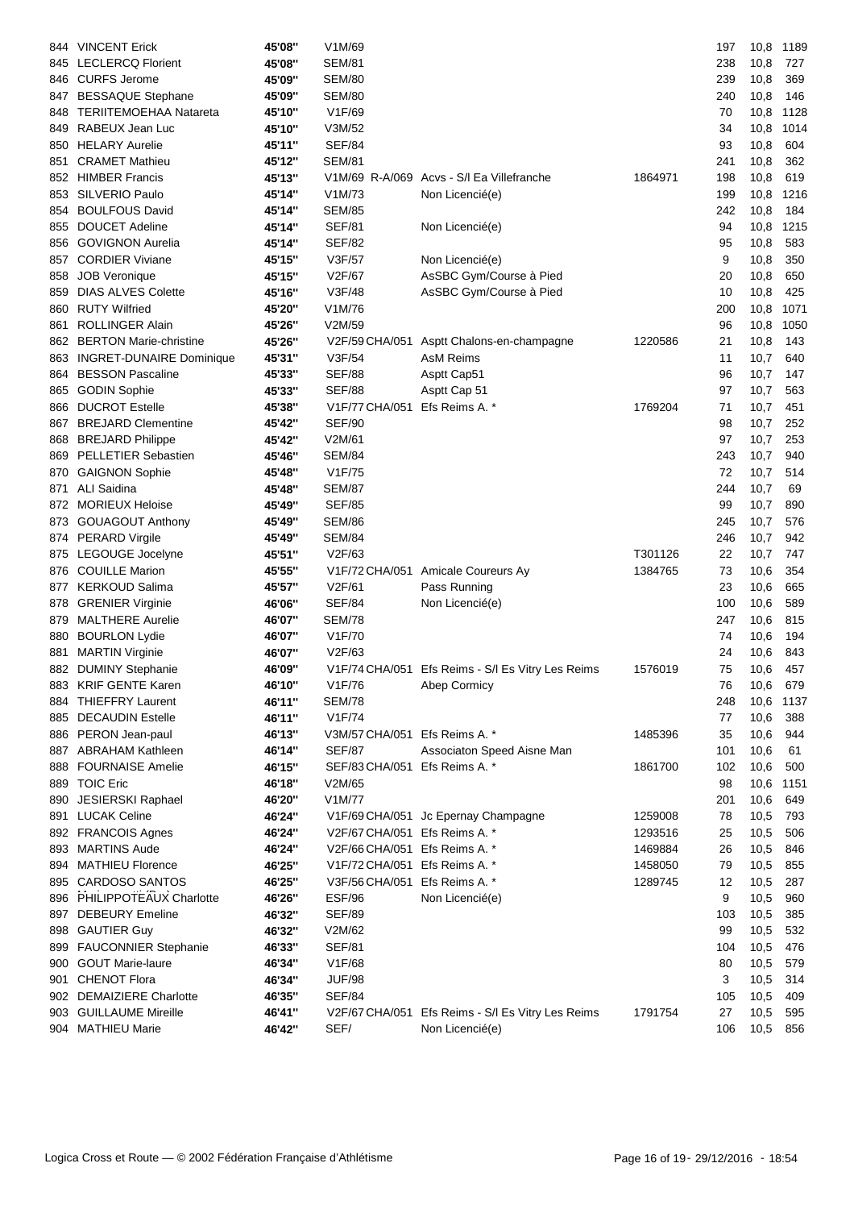| | | | | | | | | |
|---|---|---|---|---|---|---|---|---|
| 844 | VINCENT Erick | 45'08'' | V1M/69 | | | 197 | 10,8 | 1189 |
| 845 | LECLERCQ Florient | 45'08'' | SEM/81 | | | 238 | 10,8 | 727 |
| 846 | CURFS Jerome | 45'09'' | SEM/80 | | | 239 | 10,8 | 369 |
| 847 | BESSAQUE Stephane | 45'09'' | SEM/80 | | | 240 | 10,8 | 146 |
| 848 | TERIITEMOEHAA Natareta | 45'10'' | V1F/69 | | | 70 | 10,8 | 1128 |
| 849 | RABEUX Jean Luc | 45'10'' | V3M/52 | | | 34 | 10,8 | 1014 |
| 850 | HELARY Aurelie | 45'11'' | SEF/84 | | | 93 | 10,8 | 604 |
| 851 | CRAMET Mathieu | 45'12'' | SEM/81 | | | 241 | 10,8 | 362 |
| 852 | HIMBER Francis | 45'13'' | V1M/69 R-A/069 | Acvs - S/l Ea Villefranche | 1864971 | 198 | 10,8 | 619 |
| 853 | SILVERIO Paulo | 45'14'' | V1M/73 | Non Licencié(e) | | 199 | 10,8 | 1216 |
| 854 | BOULFOUS David | 45'14'' | SEM/85 | | | 242 | 10,8 | 184 |
| 855 | DOUCET Adeline | 45'14'' | SEF/81 | Non Licencié(e) | | 94 | 10,8 | 1215 |
| 856 | GOVIGNON Aurelia | 45'14'' | SEF/82 | | | 95 | 10,8 | 583 |
| 857 | CORDIER Viviane | 45'15'' | V3F/57 | Non Licencié(e) | | 9 | 10,8 | 350 |
| 858 | JOB Veronique | 45'15'' | V2F/67 | AsSBC Gym/Course à Pied | | 20 | 10,8 | 650 |
| 859 | DIAS ALVES Colette | 45'16'' | V3F/48 | AsSBC Gym/Course à Pied | | 10 | 10,8 | 425 |
| 860 | RUTY Wilfried | 45'20'' | V1M/76 | | | 200 | 10,8 | 1071 |
| 861 | ROLLINGER Alain | 45'26'' | V2M/59 | | | 96 | 10,8 | 1050 |
| 862 | BERTON Marie-christine | 45'26'' | V2F/59 CHA/051 | Asptt Chalons-en-champagne | 1220586 | 21 | 10,8 | 143 |
| 863 | INGRET-DUNAIRE Dominique | 45'31'' | V3F/54 | AsM Reims | | 11 | 10,7 | 640 |
| 864 | BESSON Pascaline | 45'33'' | SEF/88 | Asptt Cap51 | | 96 | 10,7 | 147 |
| 865 | GODIN Sophie | 45'33'' | SEF/88 | Asptt Cap 51 | | 97 | 10,7 | 563 |
| 866 | DUCROT Estelle | 45'38'' | V1F/77 CHA/051 | Efs Reims A. * | 1769204 | 71 | 10,7 | 451 |
| 867 | BREJARD Clementine | 45'42'' | SEF/90 | | | 98 | 10,7 | 252 |
| 868 | BREJARD Philippe | 45'42'' | V2M/61 | | | 97 | 10,7 | 253 |
| 869 | PELLETIER Sebastien | 45'46'' | SEM/84 | | | 243 | 10,7 | 940 |
| 870 | GAIGNON Sophie | 45'48'' | V1F/75 | | | 72 | 10,7 | 514 |
| 871 | ALI Saidina | 45'48'' | SEM/87 | | | 244 | 10,7 | 69 |
| 872 | MORIEUX Heloise | 45'49'' | SEF/85 | | | 99 | 10,7 | 890 |
| 873 | GOUAGOUT Anthony | 45'49'' | SEM/86 | | | 245 | 10,7 | 576 |
| 874 | PERARD Virgile | 45'49'' | SEM/84 | | | 246 | 10,7 | 942 |
| 875 | LEGOUGE Jocelyne | 45'51'' | V2F/63 | | T301126 | 22 | 10,7 | 747 |
| 876 | COUILLE Marion | 45'55'' | V1F/72 CHA/051 | Amicale Coureurs Ay | 1384765 | 73 | 10,6 | 354 |
| 877 | KERKOUD Salima | 45'57'' | V2F/61 | Pass Running | | 23 | 10,6 | 665 |
| 878 | GRENIER Virginie | 46'06'' | SEF/84 | Non Licencié(e) | | 100 | 10,6 | 589 |
| 879 | MALTHERE Aurelie | 46'07'' | SEM/78 | | | 247 | 10,6 | 815 |
| 880 | BOURLON Lydie | 46'07'' | V1F/70 | | | 74 | 10,6 | 194 |
| 881 | MARTIN Virginie | 46'07'' | V2F/63 | | | 24 | 10,6 | 843 |
| 882 | DUMINY Stephanie | 46'09'' | V1F/74 CHA/051 | Efs Reims - S/l Es Vitry Les Reims | 1576019 | 75 | 10,6 | 457 |
| 883 | KRIF GENTE Karen | 46'10'' | V1F/76 | Abep Cormicy | | 76 | 10,6 | 679 |
| 884 | THIEFFRY Laurent | 46'11'' | SEM/78 | | | 248 | 10,6 | 1137 |
| 885 | DECAUDIN Estelle | 46'11'' | V1F/74 | | | 77 | 10,6 | 388 |
| 886 | PERON Jean-paul | 46'13'' | V3M/57 CHA/051 | Efs Reims A. * | 1485396 | 35 | 10,6 | 944 |
| 887 | ABRAHAM Kathleen | 46'14'' | SEF/87 | Associaton Speed Aisne Man | | 101 | 10,6 | 61 |
| 888 | FOURNAISE Amelie | 46'15'' | SEF/83 CHA/051 | Efs Reims A. * | 1861700 | 102 | 10,6 | 500 |
| 889 | TOIC Eric | 46'18'' | V2M/65 | | | 98 | 10,6 | 1151 |
| 890 | JESIERSKI Raphael | 46'20'' | V1M/77 | | | 201 | 10,6 | 649 |
| 891 | LUCAK Celine | 46'24'' | V1F/69 CHA/051 | Jc Epernay Champagne | 1259008 | 78 | 10,5 | 793 |
| 892 | FRANCOIS Agnes | 46'24'' | V2F/67 CHA/051 | Efs Reims A. * | 1293516 | 25 | 10,5 | 506 |
| 893 | MARTINS Aude | 46'24'' | V2F/66 CHA/051 | Efs Reims A. * | 1469884 | 26 | 10,5 | 846 |
| 894 | MATHIEU Florence | 46'25'' | V1F/72 CHA/051 | Efs Reims A. * | 1458050 | 79 | 10,5 | 855 |
| 895 | CARDOSO SANTOS | 46'25'' | V3F/56 CHA/051 | Efs Reims A. * | 1289745 | 12 | 10,5 | 287 |
| 896 | PHILIPPOTEAUX Charlotte | 46'26'' | ESF/96 | Non Licencié(e) | | 9 | 10,5 | 960 |
| 897 | DEBEURY Emeline | 46'32'' | SEF/89 | | | 103 | 10,5 | 385 |
| 898 | GAUTIER Guy | 46'32'' | V2M/62 | | | 99 | 10,5 | 532 |
| 899 | FAUCONNIER Stephanie | 46'33'' | SEF/81 | | | 104 | 10,5 | 476 |
| 900 | GOUT Marie-laure | 46'34'' | V1F/68 | | | 80 | 10,5 | 579 |
| 901 | CHENOT Flora | 46'34'' | JUF/98 | | | 3 | 10,5 | 314 |
| 902 | DEMAIZIERE Charlotte | 46'35'' | SEF/84 | | | 105 | 10,5 | 409 |
| 903 | GUILLAUME Mireille | 46'41'' | V2F/67 CHA/051 | Efs Reims - S/l Es Vitry Les Reims | 1791754 | 27 | 10,5 | 595 |
| 904 | MATHIEU Marie | 46'42'' | SEF/ | Non Licencié(e) | | 106 | 10,5 | 856 |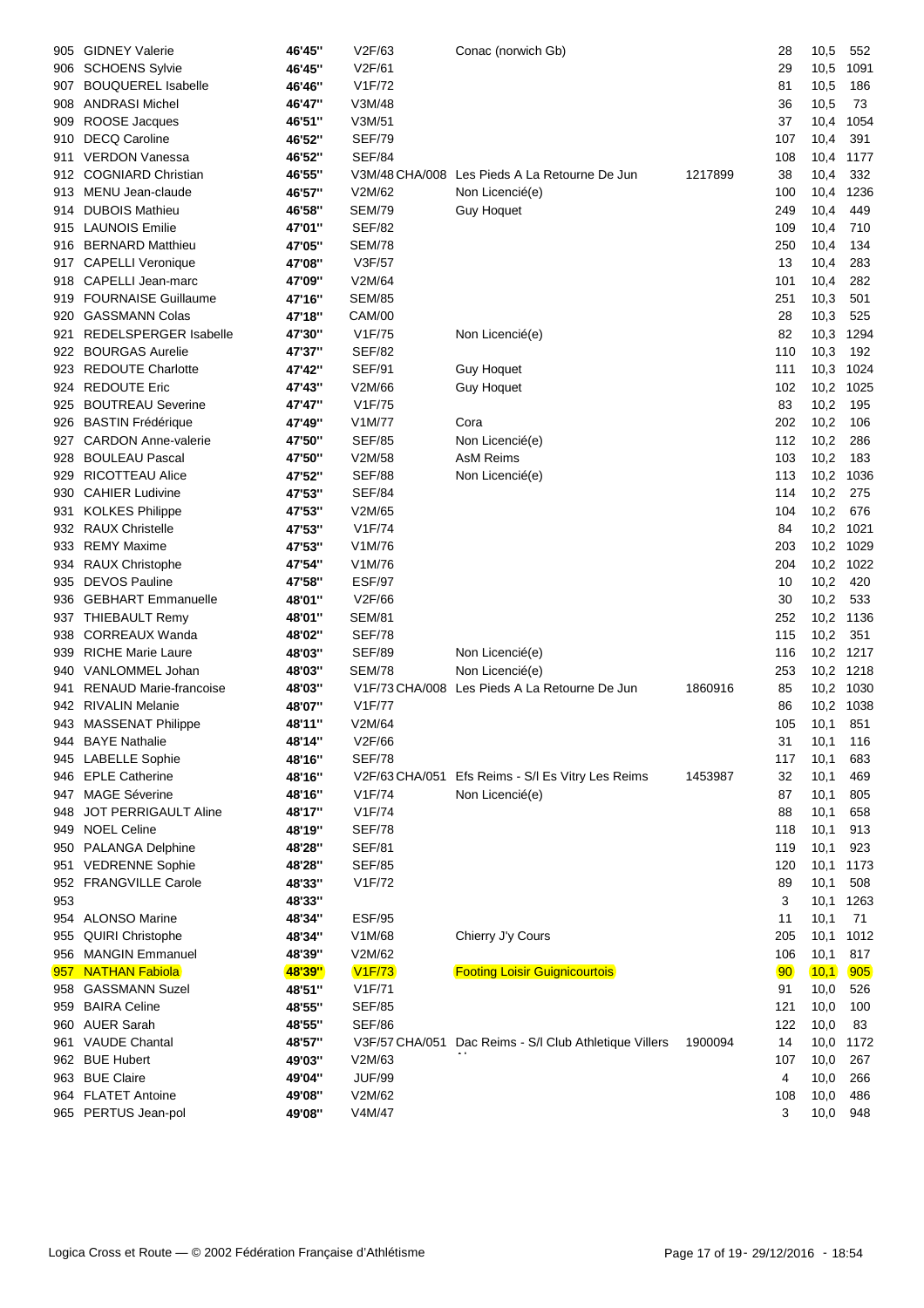| | | | | | | | | |
|---|---|---|---|---|---|---|---|---|
| 905 | GIDNEY Valerie | 46'45'' | V2F/63 | Conac (norwich Gb) | | 28 | 10,5 | 552 |
| 906 | SCHOENS Sylvie | 46'45'' | V2F/61 | | | 29 | 10,5 | 1091 |
| 907 | BOUQUEREL Isabelle | 46'46'' | V1F/72 | | | 81 | 10,5 | 186 |
| 908 | ANDRASI Michel | 46'47'' | V3M/48 | | | 36 | 10,5 | 73 |
| 909 | ROOSE Jacques | 46'51'' | V3M/51 | | | 37 | 10,4 | 1054 |
| 910 | DECQ Caroline | 46'52'' | SEF/79 | | | 107 | 10,4 | 391 |
| 911 | VERDON Vanessa | 46'52'' | SEF/84 | | | 108 | 10,4 | 1177 |
| 912 | COGNIARD Christian | 46'55'' | V3M/48 CHA/008 | Les Pieds A La Retourne De Jun | 1217899 | 38 | 10,4 | 332 |
| 913 | MENU Jean-claude | 46'57'' | V2M/62 | Non Licencié(e) | | 100 | 10,4 | 1236 |
| 914 | DUBOIS Mathieu | 46'58'' | SEM/79 | Guy Hoquet | | 249 | 10,4 | 449 |
| 915 | LAUNOIS Emilie | 47'01'' | SEF/82 | | | 109 | 10,4 | 710 |
| 916 | BERNARD Matthieu | 47'05'' | SEM/78 | | | 250 | 10,4 | 134 |
| 917 | CAPELLI Veronique | 47'08'' | V3F/57 | | | 13 | 10,4 | 283 |
| 918 | CAPELLI Jean-marc | 47'09'' | V2M/64 | | | 101 | 10,4 | 282 |
| 919 | FOURNAISE Guillaume | 47'16'' | SEM/85 | | | 251 | 10,3 | 501 |
| 920 | GASSMANN Colas | 47'18'' | CAM/00 | | | 28 | 10,3 | 525 |
| 921 | REDELSPERGER Isabelle | 47'30'' | V1F/75 | Non Licencié(e) | | 82 | 10,3 | 1294 |
| 922 | BOURGAS Aurelie | 47'37'' | SEF/82 | | | 110 | 10,3 | 192 |
| 923 | REDOUTE Charlotte | 47'42'' | SEF/91 | Guy Hoquet | | 111 | 10,3 | 1024 |
| 924 | REDOUTE Eric | 47'43'' | V2M/66 | Guy Hoquet | | 102 | 10,2 | 1025 |
| 925 | BOUTREAU Severine | 47'47'' | V1F/75 | | | 83 | 10,2 | 195 |
| 926 | BASTIN Frédérique | 47'49'' | V1M/77 | Cora | | 202 | 10,2 | 106 |
| 927 | CARDON Anne-valerie | 47'50'' | SEF/85 | Non Licencié(e) | | 112 | 10,2 | 286 |
| 928 | BOULEAU Pascal | 47'50'' | V2M/58 | AsM Reims | | 103 | 10,2 | 183 |
| 929 | RICOTTEAU Alice | 47'52'' | SEF/88 | Non Licencié(e) | | 113 | 10,2 | 1036 |
| 930 | CAHIER Ludivine | 47'53'' | SEF/84 | | | 114 | 10,2 | 275 |
| 931 | KOLKES Philippe | 47'53'' | V2M/65 | | | 104 | 10,2 | 676 |
| 932 | RAUX Christelle | 47'53'' | V1F/74 | | | 84 | 10,2 | 1021 |
| 933 | REMY Maxime | 47'53'' | V1M/76 | | | 203 | 10,2 | 1029 |
| 934 | RAUX Christophe | 47'54'' | V1M/76 | | | 204 | 10,2 | 1022 |
| 935 | DEVOS Pauline | 47'58'' | ESF/97 | | | 10 | 10,2 | 420 |
| 936 | GEBHART Emmanuelle | 48'01'' | V2F/66 | | | 30 | 10,2 | 533 |
| 937 | THIEBAULT Remy | 48'01'' | SEM/81 | | | 252 | 10,2 | 1136 |
| 938 | CORREAUX Wanda | 48'02'' | SEF/78 | | | 115 | 10,2 | 351 |
| 939 | RICHE Marie Laure | 48'03'' | SEF/89 | Non Licencié(e) | | 116 | 10,2 | 1217 |
| 940 | VANLOMMEL Johan | 48'03'' | SEM/78 | Non Licencié(e) | | 253 | 10,2 | 1218 |
| 941 | RENAUD Marie-francoise | 48'03'' | V1F/73 CHA/008 | Les Pieds A La Retourne De Jun | 1860916 | 85 | 10,2 | 1030 |
| 942 | RIVALIN Melanie | 48'07'' | V1F/77 | | | 86 | 10,2 | 1038 |
| 943 | MASSENAT Philippe | 48'11'' | V2M/64 | | | 105 | 10,1 | 851 |
| 944 | BAYE Nathalie | 48'14'' | V2F/66 | | | 31 | 10,1 | 116 |
| 945 | LABELLE Sophie | 48'16'' | SEF/78 | | | 117 | 10,1 | 683 |
| 946 | EPLE Catherine | 48'16'' | V2F/63 CHA/051 | Efs Reims - S/l Es Vitry Les Reims | 1453987 | 32 | 10,1 | 469 |
| 947 | MAGE Séverine | 48'16'' | V1F/74 | Non Licencié(e) | | 87 | 10,1 | 805 |
| 948 | JOT PERRIGAULT Aline | 48'17'' | V1F/74 | | | 88 | 10,1 | 658 |
| 949 | NOEL Celine | 48'19'' | SEF/78 | | | 118 | 10,1 | 913 |
| 950 | PALANGA Delphine | 48'28'' | SEF/81 | | | 119 | 10,1 | 923 |
| 951 | VEDRENNE Sophie | 48'28'' | SEF/85 | | | 120 | 10,1 | 1173 |
| 952 | FRANGVILLE Carole | 48'33'' | V1F/72 | | | 89 | 10,1 | 508 |
| 953 | | 48'33'' | | | | 3 | 10,1 | 1263 |
| 954 | ALONSO Marine | 48'34'' | ESF/95 | | | 11 | 10,1 | 71 |
| 955 | QUIRI Christophe | 48'34'' | V1M/68 | Chierry J'y Cours | | 205 | 10,1 | 1012 |
| 956 | MANGIN Emmanuel | 48'39'' | V2M/62 | | | 106 | 10,1 | 817 |
| 957 | NATHAN Fabiola | 48'39'' | V1F/73 | Footing Loisir Guignicourtois | | 90 | 10,1 | 905 |
| 958 | GASSMANN Suzel | 48'51'' | V1F/71 | | | 91 | 10,0 | 526 |
| 959 | BAIRA Celine | 48'55'' | SEF/85 | | | 121 | 10,0 | 100 |
| 960 | AUER Sarah | 48'55'' | SEF/86 | | | 122 | 10,0 | 83 |
| 961 | VAUDE Chantal | 48'57'' | V3F/57 CHA/051 | Dac Reims - S/l Club Athletique Villers | 1900094 | 14 | 10,0 | 1172 |
| 962 | BUE Hubert | 49'03'' | V2M/63 | | | 107 | 10,0 | 267 |
| 963 | BUE Claire | 49'04'' | JUF/99 | | | 4 | 10,0 | 266 |
| 964 | FLATET Antoine | 49'08'' | V2M/62 | | | 108 | 10,0 | 486 |
| 965 | PERTUS Jean-pol | 49'08'' | V4M/47 | | | 3 | 10,0 | 948 |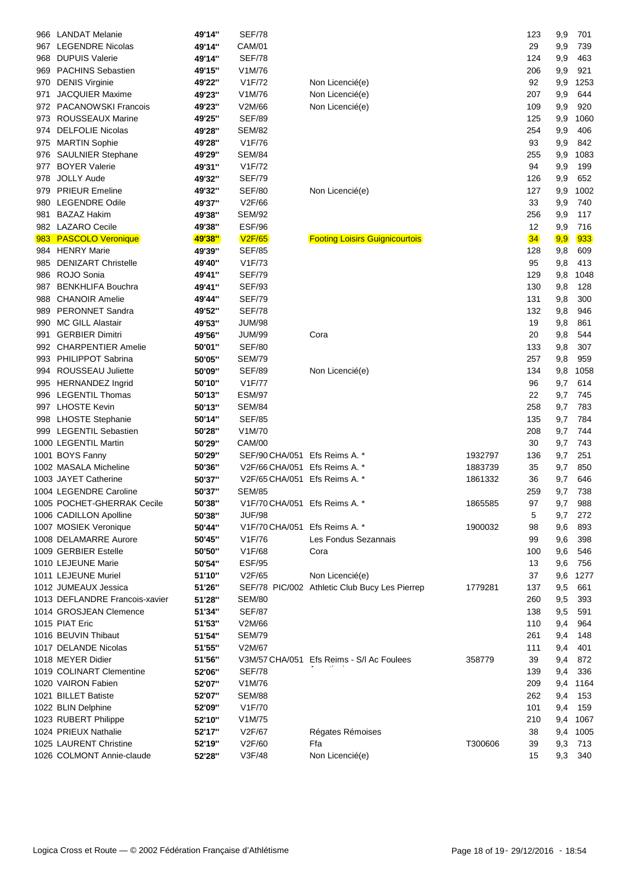| | | | | | | | | |
|---|---|---|---|---|---|---|---|---|
| 966 | LANDAT Melanie | 49'14'' | SEF/78 | | | 123 | 9,9 | 701 |
| 967 | LEGENDRE Nicolas | 49'14'' | CAM/01 | | | 29 | 9,9 | 739 |
| 968 | DUPUIS Valerie | 49'14'' | SEF/78 | | | 124 | 9,9 | 463 |
| 969 | PACHINS Sebastien | 49'15'' | V1M/76 | | | 206 | 9,9 | 921 |
| 970 | DENIS Virginie | 49'22'' | V1F/72 | Non Licencié(e) | | 92 | 9,9 | 1253 |
| 971 | JACQUIER Maxime | 49'23'' | V1M/76 | Non Licencié(e) | | 207 | 9,9 | 644 |
| 972 | PACANOWSKI Francois | 49'23'' | V2M/66 | Non Licencié(e) | | 109 | 9,9 | 920 |
| 973 | ROUSSEAUX Marine | 49'25'' | SEF/89 | | | 125 | 9,9 | 1060 |
| 974 | DELFOLIE Nicolas | 49'28'' | SEM/82 | | | 254 | 9,9 | 406 |
| 975 | MARTIN Sophie | 49'28'' | V1F/76 | | | 93 | 9,9 | 842 |
| 976 | SAULNIER Stephane | 49'29'' | SEM/84 | | | 255 | 9,9 | 1083 |
| 977 | BOYER Valerie | 49'31'' | V1F/72 | | | 94 | 9,9 | 199 |
| 978 | JOLLY Aude | 49'32'' | SEF/79 | | | 126 | 9,9 | 652 |
| 979 | PRIEUR Emeline | 49'32'' | SEF/80 | Non Licencié(e) | | 127 | 9,9 | 1002 |
| 980 | LEGENDRE Odile | 49'37'' | V2F/66 | | | 33 | 9,9 | 740 |
| 981 | BAZAZ Hakim | 49'38'' | SEM/92 | | | 256 | 9,9 | 117 |
| 982 | LAZARO Cecile | 49'38'' | ESF/96 | | | 12 | 9,9 | 716 |
| 983 | PASCOLO Veronique | 49'38'' | V2F/65 | Footing Loisirs Guignicourtois | | 34 | 9,9 | 933 |
| 984 | HENRY Marie | 49'39'' | SEF/85 | | | 128 | 9,8 | 609 |
| 985 | DENIZART Christelle | 49'40'' | V1F/73 | | | 95 | 9,8 | 413 |
| 986 | ROJO Sonia | 49'41'' | SEF/79 | | | 129 | 9,8 | 1048 |
| 987 | BENKHLIFA Bouchra | 49'41'' | SEF/93 | | | 130 | 9,8 | 128 |
| 988 | CHANOIR Amelie | 49'44'' | SEF/79 | | | 131 | 9,8 | 300 |
| 989 | PERONNET Sandra | 49'52'' | SEF/78 | | | 132 | 9,8 | 946 |
| 990 | MC GILL Alastair | 49'53'' | JUM/98 | | | 19 | 9,8 | 861 |
| 991 | GERBIER Dimitri | 49'56'' | JUM/99 | Cora | | 20 | 9,8 | 544 |
| 992 | CHARPENTIER Amelie | 50'01'' | SEF/80 | | | 133 | 9,8 | 307 |
| 993 | PHILIPPOT Sabrina | 50'05'' | SEM/79 | | | 257 | 9,8 | 959 |
| 994 | ROUSSEAU Juliette | 50'09'' | SEF/89 | Non Licencié(e) | | 134 | 9,8 | 1058 |
| 995 | HERNANDEZ Ingrid | 50'10'' | V1F/77 | | | 96 | 9,7 | 614 |
| 996 | LEGENTIL Thomas | 50'13'' | ESM/97 | | | 22 | 9,7 | 745 |
| 997 | LHOSTE Kevin | 50'13'' | SEM/84 | | | 258 | 9,7 | 783 |
| 998 | LHOSTE Stephanie | 50'14'' | SEF/85 | | | 135 | 9,7 | 784 |
| 999 | LEGENTIL Sebastien | 50'28'' | V1M/70 | | | 208 | 9,7 | 744 |
| 1000 | LEGENTIL Martin | 50'29'' | CAM/00 | | | 30 | 9,7 | 743 |
| 1001 | BOYS Fanny | 50'29'' | SEF/90 CHA/051 | Efs Reims A. * | 1932797 | 136 | 9,7 | 251 |
| 1002 | MASALA Micheline | 50'36'' | V2F/66 CHA/051 | Efs Reims A. * | 1883739 | 35 | 9,7 | 850 |
| 1003 | JAYET Catherine | 50'37'' | V2F/65 CHA/051 | Efs Reims A. * | 1861332 | 36 | 9,7 | 646 |
| 1004 | LEGENDRE Caroline | 50'37'' | SEM/85 | | | 259 | 9,7 | 738 |
| 1005 | POCHET-GHERRAK Cecile | 50'38'' | V1F/70 CHA/051 | Efs Reims A. * | 1865585 | 97 | 9,7 | 988 |
| 1006 | CADILLON Apolline | 50'38'' | JUF/98 | | | 5 | 9,7 | 272 |
| 1007 | MOSIEK Veronique | 50'44'' | V1F/70 CHA/051 | Efs Reims A. * | 1900032 | 98 | 9,6 | 893 |
| 1008 | DELAMARRE Aurore | 50'45'' | V1F/76 | Les Fondus Sezannais | | 99 | 9,6 | 398 |
| 1009 | GERBIER Estelle | 50'50'' | V1F/68 | Cora | | 100 | 9,6 | 546 |
| 1010 | LEJEUNE Marie | 50'54'' | ESF/95 | | | 13 | 9,6 | 756 |
| 1011 | LEJEUNE Muriel | 51'10'' | V2F/65 | Non Licencié(e) | | 37 | 9,6 | 1277 |
| 1012 | JUMEAUX Jessica | 51'26'' | SEF/78 PIC/002 | Athletic Club Bucy Les Pierrep | 1779281 | 137 | 9,5 | 661 |
| 1013 | DEFLANDRE Francois-xavier | 51'28'' | SEM/80 | | | 260 | 9,5 | 393 |
| 1014 | GROSJEAN Clemence | 51'34'' | SEF/87 | | | 138 | 9,5 | 591 |
| 1015 | PIAT Eric | 51'53'' | V2M/66 | | | 110 | 9,4 | 964 |
| 1016 | BEUVIN Thibaut | 51'54'' | SEM/79 | | | 261 | 9,4 | 148 |
| 1017 | DELANDE Nicolas | 51'55'' | V2M/67 | | | 111 | 9,4 | 401 |
| 1018 | MEYER Didier | 51'56'' | V3M/57 CHA/051 | Efs Reims - S/l Ac Foulees | 358779 | 39 | 9,4 | 872 |
| 1019 | COLINART Clementine | 52'06'' | SEF/78 | | | 139 | 9,4 | 336 |
| 1020 | VAIRON Fabien | 52'07'' | V1M/76 | | | 209 | 9,4 | 1164 |
| 1021 | BILLET Batiste | 52'07'' | SEM/88 | | | 262 | 9,4 | 153 |
| 1022 | BLIN Delphine | 52'09'' | V1F/70 | | | 101 | 9,4 | 159 |
| 1023 | RUBERT Philippe | 52'10'' | V1M/75 | | | 210 | 9,4 | 1067 |
| 1024 | PRIEUX Nathalie | 52'17'' | V2F/67 | Régates Rémoises | | 38 | 9,4 | 1005 |
| 1025 | LAURENT Christine | 52'19'' | V2F/60 | Ffa | T300606 | 39 | 9,3 | 713 |
| 1026 | COLMONT Annie-claude | 52'28'' | V3F/48 | Non Licencié(e) | | 15 | 9,3 | 340 |

Logica Cross et Route — © 2002 Fédération Française d'Athlétisme — 29/12/2016 - 18:54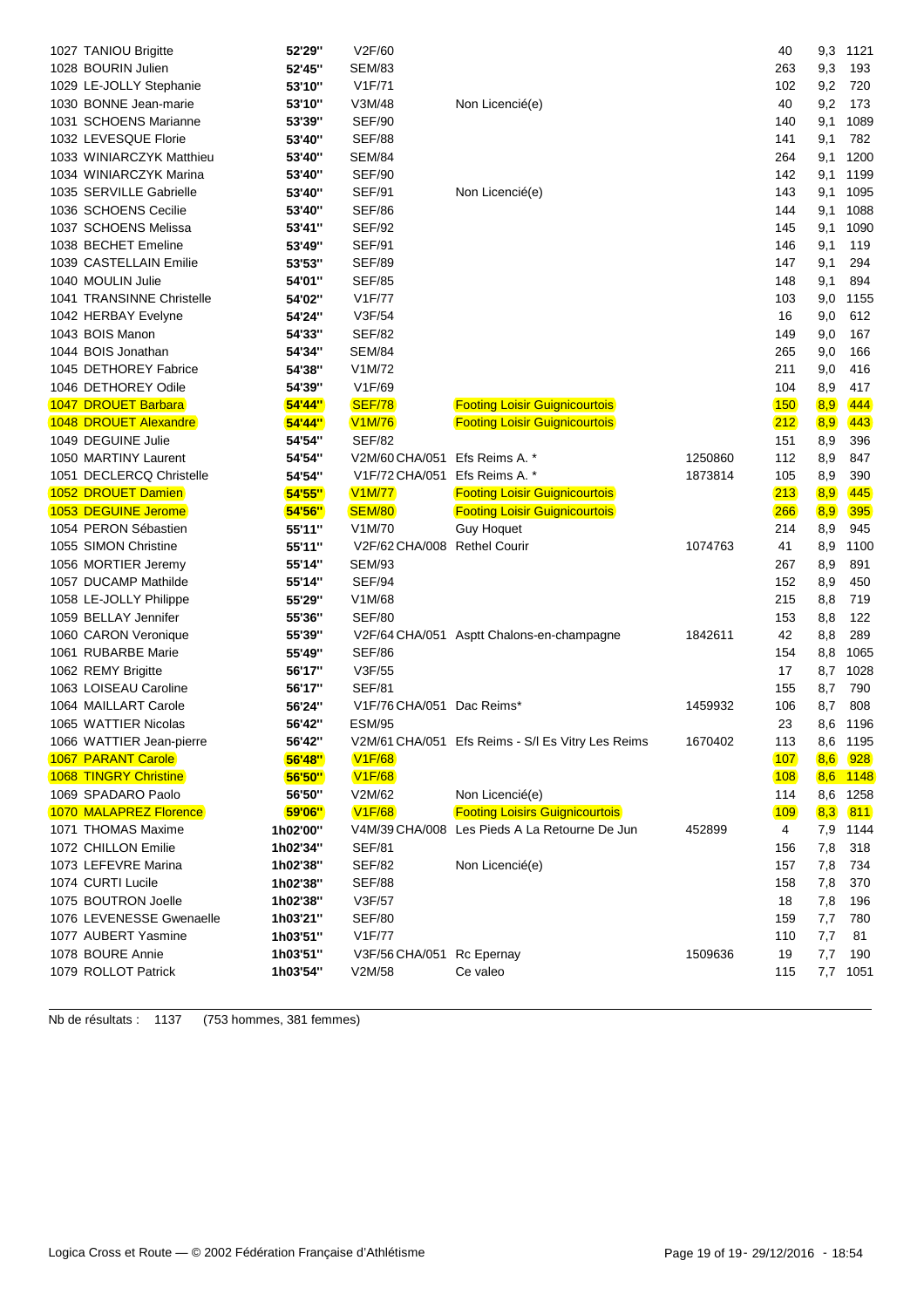| | | | | | | | | |
|---|---|---|---|---|---|---|---|---|
| 1027 | TANIOU Brigitte | 52'29'' | V2F/60 | | | 40 | 9,3 | 1121 |
| 1028 | BOURIN Julien | 52'45'' | SEM/83 | | | 263 | 9,3 | 193 |
| 1029 | LE-JOLLY Stephanie | 53'10'' | V1F/71 | | | 102 | 9,2 | 720 |
| 1030 | BONNE Jean-marie | 53'10'' | V3M/48 | Non Licencié(e) | | 40 | 9,2 | 173 |
| 1031 | SCHOENS Marianne | 53'39'' | SEF/90 | | | 140 | 9,1 | 1089 |
| 1032 | LEVESQUE Florie | 53'40'' | SEF/88 | | | 141 | 9,1 | 782 |
| 1033 | WINIARCZYK Matthieu | 53'40'' | SEM/84 | | | 264 | 9,1 | 1200 |
| 1034 | WINIARCZYK Marina | 53'40'' | SEF/90 | | | 142 | 9,1 | 1199 |
| 1035 | SERVILLE Gabrielle | 53'40'' | SEF/91 | Non Licencié(e) | | 143 | 9,1 | 1095 |
| 1036 | SCHOENS Cecilie | 53'40'' | SEF/86 | | | 144 | 9,1 | 1088 |
| 1037 | SCHOENS Melissa | 53'41'' | SEF/92 | | | 145 | 9,1 | 1090 |
| 1038 | BECHET Emeline | 53'49'' | SEF/91 | | | 146 | 9,1 | 119 |
| 1039 | CASTELLAIN Emilie | 53'53'' | SEF/89 | | | 147 | 9,1 | 294 |
| 1040 | MOULIN Julie | 54'01'' | SEF/85 | | | 148 | 9,1 | 894 |
| 1041 | TRANSINNE Christelle | 54'02'' | V1F/77 | | | 103 | 9,0 | 1155 |
| 1042 | HERBAY Evelyne | 54'24'' | V3F/54 | | | 16 | 9,0 | 612 |
| 1043 | BOIS Manon | 54'33'' | SEF/82 | | | 149 | 9,0 | 167 |
| 1044 | BOIS Jonathan | 54'34'' | SEM/84 | | | 265 | 9,0 | 166 |
| 1045 | DETHOREY Fabrice | 54'38'' | V1M/72 | | | 211 | 9,0 | 416 |
| 1046 | DETHOREY Odile | 54'39'' | V1F/69 | | | 104 | 8,9 | 417 |
| 1047 | DROUET Barbara | 54'44'' | SEF/78 | Footing Loisir Guignicourtois | | 150 | 8,9 | 444 |
| 1048 | DROUET Alexandre | 54'44'' | V1M/76 | Footing Loisir Guignicourtois | | 212 | 8,9 | 443 |
| 1049 | DEGUINE Julie | 54'54'' | SEF/82 | | | 151 | 8,9 | 396 |
| 1050 | MARTINY Laurent | 54'54'' | V2M/60 CHA/051 | Efs Reims A. * | 1250860 | 112 | 8,9 | 847 |
| 1051 | DECLERCQ Christelle | 54'54'' | V1F/72 CHA/051 | Efs Reims A. * | 1873814 | 105 | 8,9 | 390 |
| 1052 | DROUET Damien | 54'55'' | V1M/77 | Footing Loisir Guignicourtois | | 213 | 8,9 | 445 |
| 1053 | DEGUINE Jerome | 54'56'' | SEM/80 | Footing Loisir Guignicourtois | | 266 | 8,9 | 395 |
| 1054 | PERON Sébastien | 55'11'' | V1M/70 | Guy Hoquet | | 214 | 8,9 | 945 |
| 1055 | SIMON Christine | 55'11'' | V2F/62 CHA/008 | Rethel Courir | 1074763 | 41 | 8,9 | 1100 |
| 1056 | MORTIER Jeremy | 55'14'' | SEM/93 | | | 267 | 8,9 | 891 |
| 1057 | DUCAMP Mathilde | 55'14'' | SEF/94 | | | 152 | 8,9 | 450 |
| 1058 | LE-JOLLY Philippe | 55'29'' | V1M/68 | | | 215 | 8,8 | 719 |
| 1059 | BELLAY Jennifer | 55'36'' | SEF/80 | | | 153 | 8,8 | 122 |
| 1060 | CARON Veronique | 55'39'' | V2F/64 CHA/051 | Asptt Chalons-en-champagne | 1842611 | 42 | 8,8 | 289 |
| 1061 | RUBARBE Marie | 55'49'' | SEF/86 | | | 154 | 8,8 | 1065 |
| 1062 | REMY Brigitte | 56'17'' | V3F/55 | | | 17 | 8,7 | 1028 |
| 1063 | LOISEAU Caroline | 56'17'' | SEF/81 | | | 155 | 8,7 | 790 |
| 1064 | MAILLART Carole | 56'24'' | V1F/76 CHA/051 | Dac Reims* | 1459932 | 106 | 8,7 | 808 |
| 1065 | WATTIER Nicolas | 56'42'' | ESM/95 | | | 23 | 8,6 | 1196 |
| 1066 | WATTIER Jean-pierre | 56'42'' | V2M/61 CHA/051 | Efs Reims - S/l Es Vitry Les Reims | 1670402 | 113 | 8,6 | 1195 |
| 1067 | PARANT Carole | 56'48'' | V1F/68 | | | 107 | 8,6 | 928 |
| 1068 | TINGRY Christine | 56'50'' | V1F/68 | | | 108 | 8,6 | 1148 |
| 1069 | SPADARO Paolo | 56'50'' | V2M/62 | Non Licencié(e) | | 114 | 8,6 | 1258 |
| 1070 | MALAPREZ Florence | 59'06'' | V1F/68 | Footing Loisirs Guignicourtois | | 109 | 8,3 | 811 |
| 1071 | THOMAS Maxime | 1h02'00'' | V4M/39 CHA/008 | Les Pieds A La Retourne De Jun | 452899 | 4 | 7,9 | 1144 |
| 1072 | CHILLON Emilie | 1h02'34'' | SEF/81 | | | 156 | 7,8 | 318 |
| 1073 | LEFEVRE Marina | 1h02'38'' | SEF/82 | Non Licencié(e) | | 157 | 7,8 | 734 |
| 1074 | CURTI Lucile | 1h02'38'' | SEF/88 | | | 158 | 7,8 | 370 |
| 1075 | BOUTRON Joelle | 1h02'38'' | V3F/57 | | | 18 | 7,8 | 196 |
| 1076 | LEVENESSE Gwenaelle | 1h03'21'' | SEF/80 | | | 159 | 7,7 | 780 |
| 1077 | AUBERT Yasmine | 1h03'51'' | V1F/77 | | | 110 | 7,7 | 81 |
| 1078 | BOURE Annie | 1h03'51'' | V3F/56 CHA/051 | Rc Epernay | 1509636 | 19 | 7,7 | 190 |
| 1079 | ROLLOT Patrick | 1h03'54'' | V2M/58 | Ce valeo | | 115 | 7,7 | 1051 |

Nb de résultats : 1137 (753 hommes, 381 femmes)